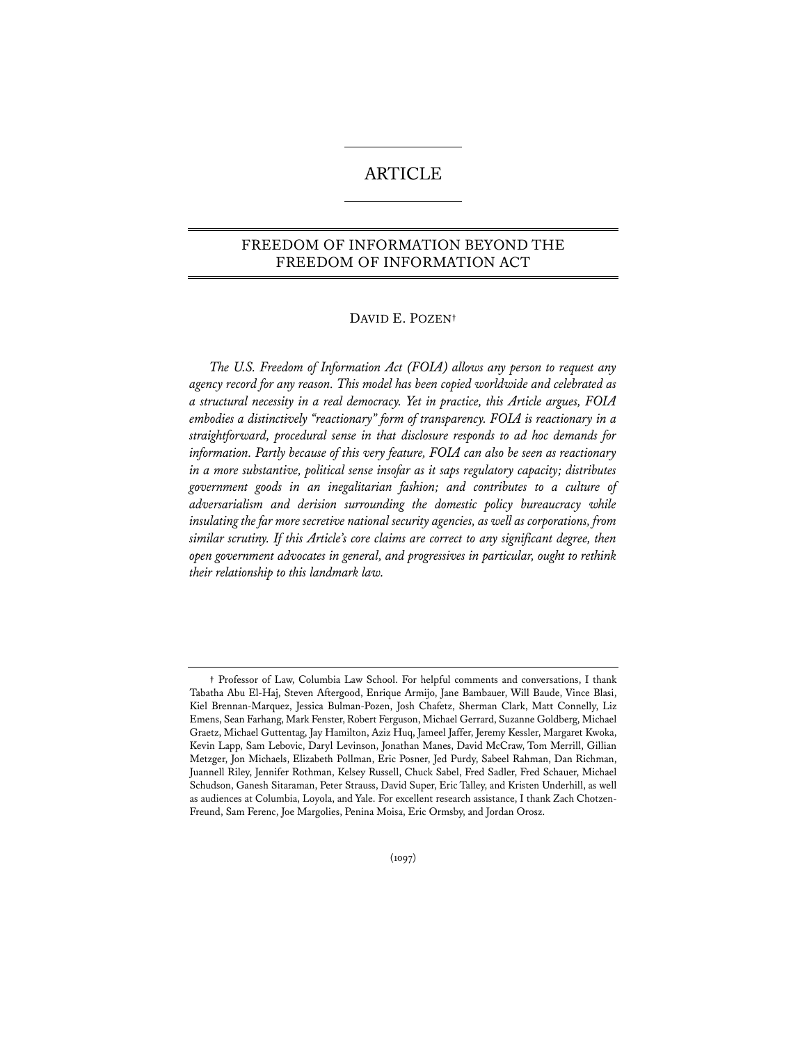# ARTICLE

## FREEDOM OF INFORMATION BEYOND THE FREEDOM OF INFORMATION ACT

DAVID E. POZEN†

*The U.S. Freedom of Information Act (FOIA) allows any person to request any agency record for any reason. This model has been copied worldwide and celebrated as a structural necessity in a real democracy. Yet in practice, this Article argues, FOIA embodies a distinctively "reactionary" form of transparency. FOIA is reactionary in a straightforward, procedural sense in that disclosure responds to ad hoc demands for information. Partly because of this very feature, FOIA can also be seen as reactionary in a more substantive, political sense insofar as it saps regulatory capacity; distributes government goods in an inegalitarian fashion; and contributes to a culture of adversarialism and derision surrounding the domestic policy bureaucracy while insulating the far more secretive national security agencies, as well as corporations, from similar scrutiny. If this Article's core claims are correct to any significant degree, then open government advocates in general, and progressives in particular, ought to rethink their relationship to this landmark law.*

† Professor of Law, Columbia Law School. For helpful comments and conversations, I thank Tabatha Abu El-Haj, Steven Aftergood, Enrique Armijo, Jane Bambauer, Will Baude, Vince Blasi, Kiel Brennan-Marquez, Jessica Bulman-Pozen, Josh Chafetz, Sherman Clark, Matt Connelly, Liz Emens, Sean Farhang, Mark Fenster, Robert Ferguson, Michael Gerrard, Suzanne Goldberg, Michael Graetz, Michael Guttentag, Jay Hamilton, Aziz Huq, Jameel Jaffer, Jeremy Kessler, Margaret Kwoka, Kevin Lapp, Sam Lebovic, Daryl Levinson, Jonathan Manes, David McCraw, Tom Merrill, Gillian Metzger, Jon Michaels, Elizabeth Pollman, Eric Posner, Jed Purdy, Sabeel Rahman, Dan Richman, Juannell Riley, Jennifer Rothman, Kelsey Russell, Chuck Sabel, Fred Sadler, Fred Schauer, Michael Schudson, Ganesh Sitaraman, Peter Strauss, David Super, Eric Talley, and Kristen Underhill, as well as audiences at Columbia, Loyola, and Yale. For excellent research assistance, I thank Zach Chotzen-Freund, Sam Ferenc, Joe Margolies, Penina Moisa, Eric Ormsby, and Jordan Orosz.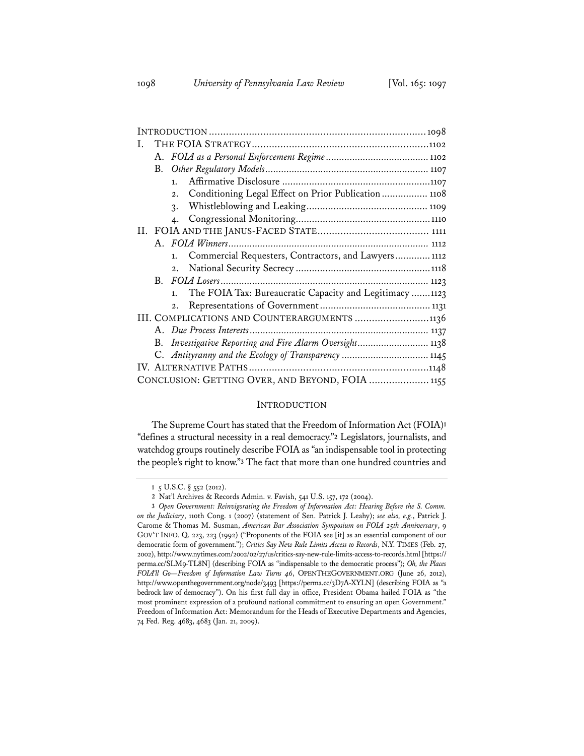| | |
|---|---|
| INTRODUCTION | 1098 |
| I. THE FOIA STRATEGY | 1102 |
| A. *FOIA as a Personal Enforcement Regime* | 1102 |
| B. *Other Regulatory Models* | 1107 |
| 1. Affirmative Disclosure | 1107 |
| 2. Conditioning Legal Effect on Prior Publication | 1108 |
| 3. Whistleblowing and Leaking | 1109 |
| 4. Congressional Monitoring | 1110 |
| II. FOIA AND THE JANUS-FACED STATE | 1111 |
| A. *FOIA Winners* | 1112 |
| 1. Commercial Requesters, Contractors, and Lawyers | 1112 |
| 2. National Security Secrecy | 1118 |
| B. *FOIA Losers* | 1123 |
| 1. The FOIA Tax: Bureaucratic Capacity and Legitimacy | 1123 |
| 2. Representations of Government | 1131 |
| III. COMPLICATIONS AND COUNTERARGUMENTS | 1136 |
| A. *Due Process Interests* | 1137 |
| B. *Investigative Reporting and Fire Alarm Oversight* | 1138 |
| C. *Antityranny and the Ecology of Transparency* | 1145 |
| IV. ALTERNATIVE PATHS | 1148 |
| CONCLUSION: GETTING OVER, AND BEYOND, FOIA | 1155 |

## INTRODUCTION

The Supreme Court has stated that the Freedom of Information Act (FOIA)[1] "defines a structural necessity in a real democracy."[2] Legislators, journalists, and watchdog groups routinely describe FOIA as "an indispensable tool in protecting the people's right to know."[3] The fact that more than one hundred countries and

---

1 5 U.S.C. § 552 (2012).

2 Nat'l Archives & Records Admin. v. Favish, 541 U.S. 157, 172 (2004).

3 *Open Government: Reinvigorating the Freedom of Information Act: Hearing Before the S. Comm. on the Judiciary*, 110th Cong. 1 (2007) (statement of Sen. Patrick J. Leahy); *see also, e.g.*, Patrick J. Carome & Thomas M. Susman, *American Bar Association Symposium on FOIA 25th Anniversary*, 9 GOV'T INFO. Q. 223, 223 (1992) ("Proponents of the FOIA see [it] as an essential component of our democratic form of government."); *Critics Say New Rule Limits Access to Records*, N.Y. TIMES (Feb. 27, 2002), http://www.nytimes.com/2002/02/27/us/critics-say-new-rule-limits-access-to-records.html [https://perma.cc/SLM9-TL8N] (describing FOIA as "indispensable to the democratic process"); *Oh, the Places FOIA'll Go—Freedom of Information Law Turns 46*, OPENTHEGOVERNMENT.ORG (June 26, 2012), http://www.openthegovernment.org/node/3493 [https://perma.cc/3D7A-XYLN] (describing FOIA as "a bedrock law of democracy"). On his first full day in office, President Obama hailed FOIA as "the most prominent expression of a profound national commitment to ensuring an open Government." Freedom of Information Act: Memorandum for the Heads of Executive Departments and Agencies, 74 Fed. Reg. 4683, 4683 (Jan. 21, 2009).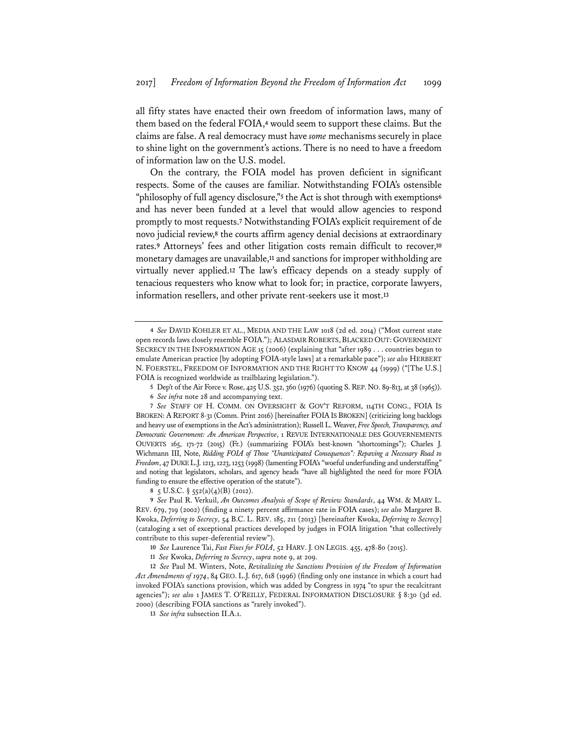all fifty states have enacted their own freedom of information laws, many of them based on the federal FOIA,[4] would seem to support these claims. But the claims are false. A real democracy must have *some* mechanisms securely in place to shine light on the government's actions. There is no need to have a freedom of information law on the U.S. model.

On the contrary, the FOIA model has proven deficient in significant respects. Some of the causes are familiar. Notwithstanding FOIA's ostensible "philosophy of full agency disclosure,"[5] the Act is shot through with exemptions[6] and has never been funded at a level that would allow agencies to respond promptly to most requests.[7] Notwithstanding FOIA's explicit requirement of de novo judicial review,[8] the courts affirm agency denial decisions at extraordinary rates.[9] Attorneys' fees and other litigation costs remain difficult to recover,[10] monetary damages are unavailable,[11] and sanctions for improper withholding are virtually never applied.[12] The law's efficacy depends on a steady supply of tenacious requesters who know what to look for; in practice, corporate lawyers, information resellers, and other private rent-seekers use it most.[13]

---

4 *See* DAVID KOHLER ET AL., MEDIA AND THE LAW 1018 (2d ed. 2014) ("Most current state open records laws closely resemble FOIA."); ALASDAIR ROBERTS, BLACKED OUT: GOVERNMENT SECRECY IN THE INFORMATION AGE 15 (2006) (explaining that "after 1989 . . . countries began to emulate American practice [by adopting FOIA-style laws] at a remarkable pace"); *see also* HERBERT N. FOERSTEL, FREEDOM OF INFORMATION AND THE RIGHT TO KNOW 44 (1999) ("[The U.S.] FOIA is recognized worldwide as trailblazing legislation.").

5 Dep't of the Air Force v. Rose, 425 U.S. 352, 360 (1976) (quoting S. REP. NO. 89-813, at 38 (1965)).

6 *See infra* note 28 and accompanying text.

7 *See* STAFF OF H. COMM. ON OVERSIGHT & GOV'T REFORM, 114TH CONG., FOIA IS BROKEN: A REPORT 8-31 (Comm. Print 2016) [hereinafter FOIA IS BROKEN] (criticizing long backlogs and heavy use of exemptions in the Act's administration); Russell L. Weaver, *Free Speech, Transparency, and Democratic Government: An American Perspective*, 1 REVUE INTERNATIONALE DES GOUVERNEMENTS OUVERTS 165, 171-72 (2015) (Fr.) (summarizing FOIA's best-known "shortcomings"); Charles J. Wichmann III, Note, *Ridding FOIA of Those "Unanticipated Consequences": Repaving a Necessary Road to Freedom*, 47 DUKE L.J. 1213, 1223, 1253 (1998) (lamenting FOIA's "woeful underfunding and understaffing" and noting that legislators, scholars, and agency heads "have all highlighted the need for more FOIA funding to ensure the effective operation of the statute").

8 5 U.S.C. § 552(a)(4)(B) (2012).

9 *See* Paul R. Verkuil, *An Outcomes Analysis of Scope of Review Standards*, 44 WM. & MARY L. REV. 679, 719 (2002) (finding a ninety percent affirmance rate in FOIA cases); *see also* Margaret B. Kwoka, *Deferring to Secrecy*, 54 B.C. L. REV. 185, 211 (2013) [hereinafter Kwoka, *Deferring to Secrecy*] (cataloging a set of exceptional practices developed by judges in FOIA litigation "that collectively contribute to this super-deferential review").

10 *See* Laurence Tai, *Fast Fixes for FOIA*, 52 HARV. J. ON LEGIS. 455, 478-80 (2015).

11 *See* Kwoka, *Deferring to Secrecy*, *supra* note 9, at 209.

12 *See* Paul M. Winters, Note, *Revitalizing the Sanctions Provision of the Freedom of Information Act Amendments of 1974*, 84 GEO. L.J. 617, 618 (1996) (finding only one instance in which a court had invoked FOIA's sanctions provision, which was added by Congress in 1974 "to spur the recalcitrant agencies"); *see also* 1 JAMES T. O'REILLY, FEDERAL INFORMATION DISCLOSURE § 8:30 (3d ed. 2000) (describing FOIA sanctions as "rarely invoked").

13 *See infra* subsection II.A.1.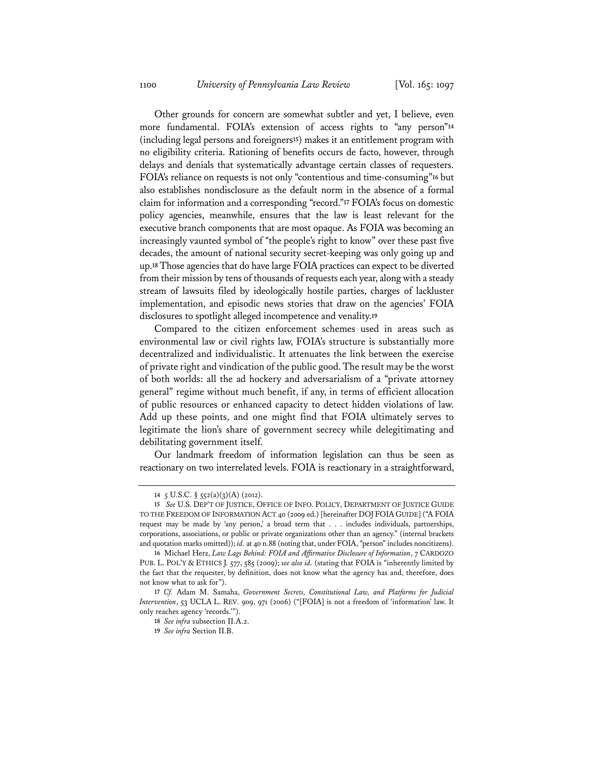Other grounds for concern are somewhat subtler and yet, I believe, even more fundamental. FOIA's extension of access rights to "any person"[14] (including legal persons and foreigners[15]) makes it an entitlement program with no eligibility criteria. Rationing of benefits occurs de facto, however, through delays and denials that systematically advantage certain classes of requesters. FOIA's reliance on requests is not only "contentious and time-consuming"[16] but also establishes nondisclosure as the default norm in the absence of a formal claim for information and a corresponding "record."[17] FOIA's focus on domestic policy agencies, meanwhile, ensures that the law is least relevant for the executive branch components that are most opaque. As FOIA was becoming an increasingly vaunted symbol of "the people's right to know" over these past five decades, the amount of national security secret-keeping was only going up and up.[18] Those agencies that do have large FOIA practices can expect to be diverted from their mission by tens of thousands of requests each year, along with a steady stream of lawsuits filed by ideologically hostile parties, charges of lackluster implementation, and episodic news stories that draw on the agencies' FOIA disclosures to spotlight alleged incompetence and venality.[19]

Compared to the citizen enforcement schemes used in areas such as environmental law or civil rights law, FOIA's structure is substantially more decentralized and individualistic. It attenuates the link between the exercise of private right and vindication of the public good. The result may be the worst of both worlds: all the ad hockery and adversarialism of a "private attorney general" regime without much benefit, if any, in terms of efficient allocation of public resources or enhanced capacity to detect hidden violations of law. Add up these points, and one might find that FOIA ultimately serves to legitimate the lion's share of government secrecy while delegitimating and debilitating government itself.

Our landmark freedom of information legislation can thus be seen as reactionary on two interrelated levels. FOIA is reactionary in a straightforward,

---

14 5 U.S.C. § 552(a)(3)(A) (2012).

15 *See* U.S. DEP'T OF JUSTICE, OFFICE OF INFO. POLICY, DEPARTMENT OF JUSTICE GUIDE TO THE FREEDOM OF INFORMATION ACT 40 (2009 ed.) [hereinafter DOJ FOIA GUIDE] ("A FOIA request may be made by 'any person,' a broad term that . . . includes individuals, partnerships, corporations, associations, or public or private organizations other than an agency." (internal brackets and quotation marks omitted)); *id.* at 40 n.88 (noting that, under FOIA, "person" includes noncitizens).

16 Michael Herz, *Law Lags Behind: FOIA and Affirmative Disclosure of Information*, 7 CARDOZO PUB. L. POL'Y & ETHICS J. 577, 585 (2009); *see also id.* (stating that FOIA is "inherently limited by the fact that the requester, by definition, does not know what the agency has and, therefore, does not know what to ask for").

17 *Cf.* Adam M. Samaha, *Government Secrets, Constitutional Law, and Platforms for Judicial Intervention*, 53 UCLA L. REV. 909, 971 (2006) ("[FOIA] is not a freedom of 'information' law. It only reaches agency 'records.'").

18 *See infra* subsection II.A.2.

19 *See infra* Section II.B.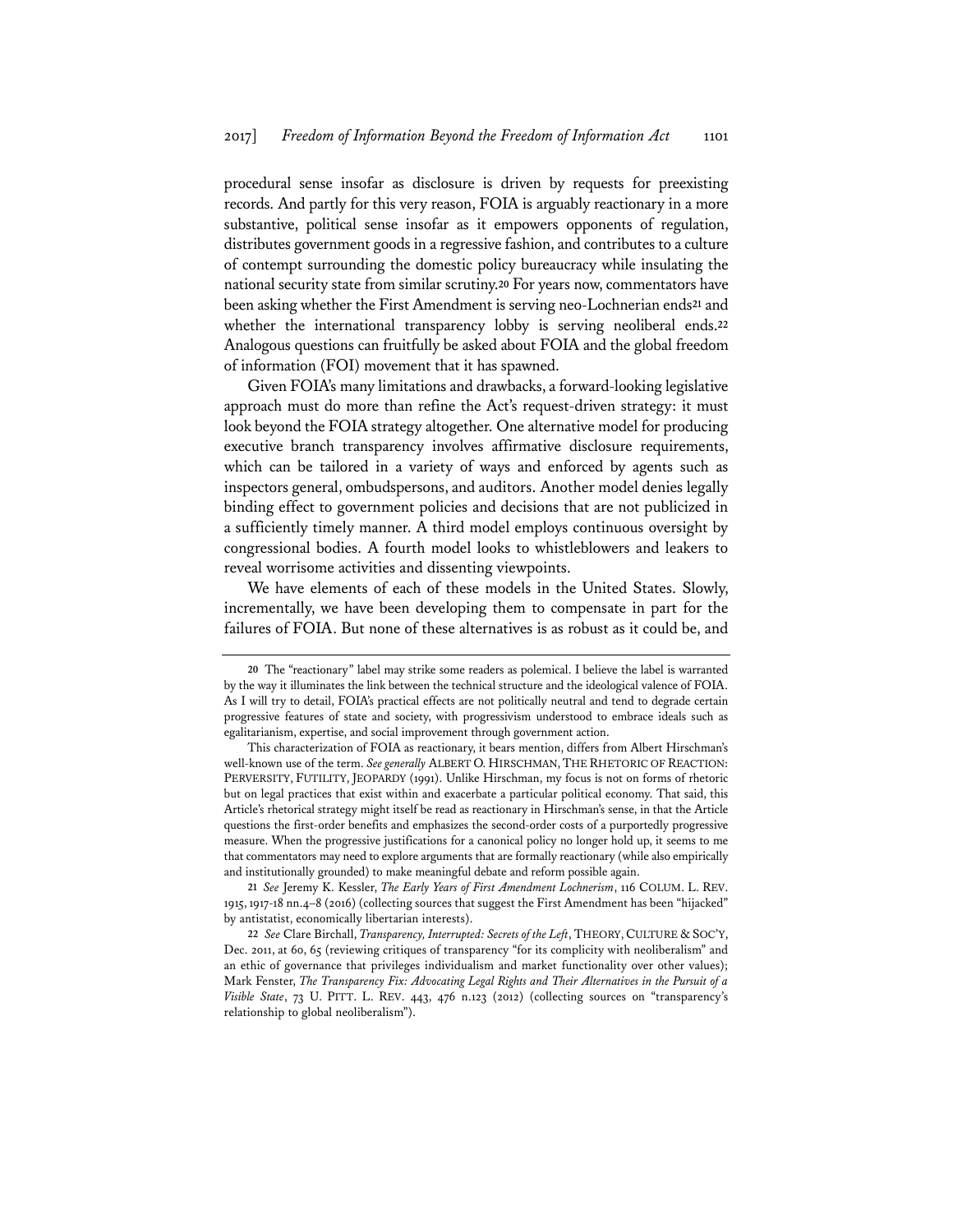procedural sense insofar as disclosure is driven by requests for preexisting records. And partly for this very reason, FOIA is arguably reactionary in a more substantive, political sense insofar as it empowers opponents of regulation, distributes government goods in a regressive fashion, and contributes to a culture of contempt surrounding the domestic policy bureaucracy while insulating the national security state from similar scrutiny.[20] For years now, commentators have been asking whether the First Amendment is serving neo-Lochnerian ends[21] and whether the international transparency lobby is serving neoliberal ends.[22] Analogous questions can fruitfully be asked about FOIA and the global freedom of information (FOI) movement that it has spawned.

Given FOIA's many limitations and drawbacks, a forward-looking legislative approach must do more than refine the Act's request-driven strategy: it must look beyond the FOIA strategy altogether. One alternative model for producing executive branch transparency involves affirmative disclosure requirements, which can be tailored in a variety of ways and enforced by agents such as inspectors general, ombudspersons, and auditors. Another model denies legally binding effect to government policies and decisions that are not publicized in a sufficiently timely manner. A third model employs continuous oversight by congressional bodies. A fourth model looks to whistleblowers and leakers to reveal worrisome activities and dissenting viewpoints.

We have elements of each of these models in the United States. Slowly, incrementally, we have been developing them to compensate in part for the failures of FOIA. But none of these alternatives is as robust as it could be, and

---

20 The "reactionary" label may strike some readers as polemical. I believe the label is warranted by the way it illuminates the link between the technical structure and the ideological valence of FOIA. As I will try to detail, FOIA's practical effects are not politically neutral and tend to degrade certain progressive features of state and society, with progressivism understood to embrace ideals such as egalitarianism, expertise, and social improvement through government action.

This characterization of FOIA as reactionary, it bears mention, differs from Albert Hirschman's well-known use of the term. *See generally* ALBERT O. HIRSCHMAN, THE RHETORIC OF REACTION: PERVERSITY, FUTILITY, JEOPARDY (1991). Unlike Hirschman, my focus is not on forms of rhetoric but on legal practices that exist within and exacerbate a particular political economy. That said, this Article's rhetorical strategy might itself be read as reactionary in Hirschman's sense, in that the Article questions the first-order benefits and emphasizes the second-order costs of a purportedly progressive measure. When the progressive justifications for a canonical policy no longer hold up, it seems to me that commentators may need to explore arguments that are formally reactionary (while also empirically and institutionally grounded) to make meaningful debate and reform possible again.

21 *See* Jeremy K. Kessler, *The Early Years of First Amendment Lochnerism*, 116 COLUM. L. REV. 1915, 1917-18 nn.4–8 (2016) (collecting sources that suggest the First Amendment has been "hijacked" by antistatist, economically libertarian interests).

22 *See* Clare Birchall, *Transparency, Interrupted: Secrets of the Left*, THEORY, CULTURE & SOC'Y, Dec. 2011, at 60, 65 (reviewing critiques of transparency "for its complicity with neoliberalism" and an ethic of governance that privileges individualism and market functionality over other values); Mark Fenster, *The Transparency Fix: Advocating Legal Rights and Their Alternatives in the Pursuit of a Visible State*, 73 U. PITT. L. REV. 443, 476 n.123 (2012) (collecting sources on "transparency's relationship to global neoliberalism").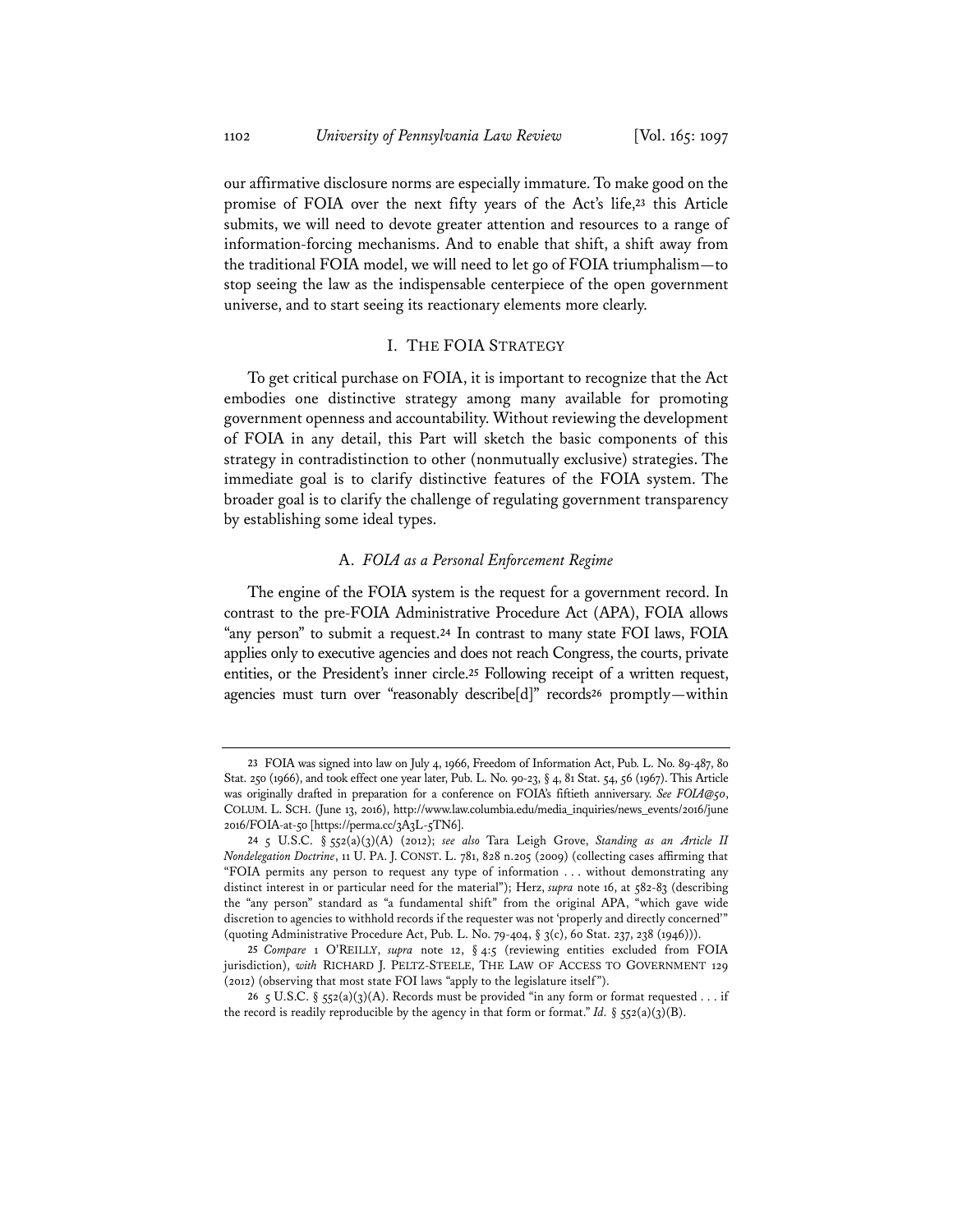our affirmative disclosure norms are especially immature. To make good on the promise of FOIA over the next fifty years of the Act's life,[23] this Article submits, we will need to devote greater attention and resources to a range of information-forcing mechanisms. And to enable that shift, a shift away from the traditional FOIA model, we will need to let go of FOIA triumphalism—to stop seeing the law as the indispensable centerpiece of the open government universe, and to start seeing its reactionary elements more clearly.

## I. THE FOIA STRATEGY

To get critical purchase on FOIA, it is important to recognize that the Act embodies one distinctive strategy among many available for promoting government openness and accountability. Without reviewing the development of FOIA in any detail, this Part will sketch the basic components of this strategy in contradistinction to other (nonmutually exclusive) strategies. The immediate goal is to clarify distinctive features of the FOIA system. The broader goal is to clarify the challenge of regulating government transparency by establishing some ideal types.

### A. *FOIA as a Personal Enforcement Regime*

The engine of the FOIA system is the request for a government record. In contrast to the pre-FOIA Administrative Procedure Act (APA), FOIA allows "any person" to submit a request.[24] In contrast to many state FOI laws, FOIA applies only to executive agencies and does not reach Congress, the courts, private entities, or the President's inner circle.[25] Following receipt of a written request, agencies must turn over "reasonably describe[d]" records[26] promptly—within

---

23 FOIA was signed into law on July 4, 1966, Freedom of Information Act, Pub. L. No. 89-487, 80 Stat. 250 (1966), and took effect one year later, Pub. L. No. 90-23, § 4, 81 Stat. 54, 56 (1967). This Article was originally drafted in preparation for a conference on FOIA's fiftieth anniversary. *See FOIA@50*, COLUM. L. SCH. (June 13, 2016), http://www.law.columbia.edu/media_inquiries/news_events/2016/june2016/FOIA-at-50 [https://perma.cc/3A3L-5TN6].

24 5 U.S.C. § 552(a)(3)(A) (2012); *see also* Tara Leigh Grove, *Standing as an Article II Nondelegation Doctrine*, 11 U. PA. J. CONST. L. 781, 828 n.205 (2009) (collecting cases affirming that "FOIA permits any person to request any type of information . . . without demonstrating any distinct interest in or particular need for the material"); Herz, *supra* note 16, at 582-83 (describing the "any person" standard as "a fundamental shift" from the original APA, "which gave wide discretion to agencies to withhold records if the requester was not 'properly and directly concerned'" (quoting Administrative Procedure Act, Pub. L. No. 79-404, § 3(c), 60 Stat. 237, 238 (1946))).

25 *Compare* 1 O'REILLY, *supra* note 12, § 4:5 (reviewing entities excluded from FOIA jurisdiction), *with* RICHARD J. PELTZ-STEELE, THE LAW OF ACCESS TO GOVERNMENT 129 (2012) (observing that most state FOI laws "apply to the legislature itself").

26 5 U.S.C. § 552(a)(3)(A). Records must be provided "in any form or format requested . . . if the record is readily reproducible by the agency in that form or format." *Id.* § 552(a)(3)(B).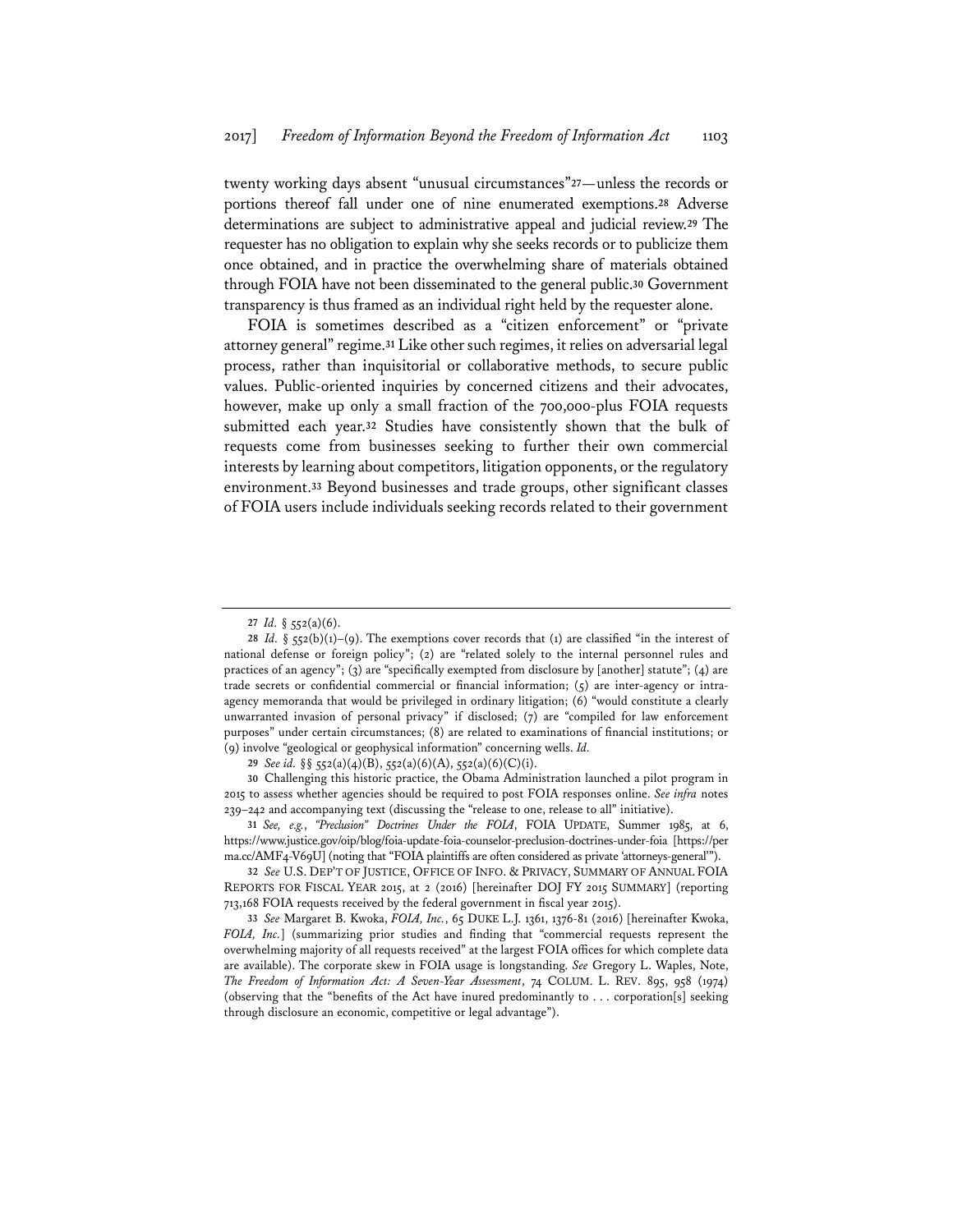twenty working days absent "unusual circumstances"[27]—unless the records or portions thereof fall under one of nine enumerated exemptions.[28] Adverse determinations are subject to administrative appeal and judicial review.[29] The requester has no obligation to explain why she seeks records or to publicize them once obtained, and in practice the overwhelming share of materials obtained through FOIA have not been disseminated to the general public.[30] Government transparency is thus framed as an individual right held by the requester alone.

FOIA is sometimes described as a "citizen enforcement" or "private attorney general" regime.[31] Like other such regimes, it relies on adversarial legal process, rather than inquisitorial or collaborative methods, to secure public values. Public-oriented inquiries by concerned citizens and their advocates, however, make up only a small fraction of the 700,000-plus FOIA requests submitted each year.[32] Studies have consistently shown that the bulk of requests come from businesses seeking to further their own commercial interests by learning about competitors, litigation opponents, or the regulatory environment.[33] Beyond businesses and trade groups, other significant classes of FOIA users include individuals seeking records related to their government

---

27 *Id.* § 552(a)(6).

28 *Id.* § 552(b)(1)–(9). The exemptions cover records that (1) are classified "in the interest of national defense or foreign policy"; (2) are "related solely to the internal personnel rules and practices of an agency"; (3) are "specifically exempted from disclosure by [another] statute"; (4) are trade secrets or confidential commercial or financial information; (5) are inter-agency or intra-agency memoranda that would be privileged in ordinary litigation; (6) "would constitute a clearly unwarranted invasion of personal privacy" if disclosed; (7) are "compiled for law enforcement purposes" under certain circumstances; (8) are related to examinations of financial institutions; or (9) involve "geological or geophysical information" concerning wells. *Id.*

29 *See id.* §§ 552(a)(4)(B), 552(a)(6)(A), 552(a)(6)(C)(i).

30 Challenging this historic practice, the Obama Administration launched a pilot program in 2015 to assess whether agencies should be required to post FOIA responses online. *See infra* notes 239–242 and accompanying text (discussing the "release to one, release to all" initiative).

31 *See, e.g.*, *"Preclusion" Doctrines Under the FOIA*, FOIA UPDATE, Summer 1985, at 6, https://www.justice.gov/oip/blog/foia-update-foia-counselor-preclusion-doctrines-under-foia [https://perma.cc/AMF4-V69U] (noting that "FOIA plaintiffs are often considered as private 'attorneys-general'").

32 *See* U.S. DEP'T OF JUSTICE, OFFICE OF INFO. & PRIVACY, SUMMARY OF ANNUAL FOIA REPORTS FOR FISCAL YEAR 2015, at 2 (2016) [hereinafter DOJ FY 2015 SUMMARY] (reporting 713,168 FOIA requests received by the federal government in fiscal year 2015).

33 *See* Margaret B. Kwoka, *FOIA, Inc.*, 65 DUKE L.J. 1361, 1376-81 (2016) [hereinafter Kwoka, *FOIA, Inc.*] (summarizing prior studies and finding that "commercial requests represent the overwhelming majority of all requests received" at the largest FOIA offices for which complete data are available). The corporate skew in FOIA usage is longstanding. *See* Gregory L. Waples, Note, *The Freedom of Information Act: A Seven-Year Assessment*, 74 COLUM. L. REV. 895, 958 (1974) (observing that the "benefits of the Act have inured predominantly to . . . corporation[s] seeking through disclosure an economic, competitive or legal advantage").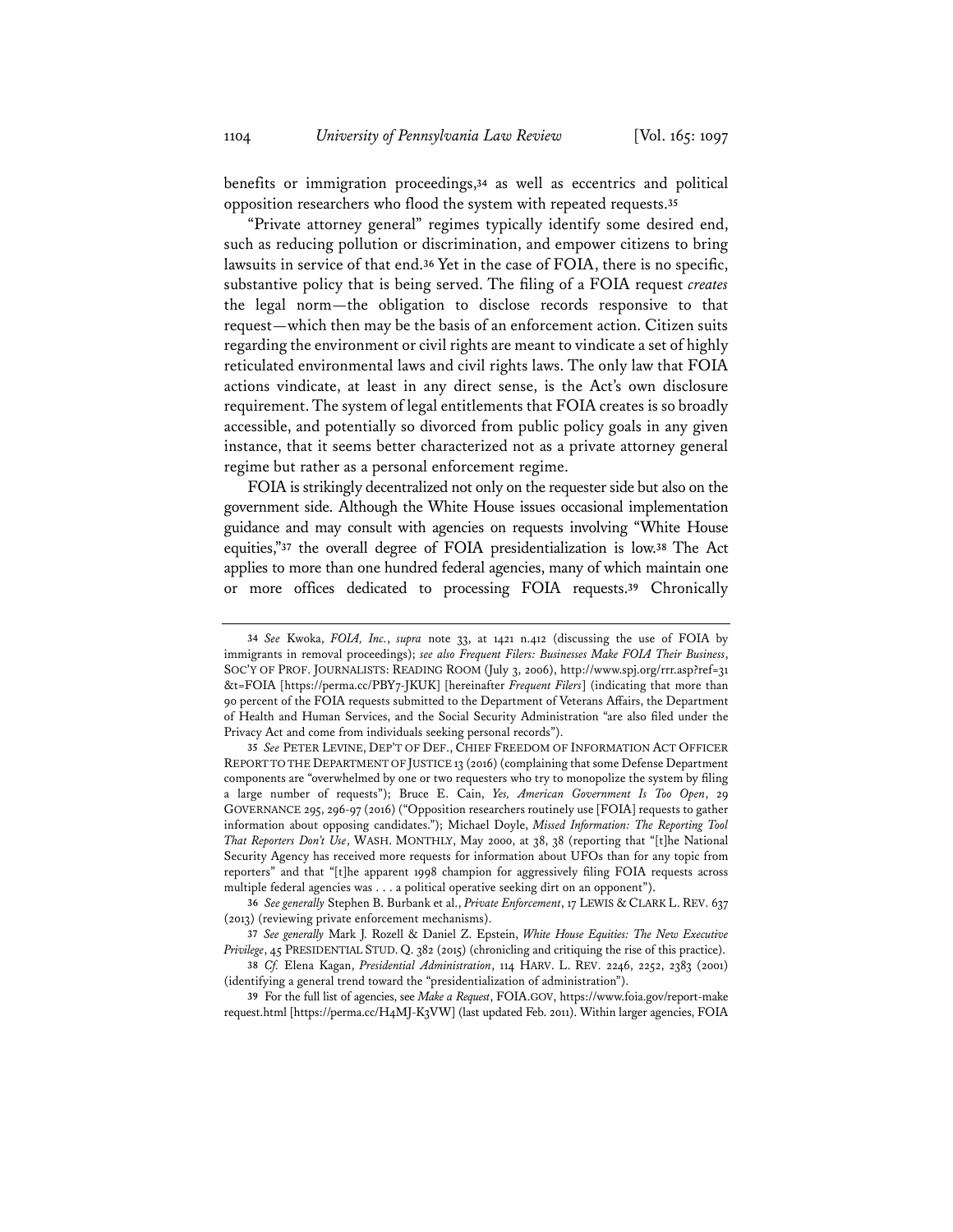benefits or immigration proceedings,[34] as well as eccentrics and political opposition researchers who flood the system with repeated requests.[35]

"Private attorney general" regimes typically identify some desired end, such as reducing pollution or discrimination, and empower citizens to bring lawsuits in service of that end.[36] Yet in the case of FOIA, there is no specific, substantive policy that is being served. The filing of a FOIA request *creates* the legal norm—the obligation to disclose records responsive to that request—which then may be the basis of an enforcement action. Citizen suits regarding the environment or civil rights are meant to vindicate a set of highly reticulated environmental laws and civil rights laws. The only law that FOIA actions vindicate, at least in any direct sense, is the Act's own disclosure requirement. The system of legal entitlements that FOIA creates is so broadly accessible, and potentially so divorced from public policy goals in any given instance, that it seems better characterized not as a private attorney general regime but rather as a personal enforcement regime.

FOIA is strikingly decentralized not only on the requester side but also on the government side. Although the White House issues occasional implementation guidance and may consult with agencies on requests involving "White House equities,"[37] the overall degree of FOIA presidentialization is low.[38] The Act applies to more than one hundred federal agencies, many of which maintain one or more offices dedicated to processing FOIA requests.[39] Chronically

---

34 *See* Kwoka, *FOIA, Inc.*, *supra* note 33, at 1421 n.412 (discussing the use of FOIA by immigrants in removal proceedings); *see also Frequent Filers: Businesses Make FOIA Their Business*, SOC'Y OF PROF. JOURNALISTS: READING ROOM (July 3, 2006), http://www.spj.org/rrr.asp?ref=31&t=FOIA [https://perma.cc/PBY7-JKUK] [hereinafter *Frequent Filers*] (indicating that more than 90 percent of the FOIA requests submitted to the Department of Veterans Affairs, the Department of Health and Human Services, and the Social Security Administration "are also filed under the Privacy Act and come from individuals seeking personal records").

35 *See* PETER LEVINE, DEP'T OF DEF., CHIEF FREEDOM OF INFORMATION ACT OFFICER REPORT TO THE DEPARTMENT OF JUSTICE 13 (2016) (complaining that some Defense Department components are "overwhelmed by one or two requesters who try to monopolize the system by filing a large number of requests"); Bruce E. Cain, *Yes, American Government Is Too Open*, 29 GOVERNANCE 295, 296-97 (2016) ("Opposition researchers routinely use [FOIA] requests to gather information about opposing candidates."); Michael Doyle, *Missed Information: The Reporting Tool That Reporters Don't Use*, WASH. MONTHLY, May 2000, at 38, 38 (reporting that "[t]he National Security Agency has received more requests for information about UFOs than for any topic from reporters" and that "[t]he apparent 1998 champion for aggressively filing FOIA requests across multiple federal agencies was . . . a political operative seeking dirt on an opponent").

36 *See generally* Stephen B. Burbank et al., *Private Enforcement*, 17 LEWIS & CLARK L. REV. 637 (2013) (reviewing private enforcement mechanisms).

37 *See generally* Mark J. Rozell & Daniel Z. Epstein, *White House Equities: The New Executive Privilege*, 45 PRESIDENTIAL STUD. Q. 382 (2015) (chronicling and critiquing the rise of this practice).

38 *Cf.* Elena Kagan, *Presidential Administration*, 114 HARV. L. REV. 2246, 2252, 2383 (2001) (identifying a general trend toward the "presidentialization of administration").

39 For the full list of agencies, see *Make a Request*, FOIA.GOV, https://www.foia.gov/report-makerequest.html [https://perma.cc/H4MJ-K3VW] (last updated Feb. 2011). Within larger agencies, FOIA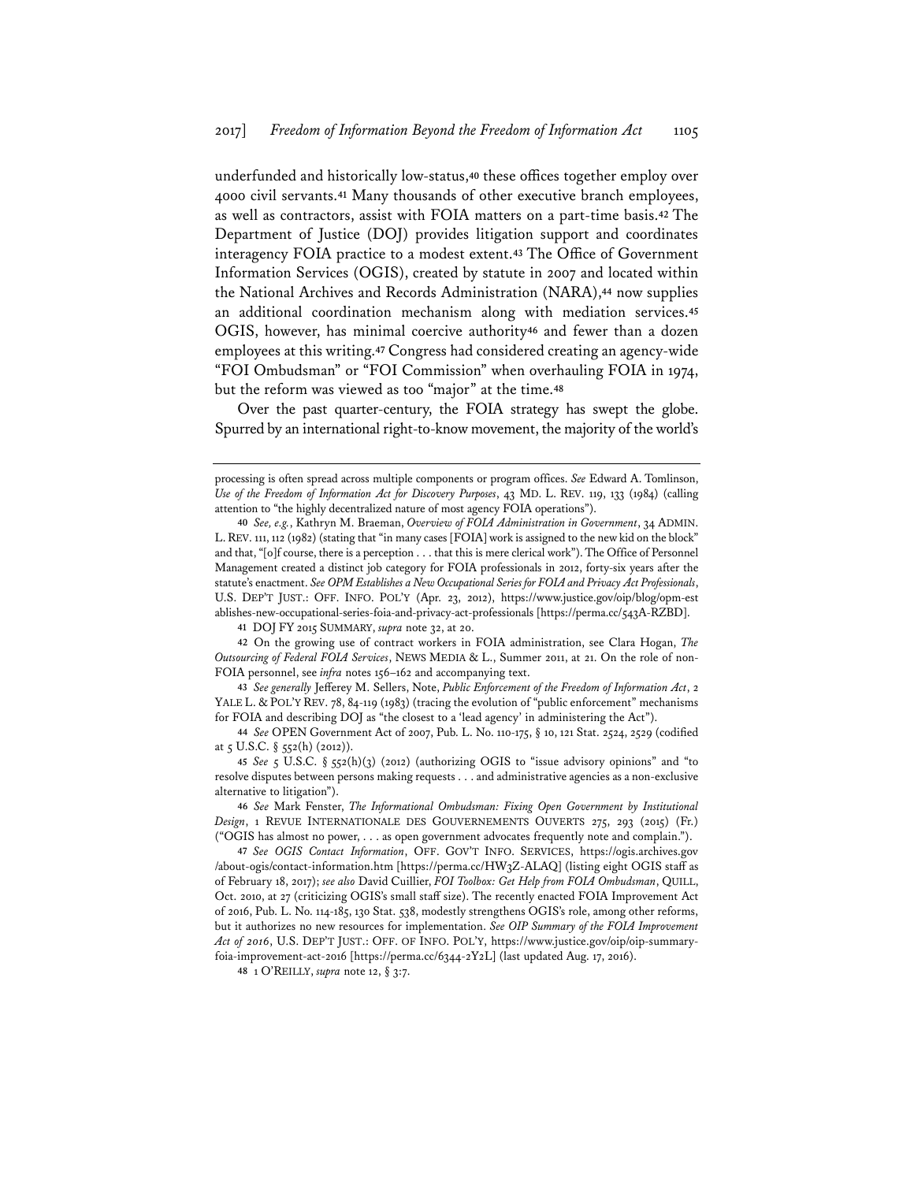underfunded and historically low-status,[40] these offices together employ over 4000 civil servants.[41] Many thousands of other executive branch employees, as well as contractors, assist with FOIA matters on a part-time basis.[42] The Department of Justice (DOJ) provides litigation support and coordinates interagency FOIA practice to a modest extent.[43] The Office of Government Information Services (OGIS), created by statute in 2007 and located within the National Archives and Records Administration (NARA),[44] now supplies an additional coordination mechanism along with mediation services.[45] OGIS, however, has minimal coercive authority[46] and fewer than a dozen employees at this writing.[47] Congress had considered creating an agency-wide "FOI Ombudsman" or "FOI Commission" when overhauling FOIA in 1974, but the reform was viewed as too "major" at the time.[48]

Over the past quarter-century, the FOIA strategy has swept the globe. Spurred by an international right-to-know movement, the majority of the world's

---

processing is often spread across multiple components or program offices. *See* Edward A. Tomlinson, *Use of the Freedom of Information Act for Discovery Purposes*, 43 MD. L. REV. 119, 133 (1984) (calling attention to "the highly decentralized nature of most agency FOIA operations").

40 *See, e.g.*, Kathryn M. Braeman, *Overview of FOIA Administration in Government*, 34 ADMIN. L. REV. 111, 112 (1982) (stating that "in many cases [FOIA] work is assigned to the new kid on the block" and that, "[o]f course, there is a perception . . . that this is mere clerical work"). The Office of Personnel Management created a distinct job category for FOIA professionals in 2012, forty-six years after the statute's enactment. *See OPM Establishes a New Occupational Series for FOIA and Privacy Act Professionals*, U.S. DEP'T JUST.: OFF. INFO. POL'Y (Apr. 23, 2012), https://www.justice.gov/oip/blog/opm-establishes-new-occupational-series-foia-and-privacy-act-professionals [https://perma.cc/543A-RZBD].

41 DOJ FY 2015 SUMMARY, *supra* note 32, at 20.

42 On the growing use of contract workers in FOIA administration, see Clara Hogan, *The Outsourcing of Federal FOIA Services*, NEWS MEDIA & L., Summer 2011, at 21. On the role of non-FOIA personnel, see *infra* notes 156–162 and accompanying text.

43 *See generally* Jefferey M. Sellers, Note, *Public Enforcement of the Freedom of Information Act*, 2 YALE L. & POL'Y REV. 78, 84-119 (1983) (tracing the evolution of "public enforcement" mechanisms for FOIA and describing DOJ as "the closest to a 'lead agency' in administering the Act").

44 *See* OPEN Government Act of 2007, Pub. L. No. 110-175, § 10, 121 Stat. 2524, 2529 (codified at 5 U.S.C. § 552(h) (2012)).

45 *See* 5 U.S.C. § 552(h)(3) (2012) (authorizing OGIS to "issue advisory opinions" and "to resolve disputes between persons making requests . . . and administrative agencies as a non-exclusive alternative to litigation").

46 *See* Mark Fenster, *The Informational Ombudsman: Fixing Open Government by Institutional Design*, 1 REVUE INTERNATIONALE DES GOUVERNEMENTS OUVERTS 275, 293 (2015) (Fr.) ("OGIS has almost no power, . . . as open government advocates frequently note and complain.").

47 *See OGIS Contact Information*, OFF. GOV'T INFO. SERVICES, https://ogis.archives.gov/about-ogis/contact-information.htm [https://perma.cc/HW3Z-ALAQ] (listing eight OGIS staff as of February 18, 2017); *see also* David Cuillier, *FOI Toolbox: Get Help from FOIA Ombudsman*, QUILL, Oct. 2010, at 27 (criticizing OGIS's small staff size). The recently enacted FOIA Improvement Act of 2016, Pub. L. No. 114-185, 130 Stat. 538, modestly strengthens OGIS's role, among other reforms, but it authorizes no new resources for implementation. *See OIP Summary of the FOIA Improvement Act of 2016*, U.S. DEP'T JUST.: OFF. OF INFO. POL'Y, https://www.justice.gov/oip/oip-summary-foia-improvement-act-2016 [https://perma.cc/6344-2Y2L] (last updated Aug. 17, 2016).

48 1 O'REILLY, *supra* note 12, § 3:7.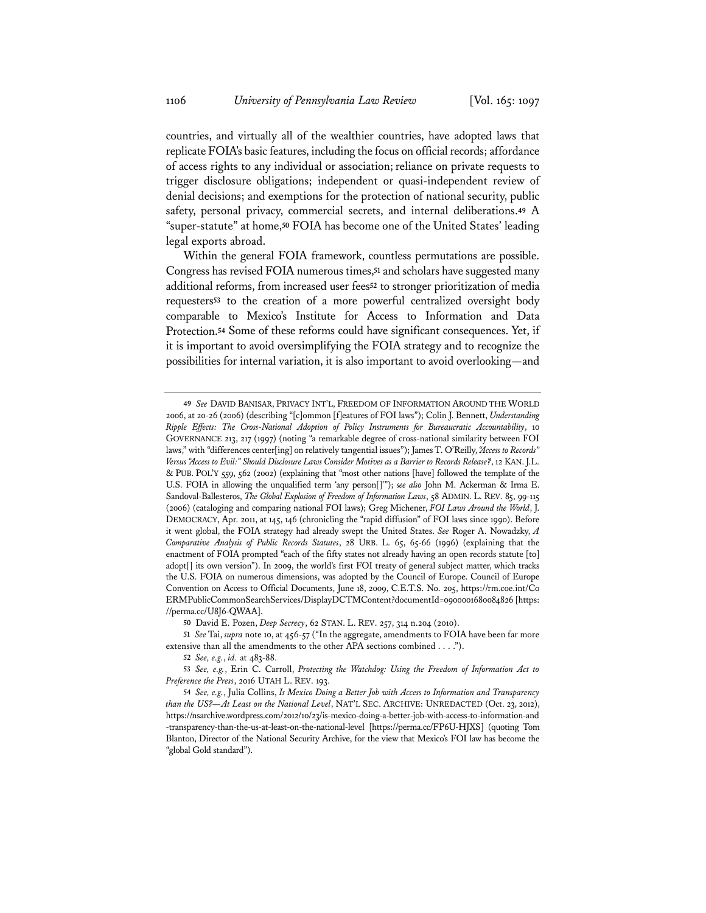countries, and virtually all of the wealthier countries, have adopted laws that replicate FOIA's basic features, including the focus on official records; affordance of access rights to any individual or association; reliance on private requests to trigger disclosure obligations; independent or quasi-independent review of denial decisions; and exemptions for the protection of national security, public safety, personal privacy, commercial secrets, and internal deliberations.[49] A "super-statute" at home,[50] FOIA has become one of the United States' leading legal exports abroad.

Within the general FOIA framework, countless permutations are possible. Congress has revised FOIA numerous times,[51] and scholars have suggested many additional reforms, from increased user fees[52] to stronger prioritization of media requesters[53] to the creation of a more powerful centralized oversight body comparable to Mexico's Institute for Access to Information and Data Protection.[54] Some of these reforms could have significant consequences. Yet, if it is important to avoid oversimplifying the FOIA strategy and to recognize the possibilities for internal variation, it is also important to avoid overlooking—and

---

49 *See* DAVID BANISAR, PRIVACY INT'L, FREEDOM OF INFORMATION AROUND THE WORLD 2006, at 20-26 (2006) (describing "[c]ommon [f]eatures of FOI laws"); Colin J. Bennett, *Understanding Ripple Effects: The Cross-National Adoption of Policy Instruments for Bureaucratic Accountability*, 10 GOVERNANCE 213, 217 (1997) (noting "a remarkable degree of cross-national similarity between FOI laws," with "differences center[ing] on relatively tangential issues"); James T. O'Reilly, *"Access to Records" Versus "Access to Evil:" Should Disclosure Laws Consider Motives as a Barrier to Records Release?*, 12 KAN. J.L. & PUB. POL'Y 559, 562 (2002) (explaining that "most other nations [have] followed the template of the U.S. FOIA in allowing the unqualified term 'any person[]'"); *see also* John M. Ackerman & Irma E. Sandoval-Ballesteros, *The Global Explosion of Freedom of Information Laws*, 58 ADMIN. L. REV. 85, 99-115 (2006) (cataloging and comparing national FOI laws); Greg Michener, *FOI Laws Around the World*, J. DEMOCRACY, Apr. 2011, at 145, 146 (chronicling the "rapid diffusion" of FOI laws since 1990). Before it went global, the FOIA strategy had already swept the United States. *See* Roger A. Nowadzky, *A Comparative Analysis of Public Records Statutes*, 28 URB. L. 65, 65-66 (1996) (explaining that the enactment of FOIA prompted "each of the fifty states not already having an open records statute [to] adopt[] its own version"). In 2009, the world's first FOI treaty of general subject matter, which tracks the U.S. FOIA on numerous dimensions, was adopted by the Council of Europe. Council of Europe Convention on Access to Official Documents, June 18, 2009, C.E.T.S. No. 205, https://rm.coe.int/CoERMPublicCommonSearchServices/DisplayDCTMContent?documentId=0900001680084826 [https://perma.cc/U8J6-QWAA].

50 David E. Pozen, *Deep Secrecy*, 62 STAN. L. REV. 257, 314 n.204 (2010).

51 *See* Tai, *supra* note 10, at 456-57 ("In the aggregate, amendments to FOIA have been far more extensive than all the amendments to the other APA sections combined . . . .").

52 *See, e.g.*, *id.* at 483-88.

53 *See, e.g.*, Erin C. Carroll, *Protecting the Watchdog: Using the Freedom of Information Act to Preference the Press*, 2016 UTAH L. REV. 193.

54 *See, e.g.*, Julia Collins, *Is Mexico Doing a Better Job with Access to Information and Transparency than the US?—At Least on the National Level*, NAT'L SEC. ARCHIVE: UNREDACTED (Oct. 23, 2012), https://nsarchive.wordpress.com/2012/10/23/is-mexico-doing-a-better-job-with-access-to-information-and-transparency-than-the-us-at-least-on-the-national-level [https://perma.cc/FP6U-HJXS] (quoting Tom Blanton, Director of the National Security Archive, for the view that Mexico's FOI law has become the "global Gold standard").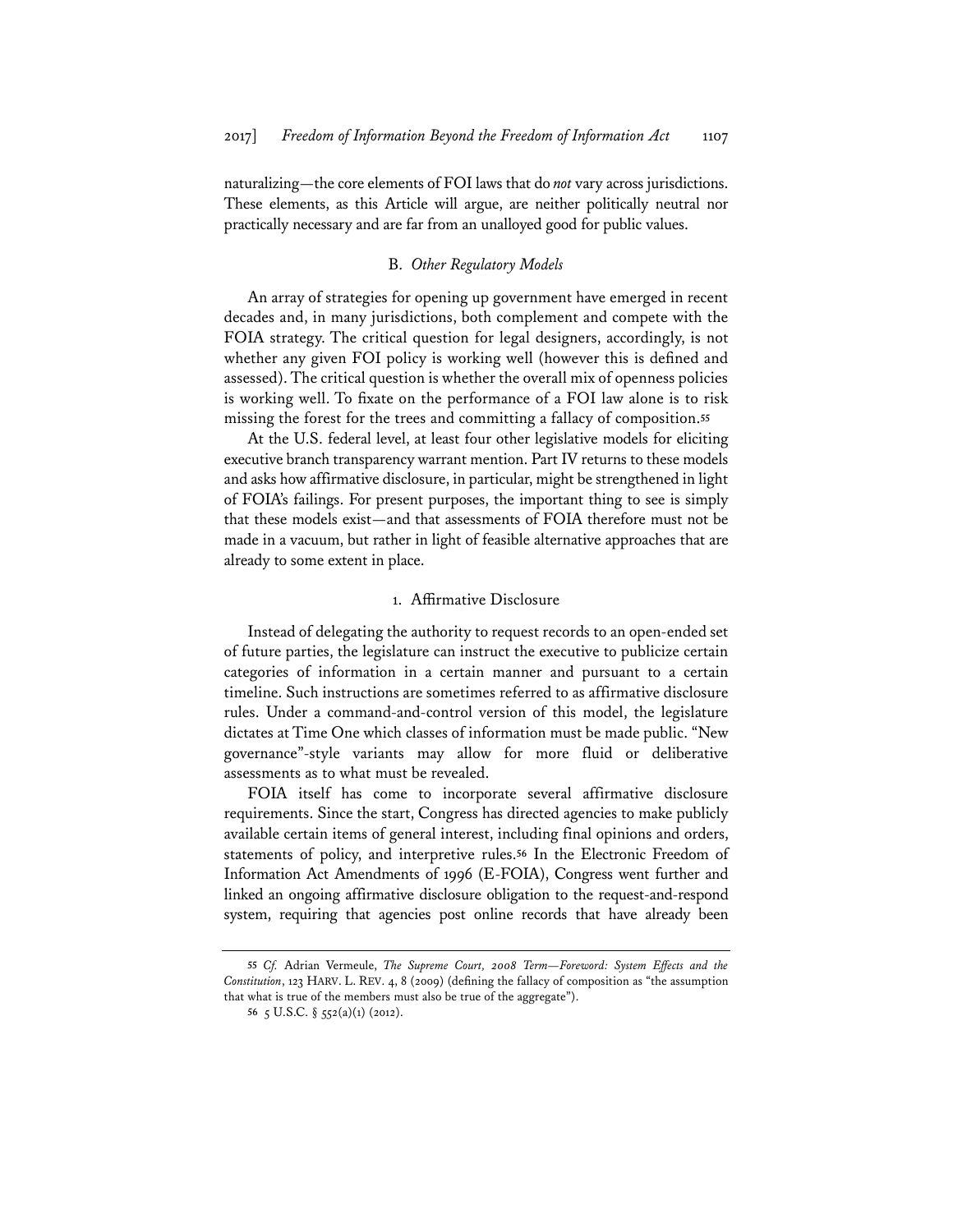naturalizing—the core elements of FOI laws that do *not* vary across jurisdictions. These elements, as this Article will argue, are neither politically neutral nor practically necessary and are far from an unalloyed good for public values.

### B. *Other Regulatory Models*

An array of strategies for opening up government have emerged in recent decades and, in many jurisdictions, both complement and compete with the FOIA strategy. The critical question for legal designers, accordingly, is not whether any given FOI policy is working well (however this is defined and assessed). The critical question is whether the overall mix of openness policies is working well. To fixate on the performance of a FOI law alone is to risk missing the forest for the trees and committing a fallacy of composition.[55]

At the U.S. federal level, at least four other legislative models for eliciting executive branch transparency warrant mention. Part IV returns to these models and asks how affirmative disclosure, in particular, might be strengthened in light of FOIA's failings. For present purposes, the important thing to see is simply that these models exist—and that assessments of FOIA therefore must not be made in a vacuum, but rather in light of feasible alternative approaches that are already to some extent in place.

#### 1. Affirmative Disclosure

Instead of delegating the authority to request records to an open-ended set of future parties, the legislature can instruct the executive to publicize certain categories of information in a certain manner and pursuant to a certain timeline. Such instructions are sometimes referred to as affirmative disclosure rules. Under a command-and-control version of this model, the legislature dictates at Time One which classes of information must be made public. "New governance"-style variants may allow for more fluid or deliberative assessments as to what must be revealed.

FOIA itself has come to incorporate several affirmative disclosure requirements. Since the start, Congress has directed agencies to make publicly available certain items of general interest, including final opinions and orders, statements of policy, and interpretive rules.[56] In the Electronic Freedom of Information Act Amendments of 1996 (E-FOIA), Congress went further and linked an ongoing affirmative disclosure obligation to the request-and-respond system, requiring that agencies post online records that have already been

---

[55] *Cf.* Adrian Vermeule, *The Supreme Court, 2008 Term—Foreword: System Effects and the Constitution*, 123 HARV. L. REV. 4, 8 (2009) (defining the fallacy of composition as "the assumption that what is true of the members must also be true of the aggregate").

[56] 5 U.S.C. § 552(a)(1) (2012).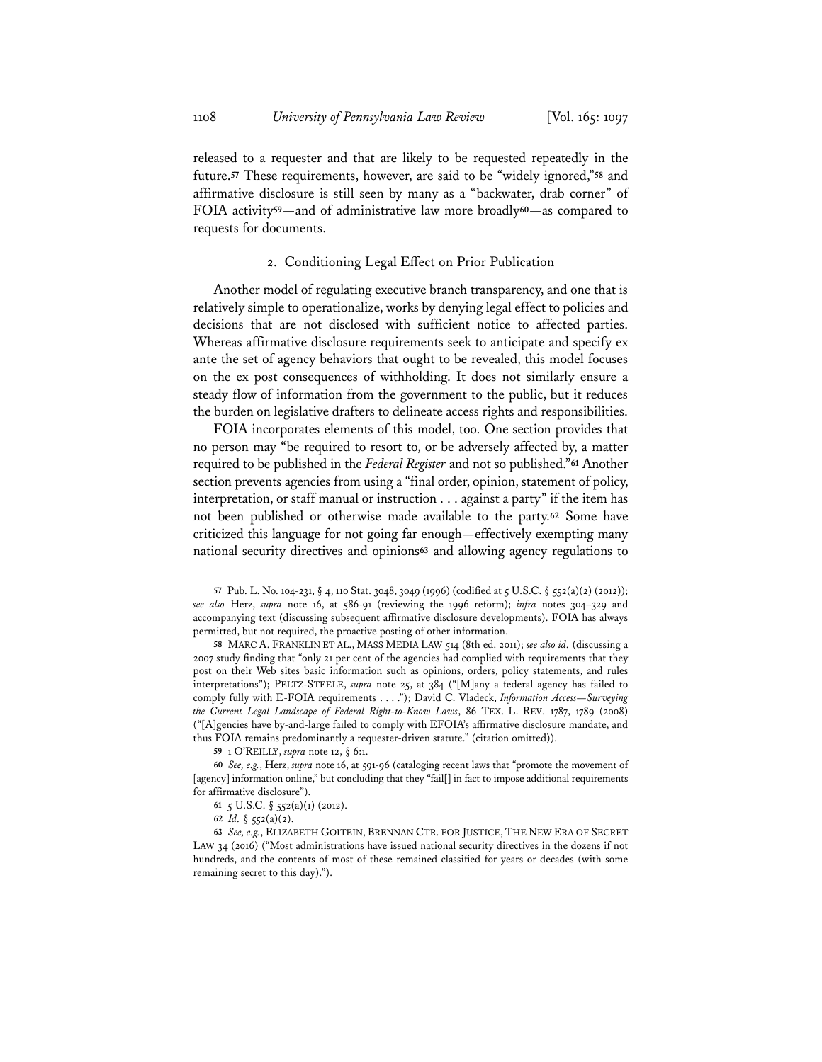released to a requester and that are likely to be requested repeatedly in the future.[57] These requirements, however, are said to be "widely ignored,"[58] and affirmative disclosure is still seen by many as a "backwater, drab corner" of FOIA activity[59]—and of administrative law more broadly[60]—as compared to requests for documents.

### 2. Conditioning Legal Effect on Prior Publication

Another model of regulating executive branch transparency, and one that is relatively simple to operationalize, works by denying legal effect to policies and decisions that are not disclosed with sufficient notice to affected parties. Whereas affirmative disclosure requirements seek to anticipate and specify ex ante the set of agency behaviors that ought to be revealed, this model focuses on the ex post consequences of withholding. It does not similarly ensure a steady flow of information from the government to the public, but it reduces the burden on legislative drafters to delineate access rights and responsibilities.

FOIA incorporates elements of this model, too. One section provides that no person may "be required to resort to, or be adversely affected by, a matter required to be published in the *Federal Register* and not so published."[61] Another section prevents agencies from using a "final order, opinion, statement of policy, interpretation, or staff manual or instruction . . . against a party" if the item has not been published or otherwise made available to the party.[62] Some have criticized this language for not going far enough—effectively exempting many national security directives and opinions[63] and allowing agency regulations to

---

57 Pub. L. No. 104-231, § 4, 110 Stat. 3048, 3049 (1996) (codified at 5 U.S.C. § 552(a)(2) (2012)); *see also* Herz, *supra* note 16, at 586-91 (reviewing the 1996 reform); *infra* notes 304–329 and accompanying text (discussing subsequent affirmative disclosure developments). FOIA has always permitted, but not required, the proactive posting of other information.

58 MARC A. FRANKLIN ET AL., MASS MEDIA LAW 514 (8th ed. 2011); *see also id.* (discussing a 2007 study finding that "only 21 per cent of the agencies had complied with requirements that they post on their Web sites basic information such as opinions, orders, policy statements, and rules interpretations"); PELTZ-STEELE, *supra* note 25, at 384 ("[M]any a federal agency has failed to comply fully with E-FOIA requirements . . . ."); David C. Vladeck, *Information Access—Surveying the Current Legal Landscape of Federal Right-to-Know Laws*, 86 TEX. L. REV. 1787, 1789 (2008) ("[A]gencies have by-and-large failed to comply with EFOIA's affirmative disclosure mandate, and thus FOIA remains predominantly a requester-driven statute." (citation omitted)).

59 1 O'REILLY, *supra* note 12, § 6:1.

60 *See, e.g.*, Herz, *supra* note 16, at 591-96 (cataloging recent laws that "promote the movement of [agency] information online," but concluding that they "fail[] in fact to impose additional requirements for affirmative disclosure").

61 5 U.S.C. § 552(a)(1) (2012).

62 *Id.* § 552(a)(2).

63 *See, e.g.*, ELIZABETH GOITEIN, BRENNAN CTR. FOR JUSTICE, THE NEW ERA OF SECRET LAW 34 (2016) ("Most administrations have issued national security directives in the dozens if not hundreds, and the contents of most of these remained classified for years or decades (with some remaining secret to this day).").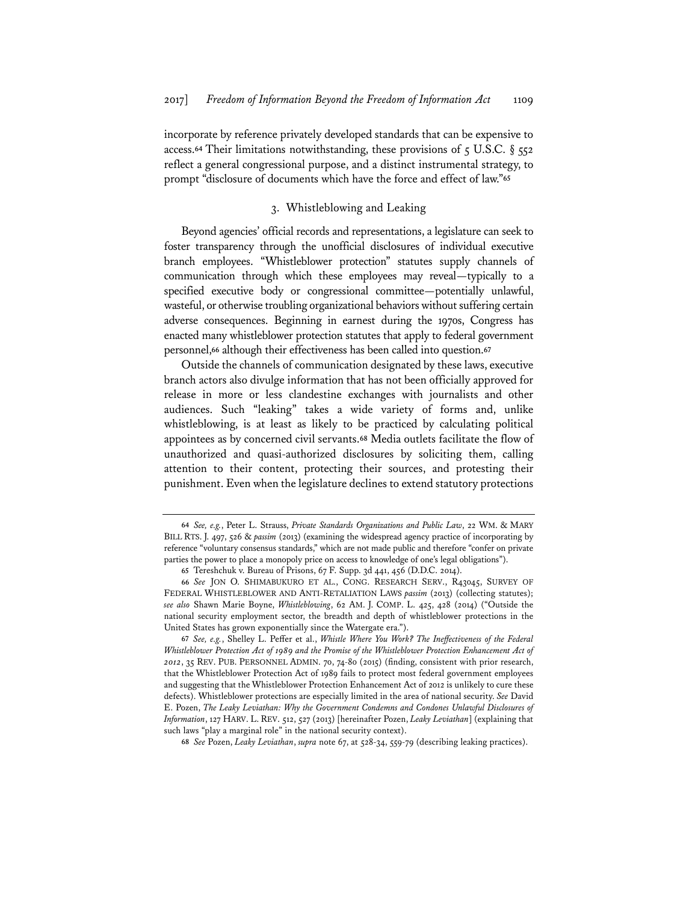incorporate by reference privately developed standards that can be expensive to access.[64] Their limitations notwithstanding, these provisions of 5 U.S.C. § 552 reflect a general congressional purpose, and a distinct instrumental strategy, to prompt "disclosure of documents which have the force and effect of law."[65]

### 3. Whistleblowing and Leaking

Beyond agencies' official records and representations, a legislature can seek to foster transparency through the unofficial disclosures of individual executive branch employees. "Whistleblower protection" statutes supply channels of communication through which these employees may reveal—typically to a specified executive body or congressional committee—potentially unlawful, wasteful, or otherwise troubling organizational behaviors without suffering certain adverse consequences. Beginning in earnest during the 1970s, Congress has enacted many whistleblower protection statutes that apply to federal government personnel,[66] although their effectiveness has been called into question.[67]

Outside the channels of communication designated by these laws, executive branch actors also divulge information that has not been officially approved for release in more or less clandestine exchanges with journalists and other audiences. Such "leaking" takes a wide variety of forms and, unlike whistleblowing, is at least as likely to be practiced by calculating political appointees as by concerned civil servants.[68] Media outlets facilitate the flow of unauthorized and quasi-authorized disclosures by soliciting them, calling attention to their content, protecting their sources, and protesting their punishment. Even when the legislature declines to extend statutory protections

---

[64] *See, e.g.*, Peter L. Strauss, *Private Standards Organizations and Public Law*, 22 WM. & MARY BILL RTS. J. 497, 526 & *passim* (2013) (examining the widespread agency practice of incorporating by reference "voluntary consensus standards," which are not made public and therefore "confer on private parties the power to place a monopoly price on access to knowledge of one's legal obligations").

[65] Tereshchuk v. Bureau of Prisons, 67 F. Supp. 3d 441, 456 (D.D.C. 2014).

[66] *See* JON O. SHIMABUKURO ET AL., CONG. RESEARCH SERV., R43045, SURVEY OF FEDERAL WHISTLEBLOWER AND ANTI-RETALIATION LAWS *passim* (2013) (collecting statutes); *see also* Shawn Marie Boyne, *Whistleblowing*, 62 AM. J. COMP. L. 425, 428 (2014) ("Outside the national security employment sector, the breadth and depth of whistleblower protections in the United States has grown exponentially since the Watergate era.").

[67] *See, e.g.*, Shelley L. Peffer et al., *Whistle Where You Work? The Ineffectiveness of the Federal Whistleblower Protection Act of 1989 and the Promise of the Whistleblower Protection Enhancement Act of 2012*, 35 REV. PUB. PERSONNEL ADMIN. 70, 74-80 (2015) (finding, consistent with prior research, that the Whistleblower Protection Act of 1989 fails to protect most federal government employees and suggesting that the Whistleblower Protection Enhancement Act of 2012 is unlikely to cure these defects). Whistleblower protections are especially limited in the area of national security. *See* David E. Pozen, *The Leaky Leviathan: Why the Government Condemns and Condones Unlawful Disclosures of Information*, 127 HARV. L. REV. 512, 527 (2013) [hereinafter Pozen, *Leaky Leviathan*] (explaining that such laws "play a marginal role" in the national security context).

[68] *See* Pozen, *Leaky Leviathan*, *supra* note 67, at 528-34, 559-79 (describing leaking practices).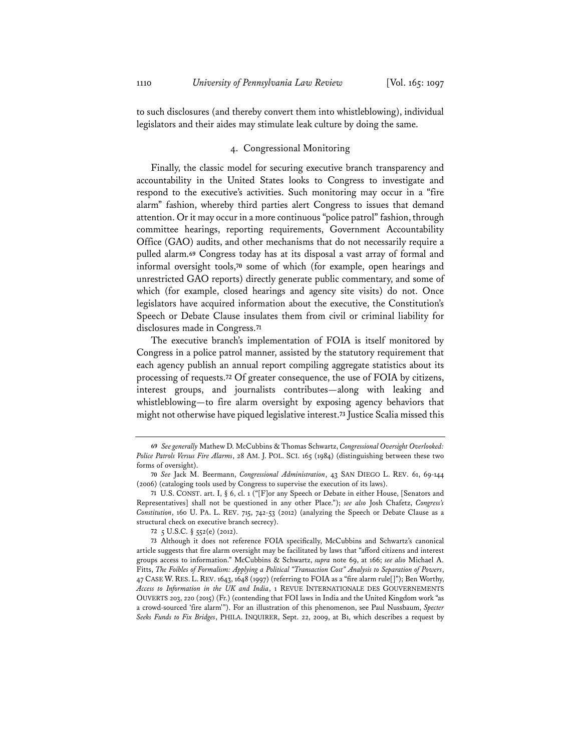to such disclosures (and thereby convert them into whistleblowing), individual legislators and their aides may stimulate leak culture by doing the same.

### 4. Congressional Monitoring

Finally, the classic model for securing executive branch transparency and accountability in the United States looks to Congress to investigate and respond to the executive's activities. Such monitoring may occur in a "fire alarm" fashion, whereby third parties alert Congress to issues that demand attention. Or it may occur in a more continuous "police patrol" fashion, through committee hearings, reporting requirements, Government Accountability Office (GAO) audits, and other mechanisms that do not necessarily require a pulled alarm.[69] Congress today has at its disposal a vast array of formal and informal oversight tools,[70] some of which (for example, open hearings and unrestricted GAO reports) directly generate public commentary, and some of which (for example, closed hearings and agency site visits) do not. Once legislators have acquired information about the executive, the Constitution's Speech or Debate Clause insulates them from civil or criminal liability for disclosures made in Congress.[71]

The executive branch's implementation of FOIA is itself monitored by Congress in a police patrol manner, assisted by the statutory requirement that each agency publish an annual report compiling aggregate statistics about its processing of requests.[72] Of greater consequence, the use of FOIA by citizens, interest groups, and journalists contributes—along with leaking and whistleblowing—to fire alarm oversight by exposing agency behaviors that might not otherwise have piqued legislative interest.[73] Justice Scalia missed this

---

[69] *See generally* Mathew D. McCubbins & Thomas Schwartz, *Congressional Oversight Overlooked: Police Patrols Versus Fire Alarms*, 28 AM. J. POL. SCI. 165 (1984) (distinguishing between these two forms of oversight).

[70] *See* Jack M. Beermann, *Congressional Administration*, 43 SAN DIEGO L. REV. 61, 69-144 (2006) (cataloging tools used by Congress to supervise the execution of its laws).

[71] U.S. CONST. art. I, § 6, cl. 1 ("[F]or any Speech or Debate in either House, [Senators and Representatives] shall not be questioned in any other Place."); *see also* Josh Chafetz, *Congress's Constitution*, 160 U. PA. L. REV. 715, 742-53 (2012) (analyzing the Speech or Debate Clause as a structural check on executive branch secrecy).

[72] 5 U.S.C. § 552(e) (2012).

[73] Although it does not reference FOIA specifically, McCubbins and Schwartz's canonical article suggests that fire alarm oversight may be facilitated by laws that "afford citizens and interest groups access to information." McCubbins & Schwartz, *supra* note 69, at 166; *see also* Michael A. Fitts, *The Foibles of Formalism: Applying a Political "Transaction Cost" Analysis to Separation of Powers*, 47 CASE W. RES. L. REV. 1643, 1648 (1997) (referring to FOIA as a "fire alarm rule[]"); Ben Worthy, *Access to Information in the UK and India*, 1 REVUE INTERNATIONALE DES GOUVERNEMENTS OUVERTS 203, 220 (2015) (Fr.) (contending that FOI laws in India and the United Kingdom work "as a crowd-sourced 'fire alarm'"). For an illustration of this phenomenon, see Paul Nussbaum, *Specter Seeks Funds to Fix Bridges*, PHILA. INQUIRER, Sept. 22, 2009, at B1, which describes a request by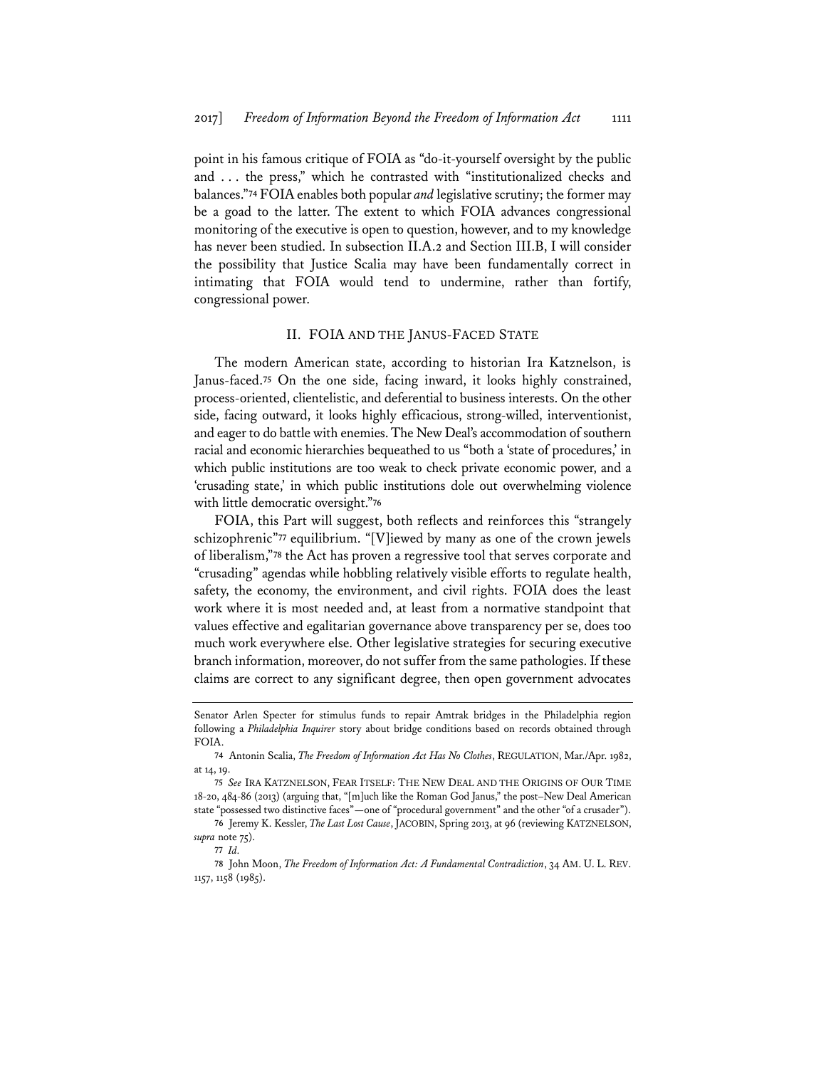point in his famous critique of FOIA as "do-it-yourself oversight by the public and . . . the press," which he contrasted with "institutionalized checks and balances."[74] FOIA enables both popular *and* legislative scrutiny; the former may be a goad to the latter. The extent to which FOIA advances congressional monitoring of the executive is open to question, however, and to my knowledge has never been studied. In subsection II.A.2 and Section III.B, I will consider the possibility that Justice Scalia may have been fundamentally correct in intimating that FOIA would tend to undermine, rather than fortify, congressional power.

## II. FOIA AND THE JANUS-FACED STATE

The modern American state, according to historian Ira Katznelson, is Janus-faced.[75] On the one side, facing inward, it looks highly constrained, process-oriented, clientelistic, and deferential to business interests. On the other side, facing outward, it looks highly efficacious, strong-willed, interventionist, and eager to do battle with enemies. The New Deal's accommodation of southern racial and economic hierarchies bequeathed to us "both a 'state of procedures,' in which public institutions are too weak to check private economic power, and a 'crusading state,' in which public institutions dole out overwhelming violence with little democratic oversight."[76]

FOIA, this Part will suggest, both reflects and reinforces this "strangely schizophrenic"[77] equilibrium. "[V]iewed by many as one of the crown jewels of liberalism,"[78] the Act has proven a regressive tool that serves corporate and "crusading" agendas while hobbling relatively visible efforts to regulate health, safety, the economy, the environment, and civil rights. FOIA does the least work where it is most needed and, at least from a normative standpoint that values effective and egalitarian governance above transparency per se, does too much work everywhere else. Other legislative strategies for securing executive branch information, moreover, do not suffer from the same pathologies. If these claims are correct to any significant degree, then open government advocates

---

Senator Arlen Specter for stimulus funds to repair Amtrak bridges in the Philadelphia region following a *Philadelphia Inquirer* story about bridge conditions based on records obtained through FOIA.

74 Antonin Scalia, *The Freedom of Information Act Has No Clothes*, REGULATION, Mar./Apr. 1982, at 14, 19.

75 *See* IRA KATZNELSON, FEAR ITSELF: THE NEW DEAL AND THE ORIGINS OF OUR TIME 18-20, 484-86 (2013) (arguing that, "[m]uch like the Roman God Janus," the post–New Deal American state "possessed two distinctive faces"—one of "procedural government" and the other "of a crusader").

76 Jeremy K. Kessler, *The Last Lost Cause*, JACOBIN, Spring 2013, at 96 (reviewing KATZNELSON, *supra* note 75).

77 *Id.*

78 John Moon, *The Freedom of Information Act: A Fundamental Contradiction*, 34 AM. U. L. REV. 1157, 1158 (1985).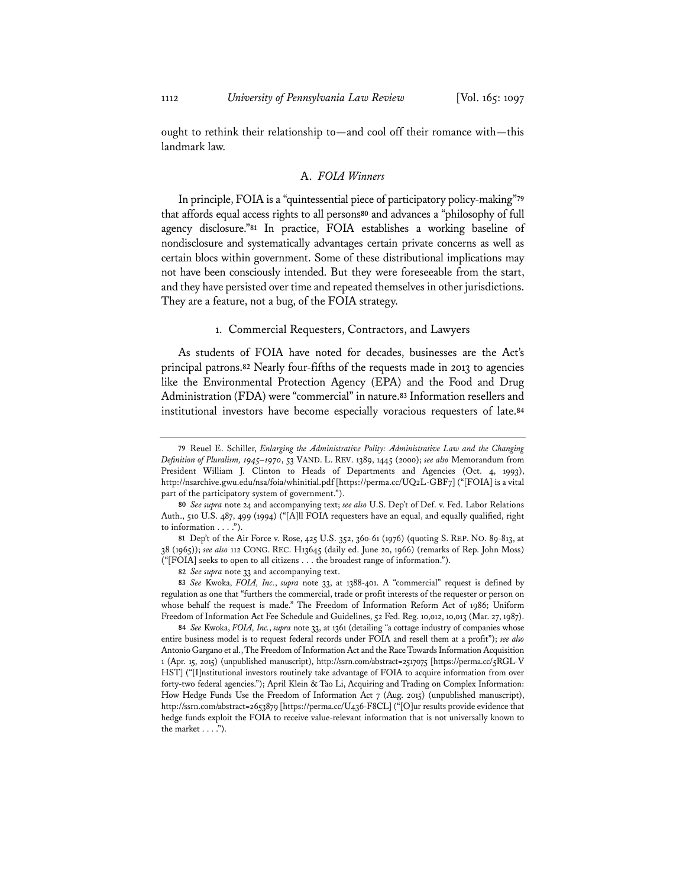ought to rethink their relationship to—and cool off their romance with—this landmark law.

### A. *FOIA Winners*

In principle, FOIA is a "quintessential piece of participatory policy-making"[79] that affords equal access rights to all persons[80] and advances a "philosophy of full agency disclosure."[81] In practice, FOIA establishes a working baseline of nondisclosure and systematically advantages certain private concerns as well as certain blocs within government. Some of these distributional implications may not have been consciously intended. But they were foreseeable from the start, and they have persisted over time and repeated themselves in other jurisdictions. They are a feature, not a bug, of the FOIA strategy.

#### 1. Commercial Requesters, Contractors, and Lawyers

As students of FOIA have noted for decades, businesses are the Act's principal patrons.[82] Nearly four-fifths of the requests made in 2013 to agencies like the Environmental Protection Agency (EPA) and the Food and Drug Administration (FDA) were "commercial" in nature.[83] Information resellers and institutional investors have become especially voracious requesters of late.[84]

---

[79] Reuel E. Schiller, *Enlarging the Administrative Polity: Administrative Law and the Changing Definition of Pluralism, 1945–1970*, 53 VAND. L. REV. 1389, 1445 (2000); *see also* Memorandum from President William J. Clinton to Heads of Departments and Agencies (Oct. 4, 1993), http://nsarchive.gwu.edu/nsa/foia/whinitial.pdf [https://perma.cc/UQ2L-GBF7] ("[FOIA] is a vital part of the participatory system of government.").

[80] *See supra* note 24 and accompanying text; *see also* U.S. Dep't of Def. v. Fed. Labor Relations Auth., 510 U.S. 487, 499 (1994) ("[A]ll FOIA requesters have an equal, and equally qualified, right to information . . . .").

[81] Dep't of the Air Force v. Rose, 425 U.S. 352, 360-61 (1976) (quoting S. REP. NO. 89-813, at 38 (1965)); *see also* 112 CONG. REC. H13645 (daily ed. June 20, 1966) (remarks of Rep. John Moss) ("[FOIA] seeks to open to all citizens . . . the broadest range of information.").

[82] *See supra* note 33 and accompanying text.

[83] *See* Kwoka, *FOIA, Inc.*, *supra* note 33, at 1388-401. A "commercial" request is defined by regulation as one that "furthers the commercial, trade or profit interests of the requester or person on whose behalf the request is made." The Freedom of Information Reform Act of 1986; Uniform Freedom of Information Act Fee Schedule and Guidelines, 52 Fed. Reg. 10,012, 10,013 (Mar. 27, 1987).

[84] *See* Kwoka, *FOIA, Inc.*, *supra* note 33, at 1361 (detailing "a cottage industry of companies whose entire business model is to request federal records under FOIA and resell them at a profit"); *see also* Antonio Gargano et al., The Freedom of Information Act and the Race Towards Information Acquisition 1 (Apr. 15, 2015) (unpublished manuscript), http://ssrn.com/abstract=2517075 [https://perma.cc/5RGL-VHST] ("[I]nstitutional investors routinely take advantage of FOIA to acquire information from over forty-two federal agencies."); April Klein & Tao Li, Acquiring and Trading on Complex Information: How Hedge Funds Use the Freedom of Information Act 7 (Aug. 2015) (unpublished manuscript), http://ssrn.com/abstract=2653879 [https://perma.cc/U436-F8CL] ("[O]ur results provide evidence that hedge funds exploit the FOIA to receive value-relevant information that is not universally known to the market . . . .").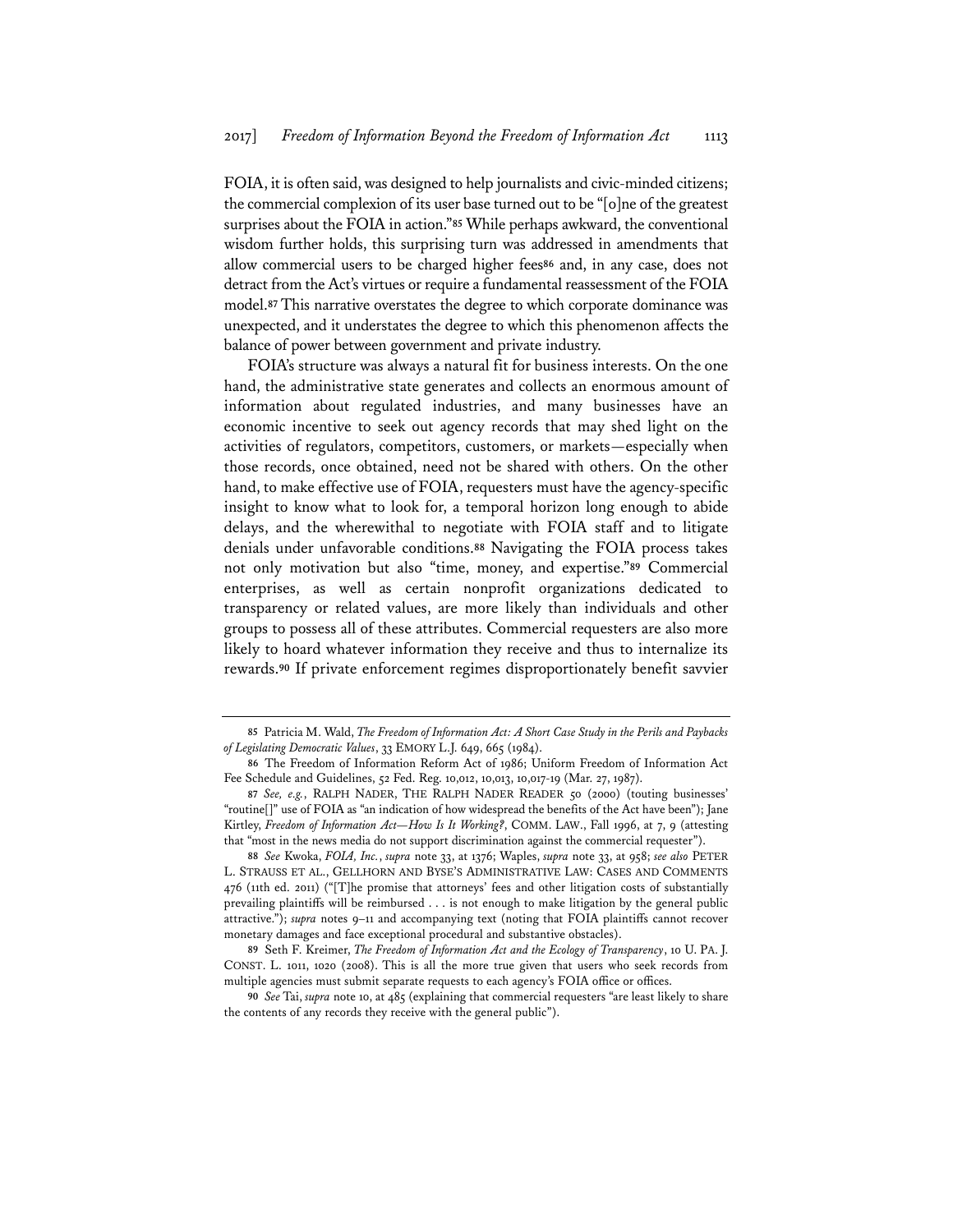FOIA, it is often said, was designed to help journalists and civic-minded citizens; the commercial complexion of its user base turned out to be "[o]ne of the greatest surprises about the FOIA in action."[85] While perhaps awkward, the conventional wisdom further holds, this surprising turn was addressed in amendments that allow commercial users to be charged higher fees[86] and, in any case, does not detract from the Act's virtues or require a fundamental reassessment of the FOIA model.[87] This narrative overstates the degree to which corporate dominance was unexpected, and it understates the degree to which this phenomenon affects the balance of power between government and private industry.

FOIA's structure was always a natural fit for business interests. On the one hand, the administrative state generates and collects an enormous amount of information about regulated industries, and many businesses have an economic incentive to seek out agency records that may shed light on the activities of regulators, competitors, customers, or markets—especially when those records, once obtained, need not be shared with others. On the other hand, to make effective use of FOIA, requesters must have the agency-specific insight to know what to look for, a temporal horizon long enough to abide delays, and the wherewithal to negotiate with FOIA staff and to litigate denials under unfavorable conditions.[88] Navigating the FOIA process takes not only motivation but also "time, money, and expertise."[89] Commercial enterprises, as well as certain nonprofit organizations dedicated to transparency or related values, are more likely than individuals and other groups to possess all of these attributes. Commercial requesters are also more likely to hoard whatever information they receive and thus to internalize its rewards.[90] If private enforcement regimes disproportionately benefit savvier

---

85 Patricia M. Wald, *The Freedom of Information Act: A Short Case Study in the Perils and Paybacks of Legislating Democratic Values*, 33 EMORY L.J. 649, 665 (1984).

86 The Freedom of Information Reform Act of 1986; Uniform Freedom of Information Act Fee Schedule and Guidelines, 52 Fed. Reg. 10,012, 10,013, 10,017-19 (Mar. 27, 1987).

87 *See, e.g.*, RALPH NADER, THE RALPH NADER READER 50 (2000) (touting businesses' "routine[]" use of FOIA as "an indication of how widespread the benefits of the Act have been"); Jane Kirtley, *Freedom of Information Act—How Is It Working?*, COMM. LAW., Fall 1996, at 7, 9 (attesting that "most in the news media do not support discrimination against the commercial requester").

88 *See* Kwoka, *FOIA, Inc.*, *supra* note 33, at 1376; Waples, *supra* note 33, at 958; *see also* PETER L. STRAUSS ET AL., GELLHORN AND BYSE'S ADMINISTRATIVE LAW: CASES AND COMMENTS 476 (11th ed. 2011) ("[T]he promise that attorneys' fees and other litigation costs of substantially prevailing plaintiffs will be reimbursed . . . is not enough to make litigation by the general public attractive."); *supra* notes 9–11 and accompanying text (noting that FOIA plaintiffs cannot recover monetary damages and face exceptional procedural and substantive obstacles).

89 Seth F. Kreimer, *The Freedom of Information Act and the Ecology of Transparency*, 10 U. PA. J. CONST. L. 1011, 1020 (2008). This is all the more true given that users who seek records from multiple agencies must submit separate requests to each agency's FOIA office or offices.

90 *See* Tai, *supra* note 10, at 485 (explaining that commercial requesters "are least likely to share the contents of any records they receive with the general public").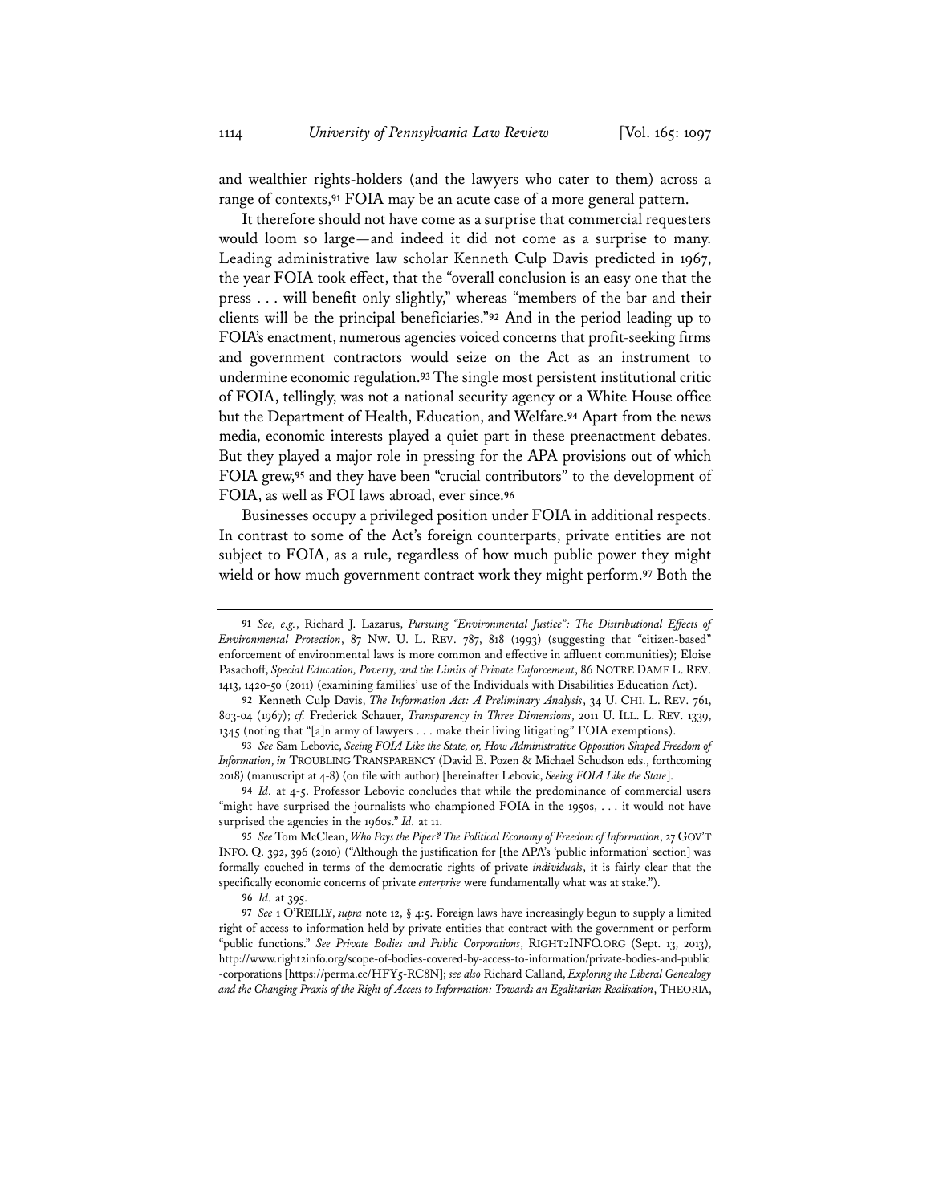and wealthier rights-holders (and the lawyers who cater to them) across a range of contexts,[91] FOIA may be an acute case of a more general pattern.

It therefore should not have come as a surprise that commercial requesters would loom so large—and indeed it did not come as a surprise to many. Leading administrative law scholar Kenneth Culp Davis predicted in 1967, the year FOIA took effect, that the "overall conclusion is an easy one that the press . . . will benefit only slightly," whereas "members of the bar and their clients will be the principal beneficiaries."[92] And in the period leading up to FOIA's enactment, numerous agencies voiced concerns that profit-seeking firms and government contractors would seize on the Act as an instrument to undermine economic regulation.[93] The single most persistent institutional critic of FOIA, tellingly, was not a national security agency or a White House office but the Department of Health, Education, and Welfare.[94] Apart from the news media, economic interests played a quiet part in these preenactment debates. But they played a major role in pressing for the APA provisions out of which FOIA grew,[95] and they have been "crucial contributors" to the development of FOIA, as well as FOI laws abroad, ever since.[96]

Businesses occupy a privileged position under FOIA in additional respects. In contrast to some of the Act's foreign counterparts, private entities are not subject to FOIA, as a rule, regardless of how much public power they might wield or how much government contract work they might perform.[97] Both the

---

91 *See, e.g.*, Richard J. Lazarus, *Pursuing "Environmental Justice": The Distributional Effects of Environmental Protection*, 87 NW. U. L. REV. 787, 818 (1993) (suggesting that "citizen-based" enforcement of environmental laws is more common and effective in affluent communities); Eloise Pasachoff, *Special Education, Poverty, and the Limits of Private Enforcement*, 86 NOTRE DAME L. REV. 1413, 1420-50 (2011) (examining families' use of the Individuals with Disabilities Education Act).

92 Kenneth Culp Davis, *The Information Act: A Preliminary Analysis*, 34 U. CHI. L. REV. 761, 803-04 (1967); *cf.* Frederick Schauer, *Transparency in Three Dimensions*, 2011 U. ILL. L. REV. 1339, 1345 (noting that "[a]n army of lawyers . . . make their living litigating" FOIA exemptions).

93 *See* Sam Lebovic, *Seeing FOIA Like the State, or, How Administrative Opposition Shaped Freedom of Information*, *in* TROUBLING TRANSPARENCY (David E. Pozen & Michael Schudson eds., forthcoming 2018) (manuscript at 4-8) (on file with author) [hereinafter Lebovic, *Seeing FOIA Like the State*].

94 *Id.* at 4-5. Professor Lebovic concludes that while the predominance of commercial users "might have surprised the journalists who championed FOIA in the 1950s, . . . it would not have surprised the agencies in the 1960s." *Id.* at 11.

95 *See* Tom McClean, *Who Pays the Piper? The Political Economy of Freedom of Information*, 27 GOV'T INFO. Q. 392, 396 (2010) ("Although the justification for [the APA's 'public information' section] was formally couched in terms of the democratic rights of private *individuals*, it is fairly clear that the specifically economic concerns of private *enterprise* were fundamentally what was at stake.").

96 *Id.* at 395.

97 *See* 1 O'REILLY, *supra* note 12, § 4:5. Foreign laws have increasingly begun to supply a limited right of access to information held by private entities that contract with the government or perform "public functions." *See Private Bodies and Public Corporations*, RIGHT2INFO.ORG (Sept. 13, 2013), http://www.right2info.org/scope-of-bodies-covered-by-access-to-information/private-bodies-and-public-corporations [https://perma.cc/HFY5-RC8N]; *see also* Richard Calland, *Exploring the Liberal Genealogy and the Changing Praxis of the Right of Access to Information: Towards an Egalitarian Realisation*, THEORIA,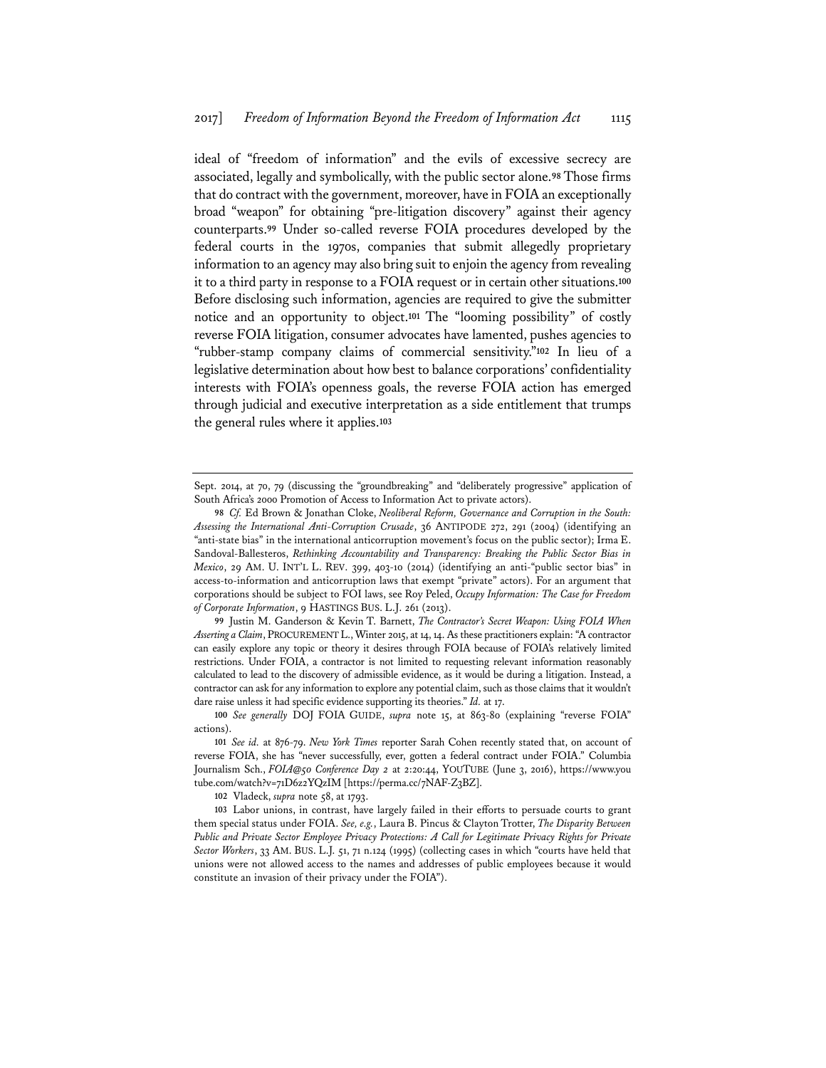ideal of "freedom of information" and the evils of excessive secrecy are associated, legally and symbolically, with the public sector alone.[98] Those firms that do contract with the government, moreover, have in FOIA an exceptionally broad "weapon" for obtaining "pre-litigation discovery" against their agency counterparts.[99] Under so-called reverse FOIA procedures developed by the federal courts in the 1970s, companies that submit allegedly proprietary information to an agency may also bring suit to enjoin the agency from revealing it to a third party in response to a FOIA request or in certain other situations.[100] Before disclosing such information, agencies are required to give the submitter notice and an opportunity to object.[101] The "looming possibility" of costly reverse FOIA litigation, consumer advocates have lamented, pushes agencies to "rubber-stamp company claims of commercial sensitivity."[102] In lieu of a legislative determination about how best to balance corporations' confidentiality interests with FOIA's openness goals, the reverse FOIA action has emerged through judicial and executive interpretation as a side entitlement that trumps the general rules where it applies.[103]

---

Sept. 2014, at 70, 79 (discussing the "groundbreaking" and "deliberately progressive" application of South Africa's 2000 Promotion of Access to Information Act to private actors).

98 *Cf.* Ed Brown & Jonathan Cloke, *Neoliberal Reform, Governance and Corruption in the South: Assessing the International Anti-Corruption Crusade*, 36 ANTIPODE 272, 291 (2004) (identifying an "anti-state bias" in the international anticorruption movement's focus on the public sector); Irma E. Sandoval-Ballesteros, *Rethinking Accountability and Transparency: Breaking the Public Sector Bias in Mexico*, 29 AM. U. INT'L L. REV. 399, 403-10 (2014) (identifying an anti-"public sector bias" in access-to-information and anticorruption laws that exempt "private" actors). For an argument that corporations should be subject to FOI laws, see Roy Peled, *Occupy Information: The Case for Freedom of Corporate Information*, 9 HASTINGS BUS. L.J. 261 (2013).

99 Justin M. Ganderson & Kevin T. Barnett, *The Contractor's Secret Weapon: Using FOIA When Asserting a Claim*, PROCUREMENT L., Winter 2015, at 14, 14. As these practitioners explain: "A contractor can easily explore any topic or theory it desires through FOIA because of FOIA's relatively limited restrictions. Under FOIA, a contractor is not limited to requesting relevant information reasonably calculated to lead to the discovery of admissible evidence, as it would be during a litigation. Instead, a contractor can ask for any information to explore any potential claim, such as those claims that it wouldn't dare raise unless it had specific evidence supporting its theories." *Id.* at 17.

100 *See generally* DOJ FOIA GUIDE, *supra* note 15, at 863-80 (explaining "reverse FOIA" actions).

101 *See id.* at 876-79. *New York Times* reporter Sarah Cohen recently stated that, on account of reverse FOIA, she has "never successfully, ever, gotten a federal contract under FOIA." Columbia Journalism Sch., *FOIA@50 Conference Day 2* at 2:20:44, YOUTUBE (June 3, 2016), https://www.youtube.com/watch?v=71D6z2YQzIM [https://perma.cc/7NAF-Z3BZ].

102 Vladeck, *supra* note 58, at 1793.

103 Labor unions, in contrast, have largely failed in their efforts to persuade courts to grant them special status under FOIA. *See, e.g.*, Laura B. Pincus & Clayton Trotter, *The Disparity Between Public and Private Sector Employee Privacy Protections: A Call for Legitimate Privacy Rights for Private Sector Workers*, 33 AM. BUS. L.J. 51, 71 n.124 (1995) (collecting cases in which "courts have held that unions were not allowed access to the names and addresses of public employees because it would constitute an invasion of their privacy under the FOIA").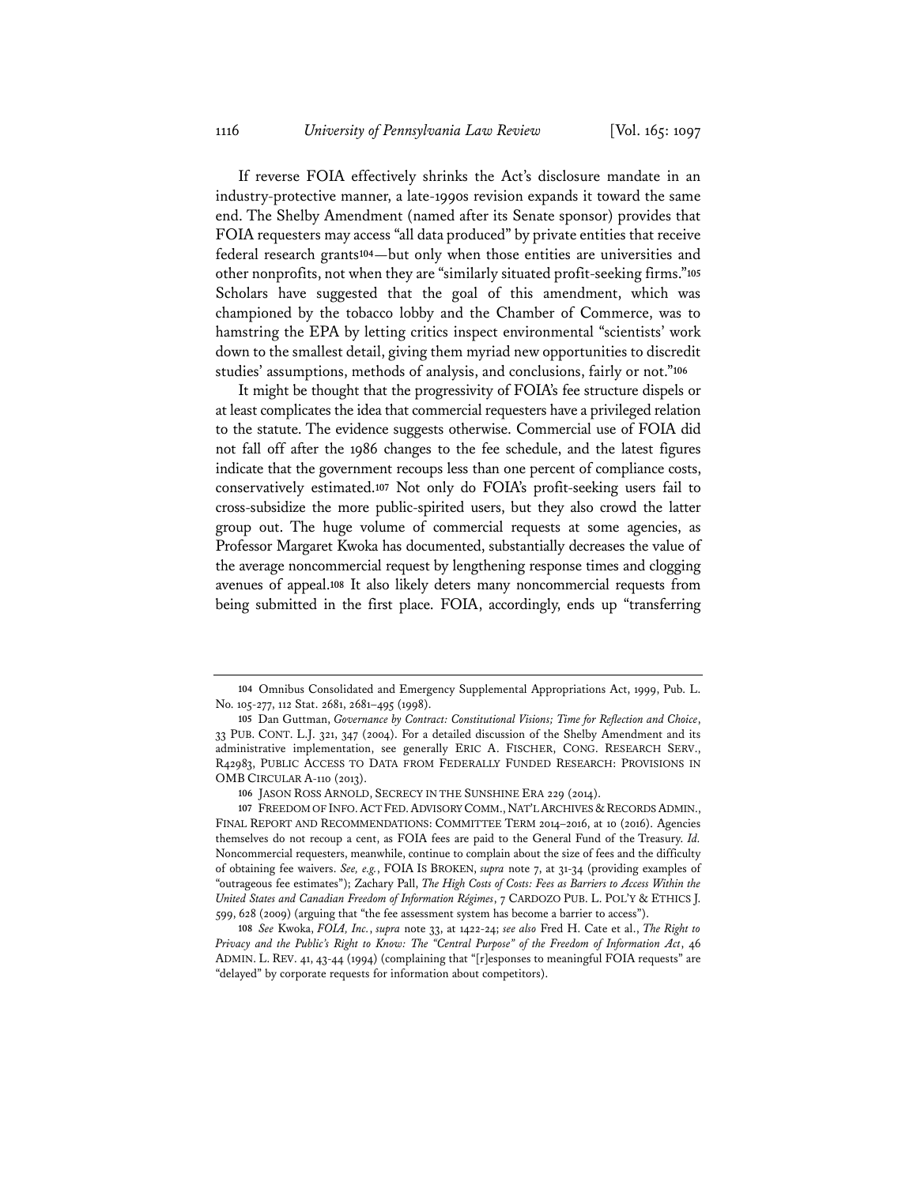If reverse FOIA effectively shrinks the Act's disclosure mandate in an industry-protective manner, a late-1990s revision expands it toward the same end. The Shelby Amendment (named after its Senate sponsor) provides that FOIA requesters may access "all data produced" by private entities that receive federal research grants[104]—but only when those entities are universities and other nonprofits, not when they are "similarly situated profit-seeking firms."[105] Scholars have suggested that the goal of this amendment, which was championed by the tobacco lobby and the Chamber of Commerce, was to hamstring the EPA by letting critics inspect environmental "scientists' work down to the smallest detail, giving them myriad new opportunities to discredit studies' assumptions, methods of analysis, and conclusions, fairly or not."[106]

It might be thought that the progressivity of FOIA's fee structure dispels or at least complicates the idea that commercial requesters have a privileged relation to the statute. The evidence suggests otherwise. Commercial use of FOIA did not fall off after the 1986 changes to the fee schedule, and the latest figures indicate that the government recoups less than one percent of compliance costs, conservatively estimated.[107] Not only do FOIA's profit-seeking users fail to cross-subsidize the more public-spirited users, but they also crowd the latter group out. The huge volume of commercial requests at some agencies, as Professor Margaret Kwoka has documented, substantially decreases the value of the average noncommercial request by lengthening response times and clogging avenues of appeal.[108] It also likely deters many noncommercial requests from being submitted in the first place. FOIA, accordingly, ends up "transferring

---

[104] Omnibus Consolidated and Emergency Supplemental Appropriations Act, 1999, Pub. L. No. 105-277, 112 Stat. 2681, 2681–495 (1998).

[105] Dan Guttman, *Governance by Contract: Constitutional Visions; Time for Reflection and Choice*, 33 PUB. CONT. L.J. 321, 347 (2004). For a detailed discussion of the Shelby Amendment and its administrative implementation, see generally ERIC A. FISCHER, CONG. RESEARCH SERV., R42983, PUBLIC ACCESS TO DATA FROM FEDERALLY FUNDED RESEARCH: PROVISIONS IN OMB CIRCULAR A-110 (2013).

[106] JASON ROSS ARNOLD, SECRECY IN THE SUNSHINE ERA 229 (2014).

[107] FREEDOM OF INFO. ACT FED. ADVISORY COMM., NAT'L ARCHIVES & RECORDS ADMIN., FINAL REPORT AND RECOMMENDATIONS: COMMITTEE TERM 2014–2016, at 10 (2016). Agencies themselves do not recoup a cent, as FOIA fees are paid to the General Fund of the Treasury. *Id.* Noncommercial requesters, meanwhile, continue to complain about the size of fees and the difficulty of obtaining fee waivers. *See, e.g.*, FOIA IS BROKEN, *supra* note 7, at 31-34 (providing examples of "outrageous fee estimates"); Zachary Pall, *The High Costs of Costs: Fees as Barriers to Access Within the United States and Canadian Freedom of Information Régimes*, 7 CARDOZO PUB. L. POL'Y & ETHICS J. 599, 628 (2009) (arguing that "the fee assessment system has become a barrier to access").

[108] *See* Kwoka, *FOIA, Inc.*, *supra* note 33, at 1422-24; *see also* Fred H. Cate et al., *The Right to Privacy and the Public's Right to Know: The "Central Purpose" of the Freedom of Information Act*, 46 ADMIN. L. REV. 41, 43-44 (1994) (complaining that "[r]esponses to meaningful FOIA requests" are "delayed" by corporate requests for information about competitors).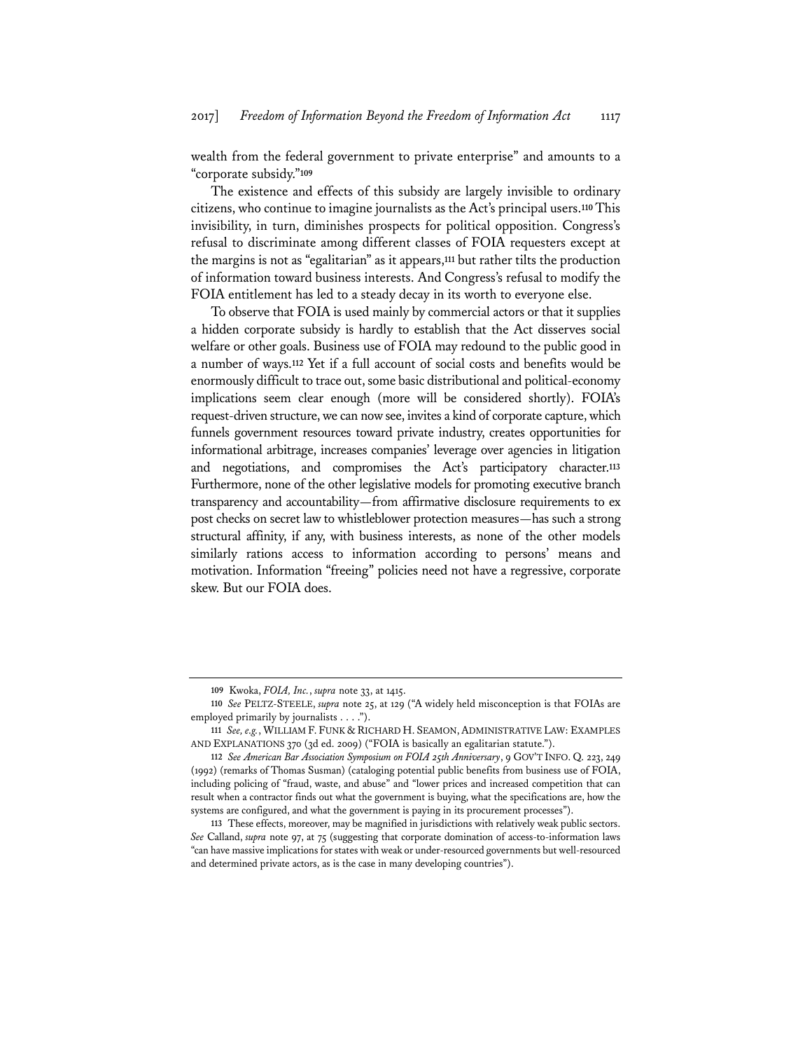wealth from the federal government to private enterprise" and amounts to a "corporate subsidy."[109]

The existence and effects of this subsidy are largely invisible to ordinary citizens, who continue to imagine journalists as the Act's principal users.[110] This invisibility, in turn, diminishes prospects for political opposition. Congress's refusal to discriminate among different classes of FOIA requesters except at the margins is not as "egalitarian" as it appears,[111] but rather tilts the production of information toward business interests. And Congress's refusal to modify the FOIA entitlement has led to a steady decay in its worth to everyone else.

To observe that FOIA is used mainly by commercial actors or that it supplies a hidden corporate subsidy is hardly to establish that the Act disserves social welfare or other goals. Business use of FOIA may redound to the public good in a number of ways.[112] Yet if a full account of social costs and benefits would be enormously difficult to trace out, some basic distributional and political-economy implications seem clear enough (more will be considered shortly). FOIA's request-driven structure, we can now see, invites a kind of corporate capture, which funnels government resources toward private industry, creates opportunities for informational arbitrage, increases companies' leverage over agencies in litigation and negotiations, and compromises the Act's participatory character.[113] Furthermore, none of the other legislative models for promoting executive branch transparency and accountability—from affirmative disclosure requirements to ex post checks on secret law to whistleblower protection measures—has such a strong structural affinity, if any, with business interests, as none of the other models similarly rations access to information according to persons' means and motivation. Information "freeing" policies need not have a regressive, corporate skew. But our FOIA does.

---

[109] Kwoka, *FOIA, Inc.*, *supra* note 33, at 1415.

[110] *See* PELTZ-STEELE, *supra* note 25, at 129 ("A widely held misconception is that FOIAs are employed primarily by journalists . . . .").

[111] *See, e.g.*, WILLIAM F. FUNK & RICHARD H. SEAMON, ADMINISTRATIVE LAW: EXAMPLES AND EXPLANATIONS 370 (3d ed. 2009) ("FOIA is basically an egalitarian statute.").

[112] *See American Bar Association Symposium on FOIA 25th Anniversary*, 9 GOV'T INFO. Q. 223, 249 (1992) (remarks of Thomas Susman) (cataloging potential public benefits from business use of FOIA, including policing of "fraud, waste, and abuse" and "lower prices and increased competition that can result when a contractor finds out what the government is buying, what the specifications are, how the systems are configured, and what the government is paying in its procurement processes").

[113] These effects, moreover, may be magnified in jurisdictions with relatively weak public sectors. *See* Calland, *supra* note 97, at 75 (suggesting that corporate domination of access-to-information laws "can have massive implications for states with weak or under-resourced governments but well-resourced and determined private actors, as is the case in many developing countries").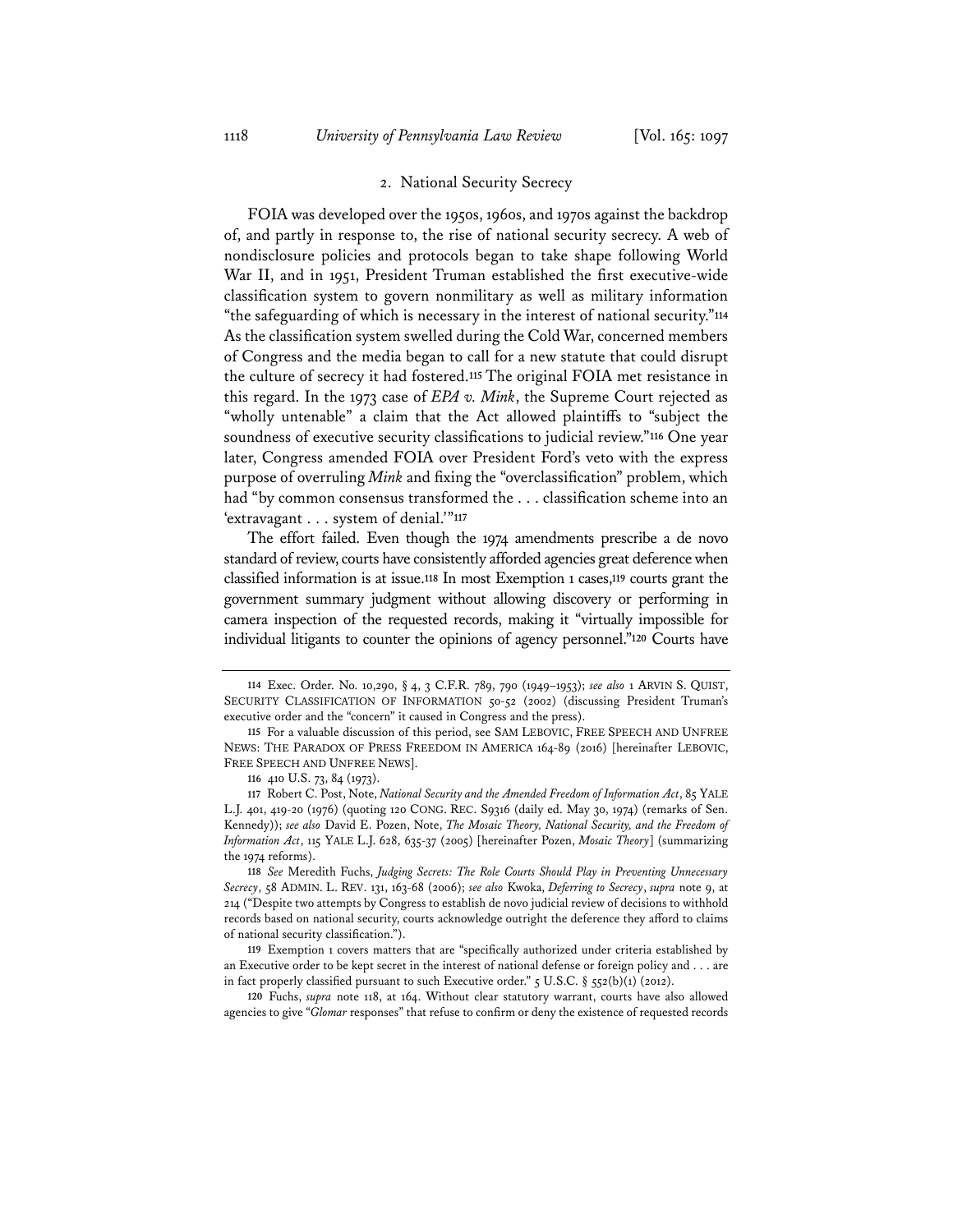### 2. National Security Secrecy

FOIA was developed over the 1950s, 1960s, and 1970s against the backdrop of, and partly in response to, the rise of national security secrecy. A web of nondisclosure policies and protocols began to take shape following World War II, and in 1951, President Truman established the first executive-wide classification system to govern nonmilitary as well as military information "the safeguarding of which is necessary in the interest of national security."[114] As the classification system swelled during the Cold War, concerned members of Congress and the media began to call for a new statute that could disrupt the culture of secrecy it had fostered.[115] The original FOIA met resistance in this regard. In the 1973 case of *EPA v. Mink*, the Supreme Court rejected as "wholly untenable" a claim that the Act allowed plaintiffs to "subject the soundness of executive security classifications to judicial review."[116] One year later, Congress amended FOIA over President Ford's veto with the express purpose of overruling *Mink* and fixing the "overclassification" problem, which had "by common consensus transformed the . . . classification scheme into an 'extravagant . . . system of denial.'"[117]

The effort failed. Even though the 1974 amendments prescribe a de novo standard of review, courts have consistently afforded agencies great deference when classified information is at issue.[118] In most Exemption 1 cases,[119] courts grant the government summary judgment without allowing discovery or performing in camera inspection of the requested records, making it "virtually impossible for individual litigants to counter the opinions of agency personnel."[120] Courts have

---

114 Exec. Order. No. 10,290, § 4, 3 C.F.R. 789, 790 (1949–1953); *see also* 1 ARVIN S. QUIST, SECURITY CLASSIFICATION OF INFORMATION 50-52 (2002) (discussing President Truman's executive order and the "concern" it caused in Congress and the press).

115 For a valuable discussion of this period, see SAM LEBOVIC, FREE SPEECH AND UNFREE NEWS: THE PARADOX OF PRESS FREEDOM IN AMERICA 164-89 (2016) [hereinafter LEBOVIC, FREE SPEECH AND UNFREE NEWS].

116 410 U.S. 73, 84 (1973).

117 Robert C. Post, Note, *National Security and the Amended Freedom of Information Act*, 85 YALE L.J. 401, 419-20 (1976) (quoting 120 CONG. REC. S9316 (daily ed. May 30, 1974) (remarks of Sen. Kennedy)); *see also* David E. Pozen, Note, *The Mosaic Theory, National Security, and the Freedom of Information Act*, 115 YALE L.J. 628, 635-37 (2005) [hereinafter Pozen, *Mosaic Theory*] (summarizing the 1974 reforms).

118 *See* Meredith Fuchs, *Judging Secrets: The Role Courts Should Play in Preventing Unnecessary Secrecy*, 58 ADMIN. L. REV. 131, 163-68 (2006); *see also* Kwoka, *Deferring to Secrecy*, *supra* note 9, at 214 ("Despite two attempts by Congress to establish de novo judicial review of decisions to withhold records based on national security, courts acknowledge outright the deference they afford to claims of national security classification.").

119 Exemption 1 covers matters that are "specifically authorized under criteria established by an Executive order to be kept secret in the interest of national defense or foreign policy and . . . are in fact properly classified pursuant to such Executive order." 5 U.S.C. § 552(b)(1) (2012).

120 Fuchs, *supra* note 118, at 164. Without clear statutory warrant, courts have also allowed agencies to give "*Glomar* responses" that refuse to confirm or deny the existence of requested records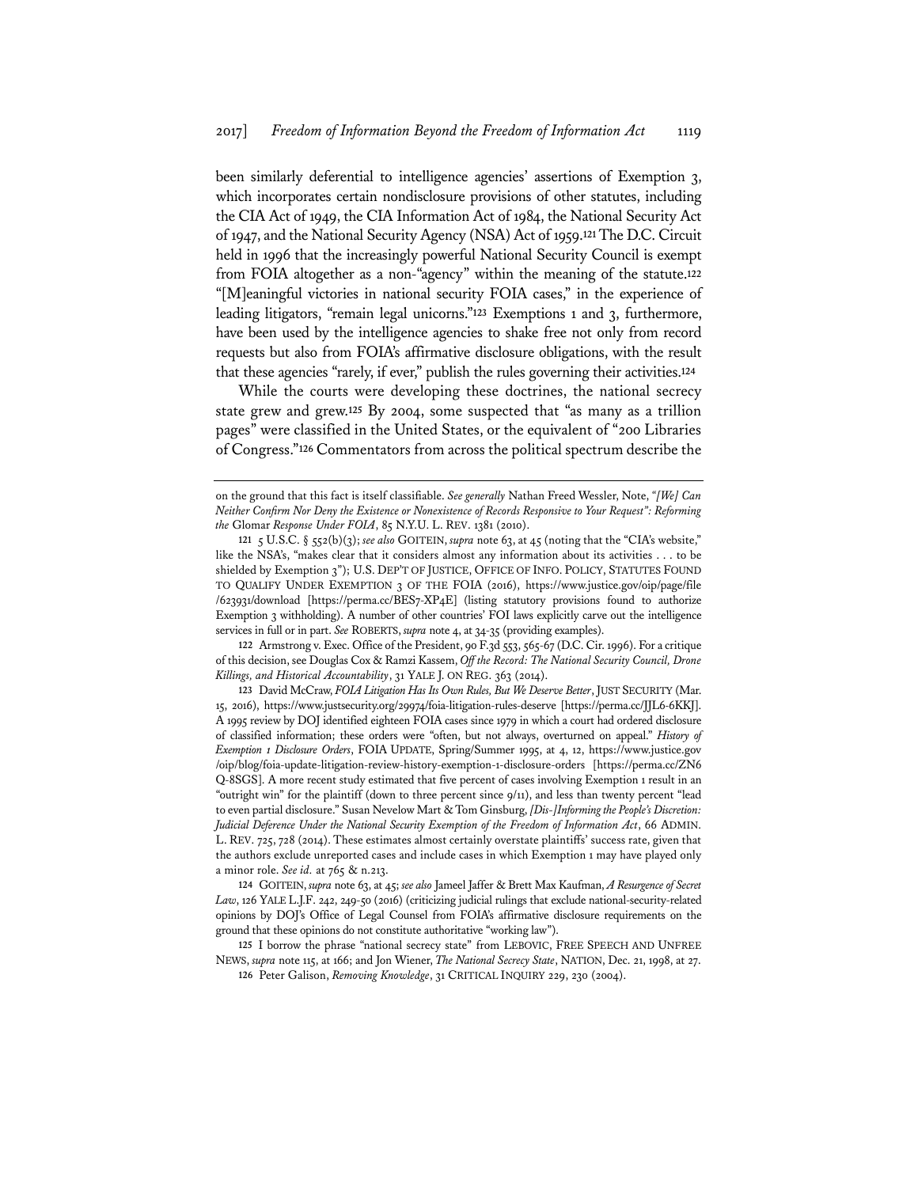been similarly deferential to intelligence agencies' assertions of Exemption 3, which incorporates certain nondisclosure provisions of other statutes, including the CIA Act of 1949, the CIA Information Act of 1984, the National Security Act of 1947, and the National Security Agency (NSA) Act of 1959.[121] The D.C. Circuit held in 1996 that the increasingly powerful National Security Council is exempt from FOIA altogether as a non-"agency" within the meaning of the statute.[122] "[M]eaningful victories in national security FOIA cases," in the experience of leading litigators, "remain legal unicorns."[123] Exemptions 1 and 3, furthermore, have been used by the intelligence agencies to shake free not only from record requests but also from FOIA's affirmative disclosure obligations, with the result that these agencies "rarely, if ever," publish the rules governing their activities.[124]

While the courts were developing these doctrines, the national secrecy state grew and grew.[125] By 2004, some suspected that "as many as a trillion pages" were classified in the United States, or the equivalent of "200 Libraries of Congress."[126] Commentators from across the political spectrum describe the

---

on the ground that this fact is itself classifiable. *See generally* Nathan Freed Wessler, Note, *"[We] Can Neither Confirm Nor Deny the Existence or Nonexistence of Records Responsive to Your Request": Reforming the* Glomar *Response Under FOIA*, 85 N.Y.U. L. REV. 1381 (2010).

121 5 U.S.C. § 552(b)(3); *see also* GOITEIN, *supra* note 63, at 45 (noting that the "CIA's website," like the NSA's, "makes clear that it considers almost any information about its activities . . . to be shielded by Exemption 3"); U.S. DEP'T OF JUSTICE, OFFICE OF INFO. POLICY, STATUTES FOUND TO QUALIFY UNDER EXEMPTION 3 OF THE FOIA (2016), https://www.justice.gov/oip/page/file/623931/download [https://perma.cc/BES7-XP4E] (listing statutory provisions found to authorize Exemption 3 withholding). A number of other countries' FOI laws explicitly carve out the intelligence services in full or in part. *See* ROBERTS, *supra* note 4, at 34-35 (providing examples).

122 Armstrong v. Exec. Office of the President, 90 F.3d 553, 565-67 (D.C. Cir. 1996). For a critique of this decision, see Douglas Cox & Ramzi Kassem, *Off the Record: The National Security Council, Drone Killings, and Historical Accountability*, 31 YALE J. ON REG. 363 (2014).

123 David McCraw, *FOIA Litigation Has Its Own Rules, But We Deserve Better*, JUST SECURITY (Mar. 15, 2016), https://www.justsecurity.org/29974/foia-litigation-rules-deserve [https://perma.cc/JJL6-6KKJ]. A 1995 review by DOJ identified eighteen FOIA cases since 1979 in which a court had ordered disclosure of classified information; these orders were "often, but not always, overturned on appeal." *History of Exemption 1 Disclosure Orders*, FOIA UPDATE, Spring/Summer 1995, at 4, 12, https://www.justice.gov/oip/blog/foia-update-litigation-review-history-exemption-1-disclosure-orders [https://perma.cc/ZN6Q-8SGS]. A more recent study estimated that five percent of cases involving Exemption 1 result in an "outright win" for the plaintiff (down to three percent since 9/11), and less than twenty percent "lead to even partial disclosure." Susan Nevelow Mart & Tom Ginsburg, *[Dis-]Informing the People's Discretion: Judicial Deference Under the National Security Exemption of the Freedom of Information Act*, 66 ADMIN. L. REV. 725, 728 (2014). These estimates almost certainly overstate plaintiffs' success rate, given that the authors exclude unreported cases and include cases in which Exemption 1 may have played only a minor role. *See id.* at 765 & n.213.

124 GOITEIN, *supra* note 63, at 45; *see also* Jameel Jaffer & Brett Max Kaufman, *A Resurgence of Secret Law*, 126 YALE L.J.F. 242, 249-50 (2016) (criticizing judicial rulings that exclude national-security-related opinions by DOJ's Office of Legal Counsel from FOIA's affirmative disclosure requirements on the ground that these opinions do not constitute authoritative "working law").

125 I borrow the phrase "national secrecy state" from LEBOVIC, FREE SPEECH AND UNFREE NEWS, *supra* note 115, at 166; and Jon Wiener, *The National Secrecy State*, NATION, Dec. 21, 1998, at 27.

126 Peter Galison, *Removing Knowledge*, 31 CRITICAL INQUIRY 229, 230 (2004).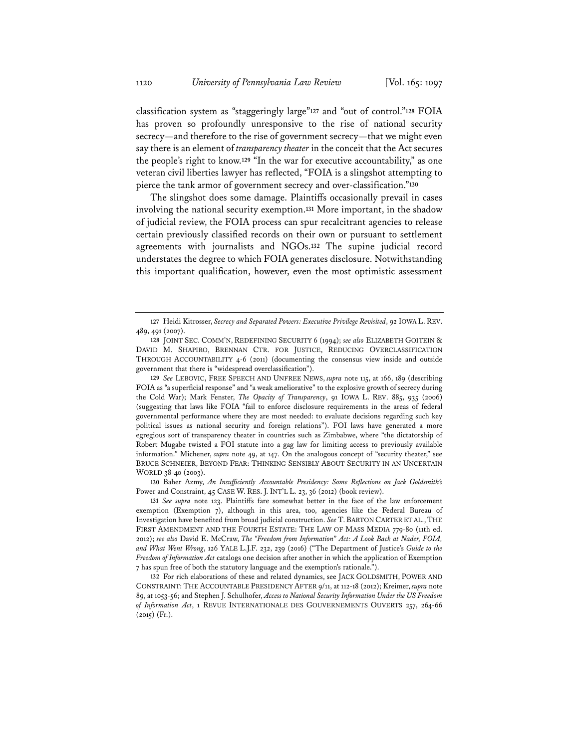classification system as "staggeringly large"[127] and "out of control."[128] FOIA has proven so profoundly unresponsive to the rise of national security secrecy—and therefore to the rise of government secrecy—that we might even say there is an element of *transparency theater* in the conceit that the Act secures the people's right to know.[129] "In the war for executive accountability," as one veteran civil liberties lawyer has reflected, "FOIA is a slingshot attempting to pierce the tank armor of government secrecy and over-classification."[130]

The slingshot does some damage. Plaintiffs occasionally prevail in cases involving the national security exemption.[131] More important, in the shadow of judicial review, the FOIA process can spur recalcitrant agencies to release certain previously classified records on their own or pursuant to settlement agreements with journalists and NGOs.[132] The supine judicial record understates the degree to which FOIA generates disclosure. Notwithstanding this important qualification, however, even the most optimistic assessment

---

127 Heidi Kitrosser, *Secrecy and Separated Powers: Executive Privilege Revisited*, 92 IOWA L. REV. 489, 491 (2007).

128 JOINT SEC. COMM'N, REDEFINING SECURITY 6 (1994); *see also* ELIZABETH GOITEIN & DAVID M. SHAPIRO, BRENNAN CTR. FOR JUSTICE, REDUCING OVERCLASSIFICATION THROUGH ACCOUNTABILITY 4-6 (2011) (documenting the consensus view inside and outside government that there is "widespread overclassification").

129 *See* LEBOVIC, FREE SPEECH AND UNFREE NEWS, *supra* note 115, at 166, 189 (describing FOIA as "a superficial response" and "a weak ameliorative" to the explosive growth of secrecy during the Cold War); Mark Fenster, *The Opacity of Transparency*, 91 IOWA L. REV. 885, 935 (2006) (suggesting that laws like FOIA "fail to enforce disclosure requirements in the areas of federal governmental performance where they are most needed: to evaluate decisions regarding such key political issues as national security and foreign relations"). FOI laws have generated a more egregious sort of transparency theater in countries such as Zimbabwe, where "the dictatorship of Robert Mugabe twisted a FOI statute into a gag law for limiting access to previously available information." Michener, *supra* note 49, at 147. On the analogous concept of "security theater," see BRUCE SCHNEIER, BEYOND FEAR: THINKING SENSIBLY ABOUT SECURITY IN AN UNCERTAIN WORLD 38-40 (2003).

130 Baher Azmy, *An Insufficiently Accountable Presidency: Some Reflections on Jack Goldsmith's* Power and Constraint, 45 CASE W. RES. J. INT'L L. 23, 36 (2012) (book review).

131 *See supra* note 123. Plaintiffs fare somewhat better in the face of the law enforcement exemption (Exemption 7), although in this area, too, agencies like the Federal Bureau of Investigation have benefited from broad judicial construction. *See* T. BARTON CARTER ET AL., THE FIRST AMENDMENT AND THE FOURTH ESTATE: THE LAW OF MASS MEDIA 779-80 (11th ed. 2012); *see also* David E. McCraw, *The "Freedom from Information" Act: A Look Back at Nader, FOIA, and What Went Wrong*, 126 YALE L.J.F. 232, 239 (2016) ("The Department of Justice's *Guide to the Freedom of Information Act* catalogs one decision after another in which the application of Exemption 7 has spun free of both the statutory language and the exemption's rationale.").

132 For rich elaborations of these and related dynamics, see JACK GOLDSMITH, POWER AND CONSTRAINT: THE ACCOUNTABLE PRESIDENCY AFTER 9/11, at 112-18 (2012); Kreimer, *supra* note 89, at 1053-56; and Stephen J. Schulhofer, *Access to National Security Information Under the US Freedom of Information Act*, 1 REVUE INTERNATIONALE DES GOUVERNEMENTS OUVERTS 257, 264-66 (2015) (Fr.).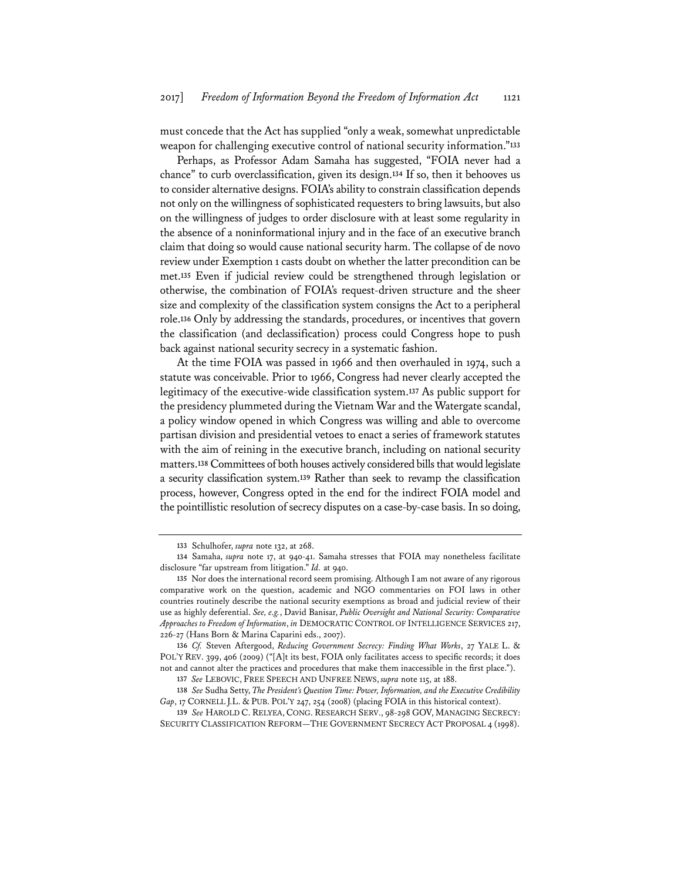must concede that the Act has supplied "only a weak, somewhat unpredictable weapon for challenging executive control of national security information."[133]

Perhaps, as Professor Adam Samaha has suggested, "FOIA never had a chance" to curb overclassification, given its design.[134] If so, then it behooves us to consider alternative designs. FOIA's ability to constrain classification depends not only on the willingness of sophisticated requesters to bring lawsuits, but also on the willingness of judges to order disclosure with at least some regularity in the absence of a noninformational injury and in the face of an executive branch claim that doing so would cause national security harm. The collapse of de novo review under Exemption 1 casts doubt on whether the latter precondition can be met.[135] Even if judicial review could be strengthened through legislation or otherwise, the combination of FOIA's request-driven structure and the sheer size and complexity of the classification system consigns the Act to a peripheral role.[136] Only by addressing the standards, procedures, or incentives that govern the classification (and declassification) process could Congress hope to push back against national security secrecy in a systematic fashion.

At the time FOIA was passed in 1966 and then overhauled in 1974, such a statute was conceivable. Prior to 1966, Congress had never clearly accepted the legitimacy of the executive-wide classification system.[137] As public support for the presidency plummeted during the Vietnam War and the Watergate scandal, a policy window opened in which Congress was willing and able to overcome partisan division and presidential vetoes to enact a series of framework statutes with the aim of reining in the executive branch, including on national security matters.[138] Committees of both houses actively considered bills that would legislate a security classification system.[139] Rather than seek to revamp the classification process, however, Congress opted in the end for the indirect FOIA model and the pointillistic resolution of secrecy disputes on a case-by-case basis. In so doing,

---

133 Schulhofer, *supra* note 132, at 268.

134 Samaha, *supra* note 17, at 940-41. Samaha stresses that FOIA may nonetheless facilitate disclosure "far upstream from litigation." *Id.* at 940.

135 Nor does the international record seem promising. Although I am not aware of any rigorous comparative work on the question, academic and NGO commentaries on FOI laws in other countries routinely describe the national security exemptions as broad and judicial review of their use as highly deferential. *See, e.g.*, David Banisar, *Public Oversight and National Security: Comparative Approaches to Freedom of Information*, *in* DEMOCRATIC CONTROL OF INTELLIGENCE SERVICES 217, 226-27 (Hans Born & Marina Caparini eds., 2007).

136 *Cf.* Steven Aftergood, *Reducing Government Secrecy: Finding What Works*, 27 YALE L. & POL'Y REV. 399, 406 (2009) ("[A]t its best, FOIA only facilitates access to specific records; it does not and cannot alter the practices and procedures that make them inaccessible in the first place.").

137 *See* LEBOVIC, FREE SPEECH AND UNFREE NEWS, *supra* note 115, at 188.

138 *See* Sudha Setty, *The President's Question Time: Power, Information, and the Executive Credibility Gap*, 17 CORNELL J.L. & PUB. POL'Y 247, 254 (2008) (placing FOIA in this historical context).

139 *See* HAROLD C. RELYEA, CONG. RESEARCH SERV., 98-298 GOV, MANAGING SECRECY: SECURITY CLASSIFICATION REFORM—THE GOVERNMENT SECRECY ACT PROPOSAL 4 (1998).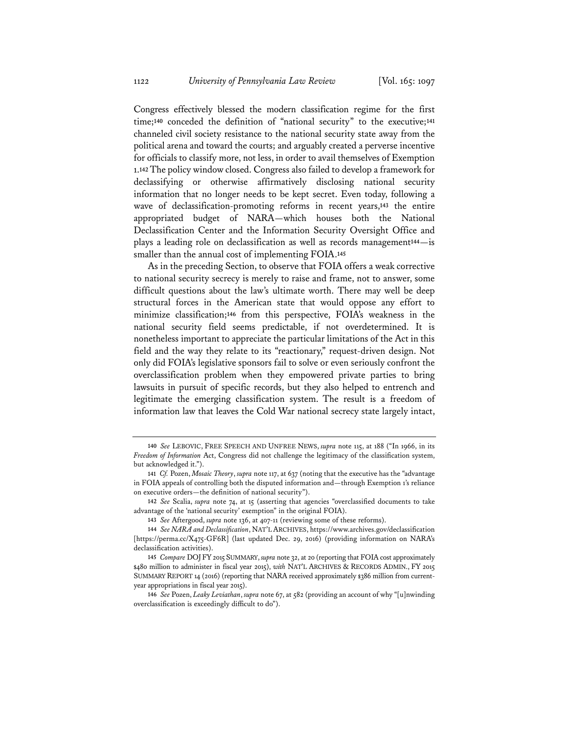Congress effectively blessed the modern classification regime for the first time;[140] conceded the definition of "national security" to the executive;[141] channeled civil society resistance to the national security state away from the political arena and toward the courts; and arguably created a perverse incentive for officials to classify more, not less, in order to avail themselves of Exemption 1.[142] The policy window closed. Congress also failed to develop a framework for declassifying or otherwise affirmatively disclosing national security information that no longer needs to be kept secret. Even today, following a wave of declassification-promoting reforms in recent years,[143] the entire appropriated budget of NARA—which houses both the National Declassification Center and the Information Security Oversight Office and plays a leading role on declassification as well as records management[144]—is smaller than the annual cost of implementing FOIA.[145]

As in the preceding Section, to observe that FOIA offers a weak corrective to national security secrecy is merely to raise and frame, not to answer, some difficult questions about the law's ultimate worth. There may well be deep structural forces in the American state that would oppose any effort to minimize classification;[146] from this perspective, FOIA's weakness in the national security field seems predictable, if not overdetermined. It is nonetheless important to appreciate the particular limitations of the Act in this field and the way they relate to its "reactionary," request-driven design. Not only did FOIA's legislative sponsors fail to solve or even seriously confront the overclassification problem when they empowered private parties to bring lawsuits in pursuit of specific records, but they also helped to entrench and legitimate the emerging classification system. The result is a freedom of information law that leaves the Cold War national secrecy state largely intact,

---

140 *See* LEBOVIC, FREE SPEECH AND UNFREE NEWS, *supra* note 115, at 188 ("In 1966, in its *Freedom of Information* Act, Congress did not challenge the legitimacy of the classification system, but acknowledged it.").

141 *Cf.* Pozen, *Mosaic Theory*, *supra* note 117, at 637 (noting that the executive has the "advantage in FOIA appeals of controlling both the disputed information and—through Exemption 1's reliance on executive orders—the definition of national security").

142 *See* Scalia, *supra* note 74, at 15 (asserting that agencies "overclassified documents to take advantage of the 'national security' exemption" in the original FOIA).

143 *See* Aftergood, *supra* note 136, at 407-11 (reviewing some of these reforms).

144 *See NARA and Declassification*, NAT'L ARCHIVES, https://www.archives.gov/declassification [https://perma.cc/X475-GF6R] (last updated Dec. 29, 2016) (providing information on NARA's declassification activities).

145 *Compare* DOJ FY 2015 SUMMARY, *supra* note 32, at 20 (reporting that FOIA cost approximately $480 million to administer in fiscal year 2015), *with* NAT'L ARCHIVES & RECORDS ADMIN., FY 2015 SUMMARY REPORT 14 (2016) (reporting that NARA received approximately $386 million from current-year appropriations in fiscal year 2015).

146 *See* Pozen, *Leaky Leviathan*, *supra* note 67, at 582 (providing an account of why "[u]nwinding overclassification is exceedingly difficult to do").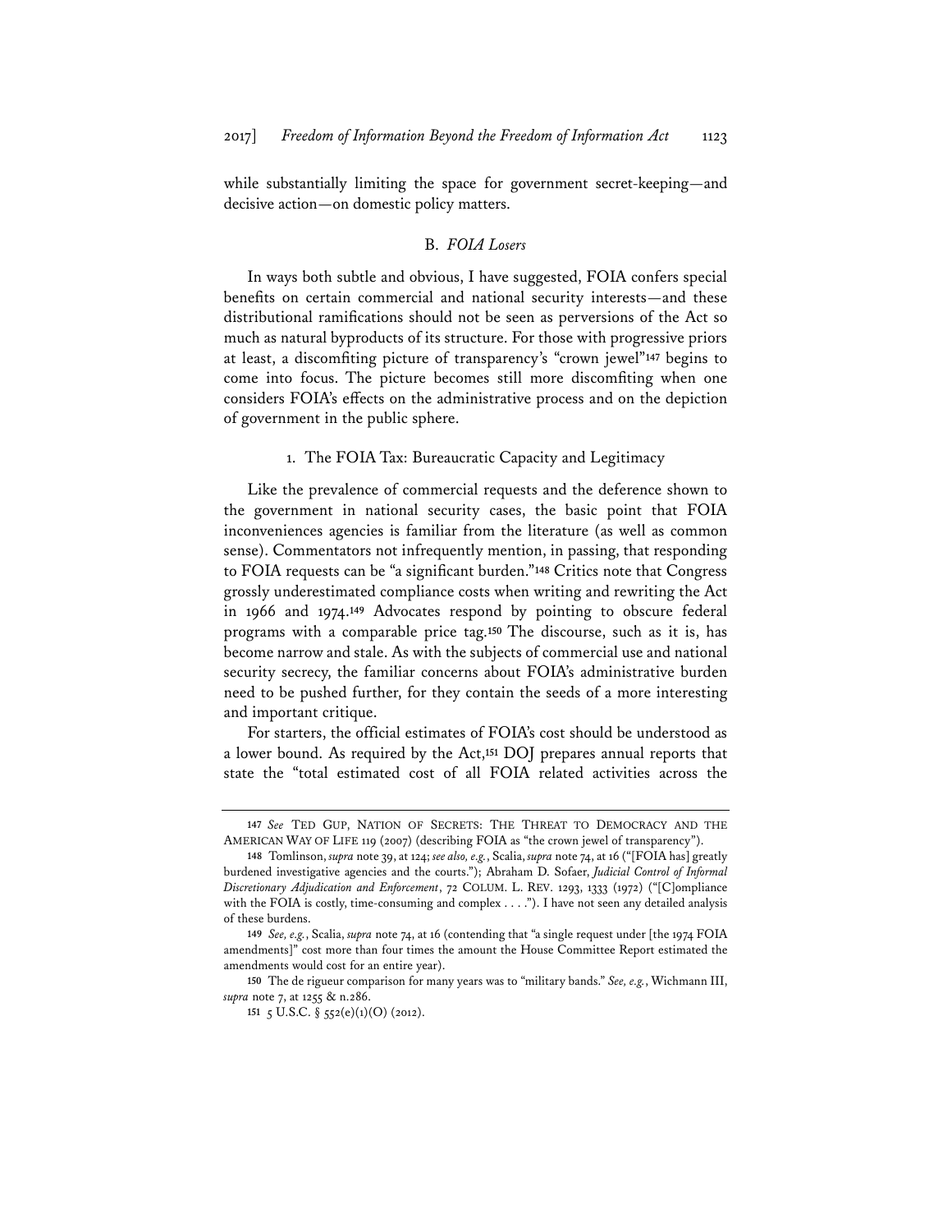while substantially limiting the space for government secret-keeping—and decisive action—on domestic policy matters.

## B. *FOIA Losers*

In ways both subtle and obvious, I have suggested, FOIA confers special benefits on certain commercial and national security interests—and these distributional ramifications should not be seen as perversions of the Act so much as natural byproducts of its structure. For those with progressive priors at least, a discomfiting picture of transparency's "crown jewel"[147] begins to come into focus. The picture becomes still more discomfiting when one considers FOIA's effects on the administrative process and on the depiction of government in the public sphere.

### 1. The FOIA Tax: Bureaucratic Capacity and Legitimacy

Like the prevalence of commercial requests and the deference shown to the government in national security cases, the basic point that FOIA inconveniences agencies is familiar from the literature (as well as common sense). Commentators not infrequently mention, in passing, that responding to FOIA requests can be "a significant burden."[148] Critics note that Congress grossly underestimated compliance costs when writing and rewriting the Act in 1966 and 1974.[149] Advocates respond by pointing to obscure federal programs with a comparable price tag.[150] The discourse, such as it is, has become narrow and stale. As with the subjects of commercial use and national security secrecy, the familiar concerns about FOIA's administrative burden need to be pushed further, for they contain the seeds of a more interesting and important critique.

For starters, the official estimates of FOIA's cost should be understood as a lower bound. As required by the Act,[151] DOJ prepares annual reports that state the "total estimated cost of all FOIA related activities across the

---

147 *See* TED GUP, NATION OF SECRETS: THE THREAT TO DEMOCRACY AND THE AMERICAN WAY OF LIFE 119 (2007) (describing FOIA as "the crown jewel of transparency").

148 Tomlinson, *supra* note 39, at 124; *see also, e.g.*, Scalia, *supra* note 74, at 16 ("[FOIA has] greatly burdened investigative agencies and the courts."); Abraham D. Sofaer, *Judicial Control of Informal Discretionary Adjudication and Enforcement*, 72 COLUM. L. REV. 1293, 1333 (1972) ("[C]ompliance with the FOIA is costly, time-consuming and complex . . . ."). I have not seen any detailed analysis of these burdens.

149 *See, e.g.*, Scalia, *supra* note 74, at 16 (contending that "a single request under [the 1974 FOIA amendments]" cost more than four times the amount the House Committee Report estimated the amendments would cost for an entire year).

150 The de rigueur comparison for many years was to "military bands." *See, e.g.*, Wichmann III, *supra* note 7, at 1255 & n.286.

151 5 U.S.C. § 552(e)(1)(O) (2012).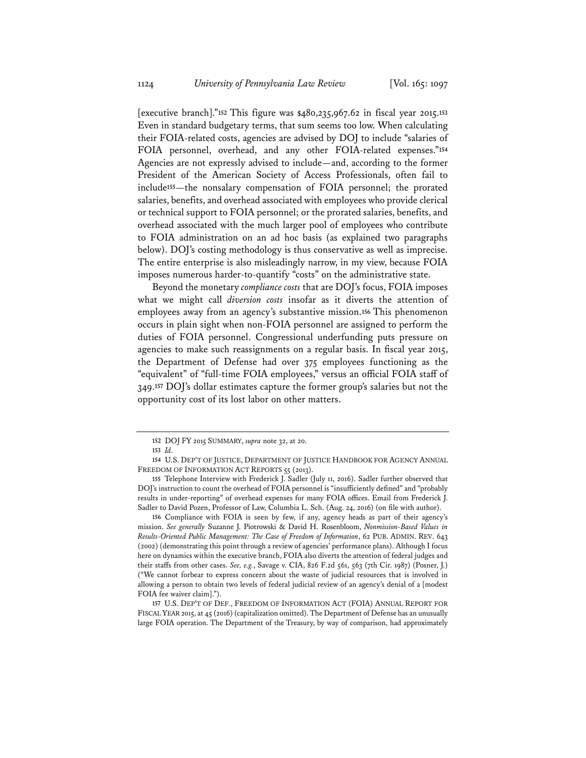[executive branch]."[152] This figure was $480,235,967.62 in fiscal year 2015.[153] Even in standard budgetary terms, that sum seems too low. When calculating their FOIA-related costs, agencies are advised by DOJ to include "salaries of FOIA personnel, overhead, and any other FOIA-related expenses."[154] Agencies are not expressly advised to include—and, according to the former President of the American Society of Access Professionals, often fail to include[155]—the nonsalary compensation of FOIA personnel; the prorated salaries, benefits, and overhead associated with employees who provide clerical or technical support to FOIA personnel; or the prorated salaries, benefits, and overhead associated with the much larger pool of employees who contribute to FOIA administration on an ad hoc basis (as explained two paragraphs below). DOJ's costing methodology is thus conservative as well as imprecise. The entire enterprise is also misleadingly narrow, in my view, because FOIA imposes numerous harder-to-quantify "costs" on the administrative state.

Beyond the monetary *compliance costs* that are DOJ's focus, FOIA imposes what we might call *diversion costs* insofar as it diverts the attention of employees away from an agency's substantive mission.[156] This phenomenon occurs in plain sight when non-FOIA personnel are assigned to perform the duties of FOIA personnel. Congressional underfunding puts pressure on agencies to make such reassignments on a regular basis. In fiscal year 2015, the Department of Defense had over 375 employees functioning as the "equivalent" of "full-time FOIA employees," versus an official FOIA staff of 349.[157] DOJ's dollar estimates capture the former group's salaries but not the opportunity cost of its lost labor on other matters.

---

152 DOJ FY 2015 SUMMARY, *supra* note 32, at 20.

153 *Id.*

154 U.S. DEP'T OF JUSTICE, DEPARTMENT OF JUSTICE HANDBOOK FOR AGENCY ANNUAL FREEDOM OF INFORMATION ACT REPORTS 55 (2013).

155 Telephone Interview with Frederick J. Sadler (July 11, 2016). Sadler further observed that DOJ's instruction to count the overhead of FOIA personnel is "insufficiently defined" and "probably results in under-reporting" of overhead expenses for many FOIA offices. Email from Frederick J. Sadler to David Pozen, Professor of Law, Columbia L. Sch. (Aug. 24, 2016) (on file with author).

156 Compliance with FOIA is seen by few, if any, agency heads as part of their agency's mission. *See generally* Suzanne J. Piotrowski & David H. Rosenbloom, *Nonmission-Based Values in Results-Oriented Public Management: The Case of Freedom of Information*, 62 PUB. ADMIN. REV. 643 (2002) (demonstrating this point through a review of agencies' performance plans). Although I focus here on dynamics within the executive branch, FOIA also diverts the attention of federal judges and their staffs from other cases. *See, e.g.*, Savage v. CIA, 826 F.2d 561, 563 (7th Cir. 1987) (Posner, J.) ("We cannot forbear to express concern about the waste of judicial resources that is involved in allowing a person to obtain two levels of federal judicial review of an agency's denial of a [modest FOIA fee waiver claim].").

157 U.S. DEP'T OF DEF., FREEDOM OF INFORMATION ACT (FOIA) ANNUAL REPORT FOR FISCAL YEAR 2015, at 45 (2016) (capitalization omitted). The Department of Defense has an unusually large FOIA operation. The Department of the Treasury, by way of comparison, had approximately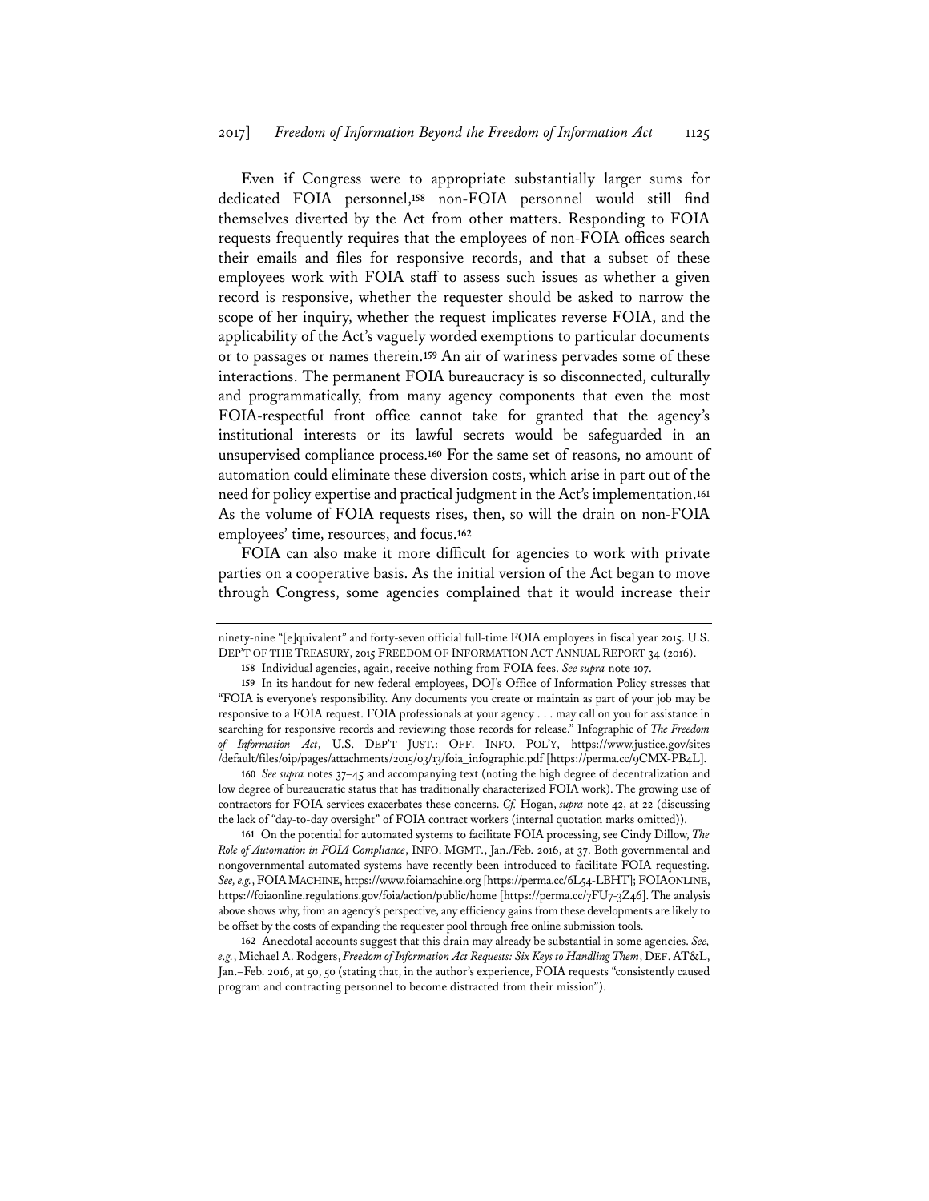Even if Congress were to appropriate substantially larger sums for dedicated FOIA personnel,[158] non-FOIA personnel would still find themselves diverted by the Act from other matters. Responding to FOIA requests frequently requires that the employees of non-FOIA offices search their emails and files for responsive records, and that a subset of these employees work with FOIA staff to assess such issues as whether a given record is responsive, whether the requester should be asked to narrow the scope of her inquiry, whether the request implicates reverse FOIA, and the applicability of the Act's vaguely worded exemptions to particular documents or to passages or names therein.[159] An air of wariness pervades some of these interactions. The permanent FOIA bureaucracy is so disconnected, culturally and programmatically, from many agency components that even the most FOIA-respectful front office cannot take for granted that the agency's institutional interests or its lawful secrets would be safeguarded in an unsupervised compliance process.[160] For the same set of reasons, no amount of automation could eliminate these diversion costs, which arise in part out of the need for policy expertise and practical judgment in the Act's implementation.[161] As the volume of FOIA requests rises, then, so will the drain on non-FOIA employees' time, resources, and focus.[162]

FOIA can also make it more difficult for agencies to work with private parties on a cooperative basis. As the initial version of the Act began to move through Congress, some agencies complained that it would increase their

---

ninety-nine "[e]quivalent" and forty-seven official full-time FOIA employees in fiscal year 2015. U.S. DEP'T OF THE TREASURY, 2015 FREEDOM OF INFORMATION ACT ANNUAL REPORT 34 (2016).

158 Individual agencies, again, receive nothing from FOIA fees. *See supra* note 107.

159 In its handout for new federal employees, DOJ's Office of Information Policy stresses that "FOIA is everyone's responsibility. Any documents you create or maintain as part of your job may be responsive to a FOIA request. FOIA professionals at your agency . . . may call on you for assistance in searching for responsive records and reviewing those records for release." Infographic of *The Freedom of Information Act*, U.S. DEP'T JUST.: OFF. INFO. POL'Y, https://www.justice.gov/sites/default/files/oip/pages/attachments/2015/03/13/foia_infographic.pdf [https://perma.cc/9CMX-PB4L].

160 *See supra* notes 37–45 and accompanying text (noting the high degree of decentralization and low degree of bureaucratic status that has traditionally characterized FOIA work). The growing use of contractors for FOIA services exacerbates these concerns. *Cf.* Hogan, *supra* note 42, at 22 (discussing the lack of "day-to-day oversight" of FOIA contract workers (internal quotation marks omitted)).

161 On the potential for automated systems to facilitate FOIA processing, see Cindy Dillow, *The Role of Automation in FOIA Compliance*, INFO. MGMT., Jan./Feb. 2016, at 37. Both governmental and nongovernmental automated systems have recently been introduced to facilitate FOIA requesting. *See, e.g.*, FOIA MACHINE, https://www.foiamachine.org [https://perma.cc/6L54-LBHT]; FOIAONLINE, https://foiaonline.regulations.gov/foia/action/public/home [https://perma.cc/7FU7-3Z46]. The analysis above shows why, from an agency's perspective, any efficiency gains from these developments are likely to be offset by the costs of expanding the requester pool through free online submission tools.

162 Anecdotal accounts suggest that this drain may already be substantial in some agencies. *See, e.g.*, Michael A. Rodgers, *Freedom of Information Act Requests: Six Keys to Handling Them*, DEF. AT&L, Jan.–Feb. 2016, at 50, 50 (stating that, in the author's experience, FOIA requests "consistently caused program and contracting personnel to become distracted from their mission").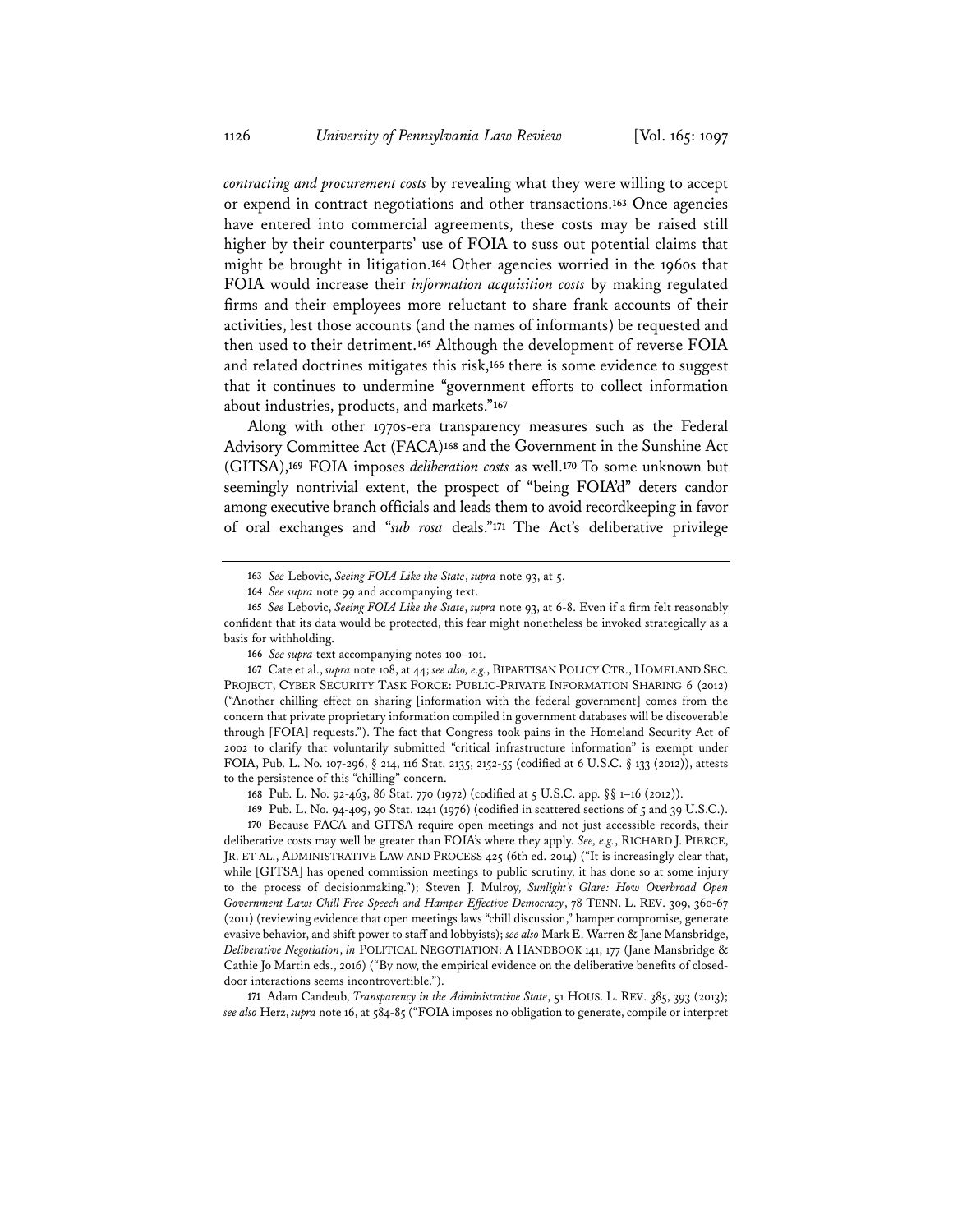*contracting and procurement costs* by revealing what they were willing to accept or expend in contract negotiations and other transactions.[163] Once agencies have entered into commercial agreements, these costs may be raised still higher by their counterparts' use of FOIA to suss out potential claims that might be brought in litigation.[164] Other agencies worried in the 1960s that FOIA would increase their *information acquisition costs* by making regulated firms and their employees more reluctant to share frank accounts of their activities, lest those accounts (and the names of informants) be requested and then used to their detriment.[165] Although the development of reverse FOIA and related doctrines mitigates this risk,[166] there is some evidence to suggest that it continues to undermine "government efforts to collect information about industries, products, and markets."[167]

Along with other 1970s-era transparency measures such as the Federal Advisory Committee Act (FACA)[168] and the Government in the Sunshine Act (GITSA),[169] FOIA imposes *deliberation costs* as well.[170] To some unknown but seemingly nontrivial extent, the prospect of "being FOIA'd" deters candor among executive branch officials and leads them to avoid recordkeeping in favor of oral exchanges and "*sub rosa* deals."[171] The Act's deliberative privilege

---

163 *See* Lebovic, *Seeing FOIA Like the State*, *supra* note 93, at 5.

164 *See supra* note 99 and accompanying text.

165 *See* Lebovic, *Seeing FOIA Like the State*, *supra* note 93, at 6-8. Even if a firm felt reasonably confident that its data would be protected, this fear might nonetheless be invoked strategically as a basis for withholding.

166 *See supra* text accompanying notes 100–101.

167 Cate et al., *supra* note 108, at 44; *see also, e.g.*, BIPARTISAN POLICY CTR., HOMELAND SEC. PROJECT, CYBER SECURITY TASK FORCE: PUBLIC-PRIVATE INFORMATION SHARING 6 (2012) ("Another chilling effect on sharing [information with the federal government] comes from the concern that private proprietary information compiled in government databases will be discoverable through [FOIA] requests."). The fact that Congress took pains in the Homeland Security Act of 2002 to clarify that voluntarily submitted "critical infrastructure information" is exempt under FOIA, Pub. L. No. 107-296, § 214, 116 Stat. 2135, 2152-55 (codified at 6 U.S.C. § 133 (2012)), attests to the persistence of this "chilling" concern.

168 Pub. L. No. 92-463, 86 Stat. 770 (1972) (codified at 5 U.S.C. app. §§ 1–16 (2012)).

169 Pub. L. No. 94-409, 90 Stat. 1241 (1976) (codified in scattered sections of 5 and 39 U.S.C.).

170 Because FACA and GITSA require open meetings and not just accessible records, their deliberative costs may well be greater than FOIA's where they apply. *See, e.g.*, RICHARD J. PIERCE, JR. ET AL., ADMINISTRATIVE LAW AND PROCESS 425 (6th ed. 2014) ("It is increasingly clear that, while [GITSA] has opened commission meetings to public scrutiny, it has done so at some injury to the process of decisionmaking."); Steven J. Mulroy, *Sunlight's Glare: How Overbroad Open Government Laws Chill Free Speech and Hamper Effective Democracy*, 78 TENN. L. REV. 309, 360-67 (2011) (reviewing evidence that open meetings laws "chill discussion," hamper compromise, generate evasive behavior, and shift power to staff and lobbyists); *see also* Mark E. Warren & Jane Mansbridge, *Deliberative Negotiation*, *in* POLITICAL NEGOTIATION: A HANDBOOK 141, 177 (Jane Mansbridge & Cathie Jo Martin eds., 2016) ("By now, the empirical evidence on the deliberative benefits of closed-door interactions seems incontrovertible.").

171 Adam Candeub, *Transparency in the Administrative State*, 51 HOUS. L. REV. 385, 393 (2013); *see also* Herz, *supra* note 16, at 584-85 ("FOIA imposes no obligation to generate, compile or interpret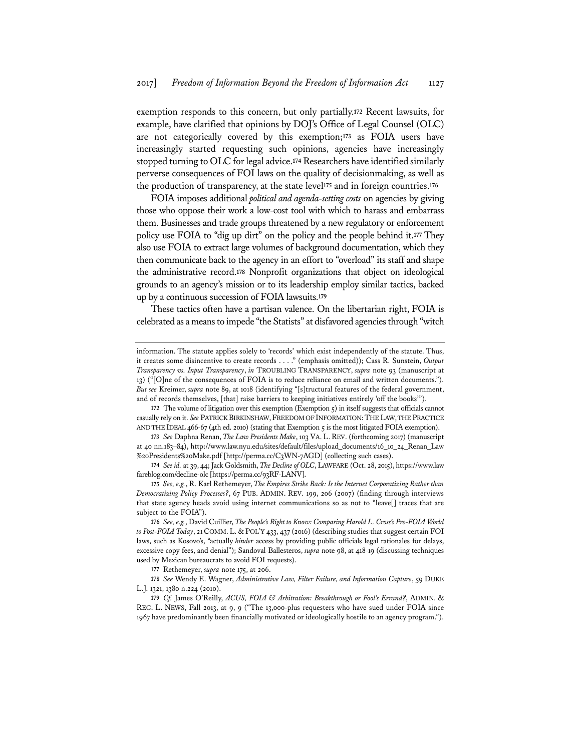exemption responds to this concern, but only partially.[172] Recent lawsuits, for example, have clarified that opinions by DOJ's Office of Legal Counsel (OLC) are not categorically covered by this exemption;[173] as FOIA users have increasingly started requesting such opinions, agencies have increasingly stopped turning to OLC for legal advice.[174] Researchers have identified similarly perverse consequences of FOI laws on the quality of decisionmaking, as well as the production of transparency, at the state level[175] and in foreign countries.[176]

FOIA imposes additional *political and agenda-setting costs* on agencies by giving those who oppose their work a low-cost tool with which to harass and embarrass them. Businesses and trade groups threatened by a new regulatory or enforcement policy use FOIA to "dig up dirt" on the policy and the people behind it.[177] They also use FOIA to extract large volumes of background documentation, which they then communicate back to the agency in an effort to "overload" its staff and shape the administrative record.[178] Nonprofit organizations that object on ideological grounds to an agency's mission or to its leadership employ similar tactics, backed up by a continuous succession of FOIA lawsuits.[179]

These tactics often have a partisan valence. On the libertarian right, FOIA is celebrated as a means to impede "the Statists" at disfavored agencies through "witch

---

information. The statute applies solely to 'records' which exist independently of the statute. Thus, it creates some disincentive to create records . . . ." (emphasis omitted)); Cass R. Sunstein, *Output Transparency vs. Input Transparency*, *in* TROUBLING TRANSPARENCY, *supra* note 93 (manuscript at 13) ("[O]ne of the consequences of FOIA is to reduce reliance on email and written documents."). *But see* Kreimer, *supra* note 89, at 1018 (identifying "[s]tructural features of the federal government, and of records themselves, [that] raise barriers to keeping initiatives entirely 'off the books'").

172 The volume of litigation over this exemption (Exemption 5) in itself suggests that officials cannot casually rely on it. *See* PATRICK BIRKINSHAW, FREEDOM OF INFORMATION: THE LAW, THE PRACTICE AND THE IDEAL 466-67 (4th ed. 2010) (stating that Exemption 5 is the most litigated FOIA exemption).

173 *See* Daphna Renan, *The Law Presidents Make*, 103 VA. L. REV. (forthcoming 2017) (manuscript at 40 nn.183–84), http://www.law.nyu.edu/sites/default/files/upload_documents/16_10_24_Renan_Law%20Presidents%20Make.pdf [http://perma.cc/C3WN-7AGD] (collecting such cases).

174 *See id.* at 39, 44; Jack Goldsmith, *The Decline of OLC*, LAWFARE (Oct. 28, 2015), https://www.lawfareblog.com/decline-olc [https://perma.cc/93RF-LANV].

175 *See, e.g.*, R. Karl Rethemeyer, *The Empires Strike Back: Is the Internet Corporatizing Rather than Democratizing Policy Processes?*, 67 PUB. ADMIN. REV. 199, 206 (2007) (finding through interviews that state agency heads avoid using internet communications so as not to "leave[] traces that are subject to the FOIA").

176 *See, e.g.*, David Cuillier, *The People's Right to Know: Comparing Harold L. Cross's Pre-FOIA World to Post-FOIA Today*, 21 COMM. L. & POL'Y 433, 437 (2016) (describing studies that suggest certain FOI laws, such as Kosovo's, "actually *hinder* access by providing public officials legal rationales for delays, excessive copy fees, and denial"); Sandoval-Ballesteros, *supra* note 98, at 418-19 (discussing techniques used by Mexican bureaucrats to avoid FOI requests).

177 Rethemeyer, *supra* note 175, at 206.

178 *See* Wendy E. Wagner, *Administrative Law, Filter Failure, and Information Capture*, 59 DUKE L.J. 1321, 1380 n.224 (2010).

179 *Cf.* James O'Reilly, *ACUS, FOIA & Arbitration: Breakthrough or Fool's Errand?*, ADMIN. & REG. L. NEWS, Fall 2013, at 9, 9 ("The 13,000-plus requesters who have sued under FOIA since 1967 have predominantly been financially motivated or ideologically hostile to an agency program.").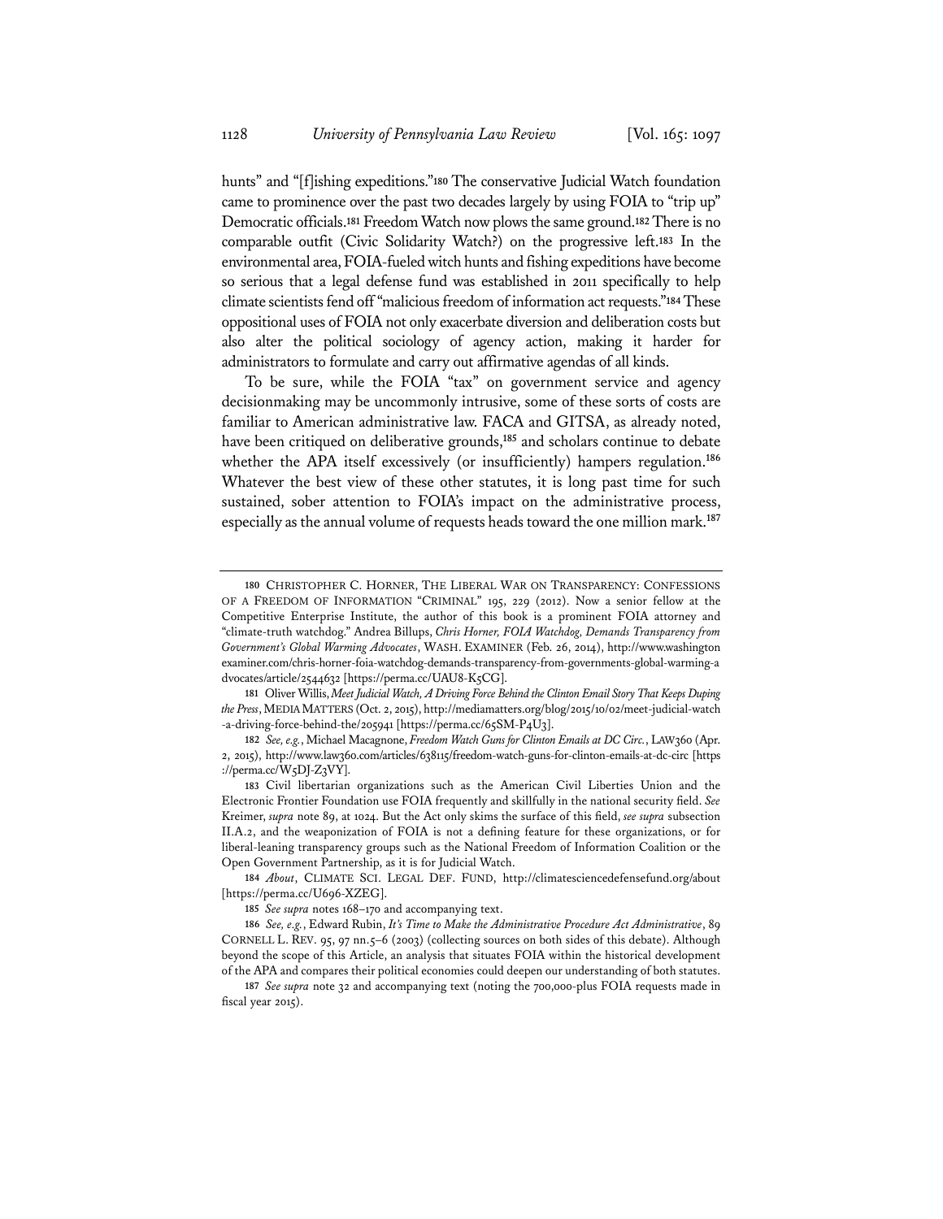hunts" and "[f]ishing expeditions."[180] The conservative Judicial Watch foundation came to prominence over the past two decades largely by using FOIA to "trip up" Democratic officials.[181] Freedom Watch now plows the same ground.[182] There is no comparable outfit (Civic Solidarity Watch?) on the progressive left.[183] In the environmental area, FOIA-fueled witch hunts and fishing expeditions have become so serious that a legal defense fund was established in 2011 specifically to help climate scientists fend off "malicious freedom of information act requests."[184] These oppositional uses of FOIA not only exacerbate diversion and deliberation costs but also alter the political sociology of agency action, making it harder for administrators to formulate and carry out affirmative agendas of all kinds.

To be sure, while the FOIA "tax" on government service and agency decisionmaking may be uncommonly intrusive, some of these sorts of costs are familiar to American administrative law. FACA and GITSA, as already noted, have been critiqued on deliberative grounds,[185] and scholars continue to debate whether the APA itself excessively (or insufficiently) hampers regulation.[186] Whatever the best view of these other statutes, it is long past time for such sustained, sober attention to FOIA's impact on the administrative process, especially as the annual volume of requests heads toward the one million mark.[187]

---

180 CHRISTOPHER C. HORNER, THE LIBERAL WAR ON TRANSPARENCY: CONFESSIONS OF A FREEDOM OF INFORMATION "CRIMINAL" 195, 229 (2012). Now a senior fellow at the Competitive Enterprise Institute, the author of this book is a prominent FOIA attorney and "climate-truth watchdog." Andrea Billups, *Chris Horner, FOIA Watchdog, Demands Transparency from Government's Global Warming Advocates*, WASH. EXAMINER (Feb. 26, 2014), http://www.washingtonexaminer.com/chris-horner-foia-watchdog-demands-transparency-from-governments-global-warming-advocates/article/2544632 [https://perma.cc/UAU8-K5CG].

181 Oliver Willis, *Meet Judicial Watch, A Driving Force Behind the Clinton Email Story That Keeps Duping the Press*, MEDIA MATTERS (Oct. 2, 2015), http://mediamatters.org/blog/2015/10/02/meet-judicial-watch-a-driving-force-behind-the/205941 [https://perma.cc/65SM-P4U3].

182 *See, e.g.*, Michael Macagnone, *Freedom Watch Guns for Clinton Emails at DC Circ.*, LAW360 (Apr. 2, 2015), http://www.law360.com/articles/638115/freedom-watch-guns-for-clinton-emails-at-dc-circ [https://perma.cc/W5DJ-Z3VY].

183 Civil libertarian organizations such as the American Civil Liberties Union and the Electronic Frontier Foundation use FOIA frequently and skillfully in the national security field. *See* Kreimer, *supra* note 89, at 1024. But the Act only skims the surface of this field, *see supra* subsection II.A.2, and the weaponization of FOIA is not a defining feature for these organizations, or for liberal-leaning transparency groups such as the National Freedom of Information Coalition or the Open Government Partnership, as it is for Judicial Watch.

184 *About*, CLIMATE SCI. LEGAL DEF. FUND, http://climatesciencedefensefund.org/about [https://perma.cc/U696-XZEG].

185 *See supra* notes 168–170 and accompanying text.

186 *See, e.g.*, Edward Rubin, *It's Time to Make the Administrative Procedure Act Administrative*, 89 CORNELL L. REV. 95, 97 nn.5–6 (2003) (collecting sources on both sides of this debate). Although beyond the scope of this Article, an analysis that situates FOIA within the historical development of the APA and compares their political economies could deepen our understanding of both statutes.

187 *See supra* note 32 and accompanying text (noting the 700,000-plus FOIA requests made in fiscal year 2015).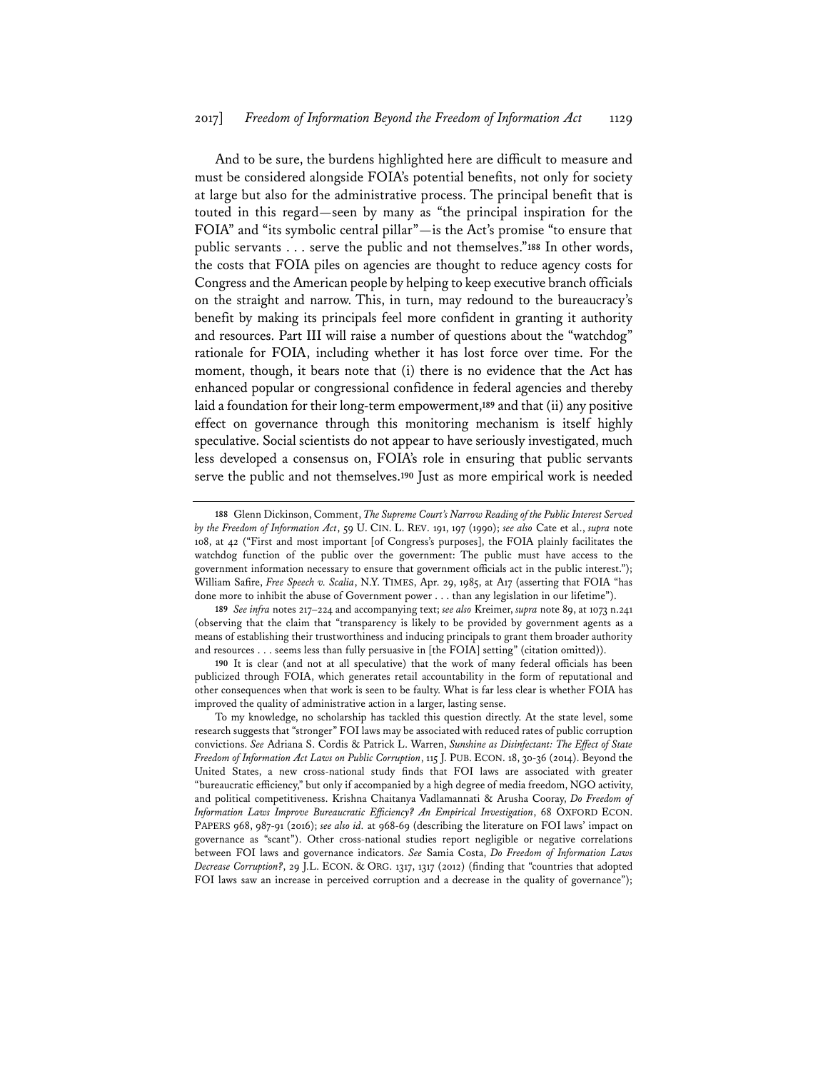And to be sure, the burdens highlighted here are difficult to measure and must be considered alongside FOIA's potential benefits, not only for society at large but also for the administrative process. The principal benefit that is touted in this regard—seen by many as "the principal inspiration for the FOIA" and "its symbolic central pillar"—is the Act's promise "to ensure that public servants . . . serve the public and not themselves."[188] In other words, the costs that FOIA piles on agencies are thought to reduce agency costs for Congress and the American people by helping to keep executive branch officials on the straight and narrow. This, in turn, may redound to the bureaucracy's benefit by making its principals feel more confident in granting it authority and resources. Part III will raise a number of questions about the "watchdog" rationale for FOIA, including whether it has lost force over time. For the moment, though, it bears note that (i) there is no evidence that the Act has enhanced popular or congressional confidence in federal agencies and thereby laid a foundation for their long-term empowerment,[189] and that (ii) any positive effect on governance through this monitoring mechanism is itself highly speculative. Social scientists do not appear to have seriously investigated, much less developed a consensus on, FOIA's role in ensuring that public servants serve the public and not themselves.[190] Just as more empirical work is needed

---

[188] Glenn Dickinson, Comment, *The Supreme Court's Narrow Reading of the Public Interest Served by the Freedom of Information Act*, 59 U. CIN. L. REV. 191, 197 (1990); *see also* Cate et al., *supra* note 108, at 42 ("First and most important [of Congress's purposes], the FOIA plainly facilitates the watchdog function of the public over the government: The public must have access to the government information necessary to ensure that government officials act in the public interest."); William Safire, *Free Speech v. Scalia*, N.Y. TIMES, Apr. 29, 1985, at A17 (asserting that FOIA "has done more to inhibit the abuse of Government power . . . than any legislation in our lifetime").

[189] *See infra* notes 217–224 and accompanying text; *see also* Kreimer, *supra* note 89, at 1073 n.241 (observing that the claim that "transparency is likely to be provided by government agents as a means of establishing their trustworthiness and inducing principals to grant them broader authority and resources . . . seems less than fully persuasive in [the FOIA] setting" (citation omitted)).

[190] It is clear (and not at all speculative) that the work of many federal officials has been publicized through FOIA, which generates retail accountability in the form of reputational and other consequences when that work is seen to be faulty. What is far less clear is whether FOIA has improved the quality of administrative action in a larger, lasting sense.

To my knowledge, no scholarship has tackled this question directly. At the state level, some research suggests that "stronger" FOI laws may be associated with reduced rates of public corruption convictions. *See* Adriana S. Cordis & Patrick L. Warren, *Sunshine as Disinfectant: The Effect of State Freedom of Information Act Laws on Public Corruption*, 115 J. PUB. ECON. 18, 30-36 (2014). Beyond the United States, a new cross-national study finds that FOI laws are associated with greater "bureaucratic efficiency," but only if accompanied by a high degree of media freedom, NGO activity, and political competitiveness. Krishna Chaitanya Vadlamannati & Arusha Cooray, *Do Freedom of Information Laws Improve Bureaucratic Efficiency? An Empirical Investigation*, 68 OXFORD ECON. PAPERS 968, 987-91 (2016); *see also id.* at 968-69 (describing the literature on FOI laws' impact on governance as "scant"). Other cross-national studies report negligible or negative correlations between FOI laws and governance indicators. *See* Samia Costa, *Do Freedom of Information Laws Decrease Corruption?*, 29 J.L. ECON. & ORG. 1317, 1317 (2012) (finding that "countries that adopted FOI laws saw an increase in perceived corruption and a decrease in the quality of governance");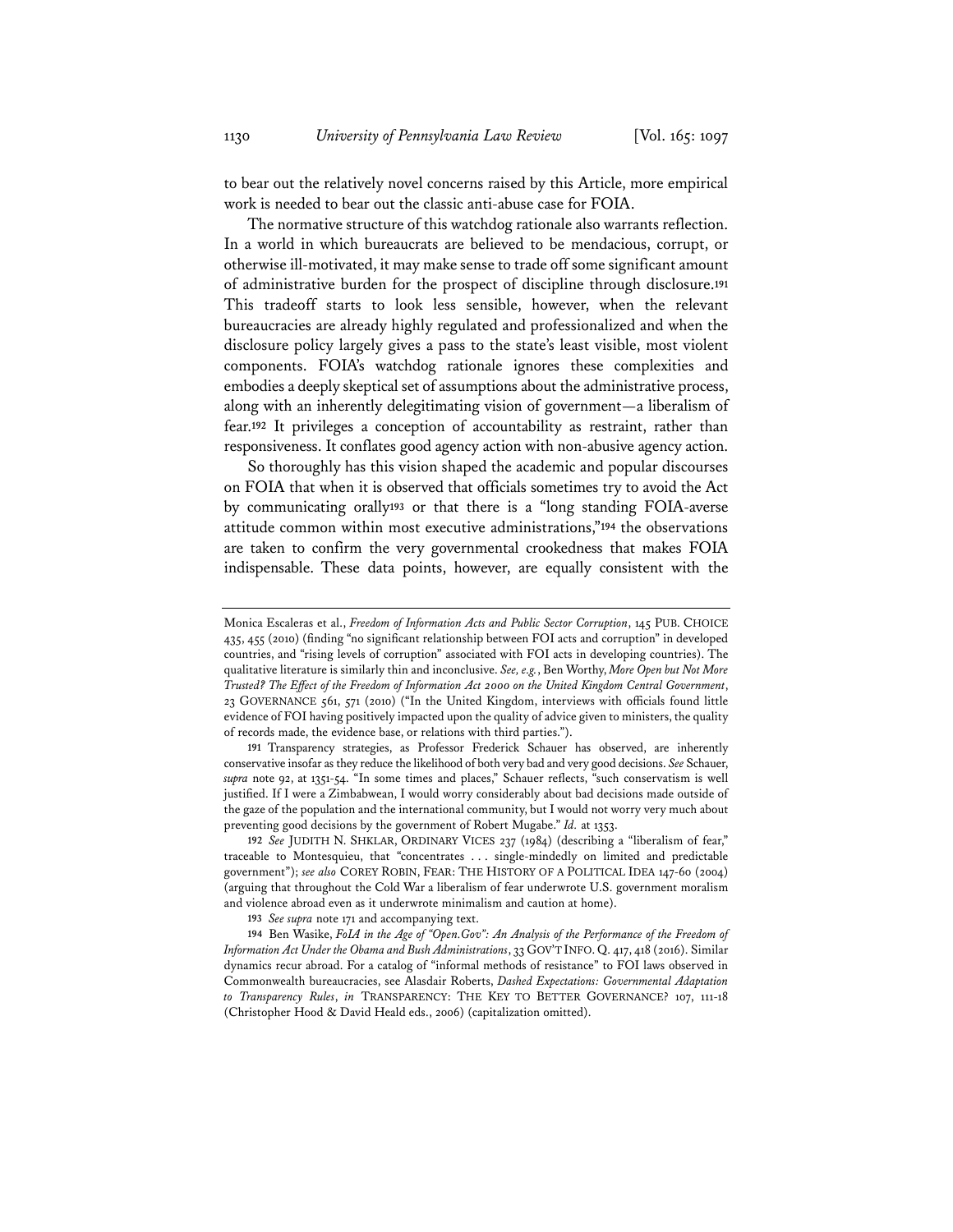to bear out the relatively novel concerns raised by this Article, more empirical work is needed to bear out the classic anti-abuse case for FOIA.

The normative structure of this watchdog rationale also warrants reflection. In a world in which bureaucrats are believed to be mendacious, corrupt, or otherwise ill-motivated, it may make sense to trade off some significant amount of administrative burden for the prospect of discipline through disclosure.[191] This tradeoff starts to look less sensible, however, when the relevant bureaucracies are already highly regulated and professionalized and when the disclosure policy largely gives a pass to the state's least visible, most violent components. FOIA's watchdog rationale ignores these complexities and embodies a deeply skeptical set of assumptions about the administrative process, along with an inherently delegitimating vision of government—a liberalism of fear.[192] It privileges a conception of accountability as restraint, rather than responsiveness. It conflates good agency action with non-abusive agency action.

So thoroughly has this vision shaped the academic and popular discourses on FOIA that when it is observed that officials sometimes try to avoid the Act by communicating orally[193] or that there is a "long standing FOIA-averse attitude common within most executive administrations,"[194] the observations are taken to confirm the very governmental crookedness that makes FOIA indispensable. These data points, however, are equally consistent with the

---

Monica Escaleras et al., *Freedom of Information Acts and Public Sector Corruption*, 145 PUB. CHOICE 435, 455 (2010) (finding "no significant relationship between FOI acts and corruption" in developed countries, and "rising levels of corruption" associated with FOI acts in developing countries). The qualitative literature is similarly thin and inconclusive. *See, e.g.*, Ben Worthy, *More Open but Not More Trusted? The Effect of the Freedom of Information Act 2000 on the United Kingdom Central Government*, 23 GOVERNANCE 561, 571 (2010) ("In the United Kingdom, interviews with officials found little evidence of FOI having positively impacted upon the quality of advice given to ministers, the quality of records made, the evidence base, or relations with third parties.").

[191] Transparency strategies, as Professor Frederick Schauer has observed, are inherently conservative insofar as they reduce the likelihood of both very bad and very good decisions. *See* Schauer, *supra* note 92, at 1351-54. "In some times and places," Schauer reflects, "such conservatism is well justified. If I were a Zimbabwean, I would worry considerably about bad decisions made outside of the gaze of the population and the international community, but I would not worry very much about preventing good decisions by the government of Robert Mugabe." *Id.* at 1353.

[192] *See* JUDITH N. SHKLAR, ORDINARY VICES 237 (1984) (describing a "liberalism of fear," traceable to Montesquieu, that "concentrates . . . single-mindedly on limited and predictable government"); *see also* COREY ROBIN, FEAR: THE HISTORY OF A POLITICAL IDEA 147-60 (2004) (arguing that throughout the Cold War a liberalism of fear underwrote U.S. government moralism and violence abroad even as it underwrote minimalism and caution at home).

[193] *See supra* note 171 and accompanying text.

[194] Ben Wasike, *FoIA in the Age of "Open.Gov": An Analysis of the Performance of the Freedom of Information Act Under the Obama and Bush Administrations*, 33 GOV'T INFO. Q. 417, 418 (2016). Similar dynamics recur abroad. For a catalog of "informal methods of resistance" to FOI laws observed in Commonwealth bureaucracies, see Alasdair Roberts, *Dashed Expectations: Governmental Adaptation to Transparency Rules*, *in* TRANSPARENCY: THE KEY TO BETTER GOVERNANCE? 107, 111-18 (Christopher Hood & David Heald eds., 2006) (capitalization omitted).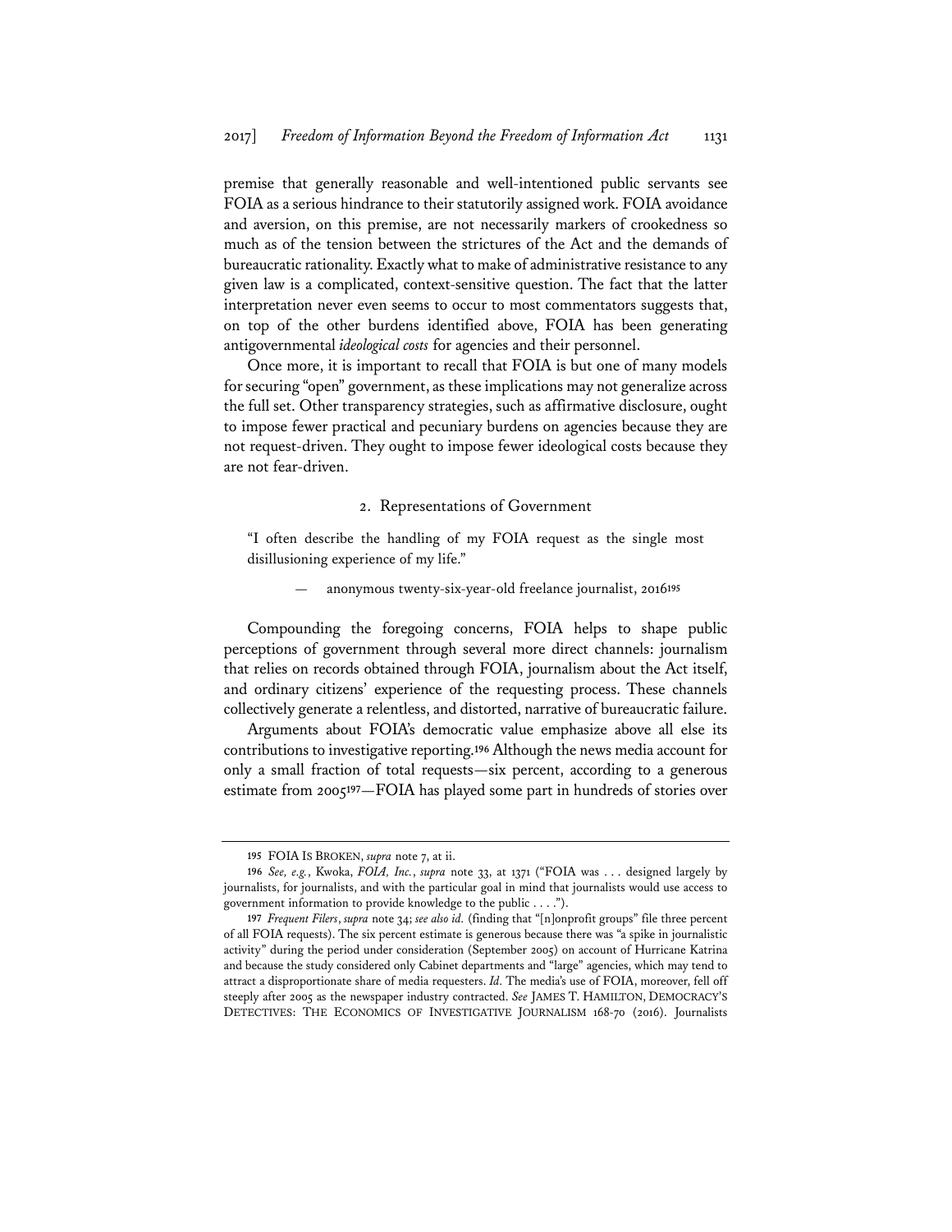premise that generally reasonable and well-intentioned public servants see FOIA as a serious hindrance to their statutorily assigned work. FOIA avoidance and aversion, on this premise, are not necessarily markers of crookedness so much as of the tension between the strictures of the Act and the demands of bureaucratic rationality. Exactly what to make of administrative resistance to any given law is a complicated, context-sensitive question. The fact that the latter interpretation never even seems to occur to most commentators suggests that, on top of the other burdens identified above, FOIA has been generating antigovernmental *ideological costs* for agencies and their personnel.

Once more, it is important to recall that FOIA is but one of many models for securing "open" government, as these implications may not generalize across the full set. Other transparency strategies, such as affirmative disclosure, ought to impose fewer practical and pecuniary burdens on agencies because they are not request-driven. They ought to impose fewer ideological costs because they are not fear-driven.

### 2. Representations of Government

> "I often describe the handling of my FOIA request as the single most disillusioning experience of my life."
>
> — anonymous twenty-six-year-old freelance journalist, 2016[195]

Compounding the foregoing concerns, FOIA helps to shape public perceptions of government through several more direct channels: journalism that relies on records obtained through FOIA, journalism about the Act itself, and ordinary citizens' experience of the requesting process. These channels collectively generate a relentless, and distorted, narrative of bureaucratic failure.

Arguments about FOIA's democratic value emphasize above all else its contributions to investigative reporting.[196] Although the news media account for only a small fraction of total requests—six percent, according to a generous estimate from 2005[197]—FOIA has played some part in hundreds of stories over

---

[195] FOIA IS BROKEN, *supra* note 7, at ii.

[196] *See, e.g.*, Kwoka, *FOIA, Inc.*, *supra* note 33, at 1371 ("FOIA was . . . designed largely by journalists, for journalists, and with the particular goal in mind that journalists would use access to government information to provide knowledge to the public . . . .").

[197] *Frequent Filers*, *supra* note 34; *see also id.* (finding that "[n]onprofit groups" file three percent of all FOIA requests). The six percent estimate is generous because there was "a spike in journalistic activity" during the period under consideration (September 2005) on account of Hurricane Katrina and because the study considered only Cabinet departments and "large" agencies, which may tend to attract a disproportionate share of media requesters. *Id.* The media's use of FOIA, moreover, fell off steeply after 2005 as the newspaper industry contracted. *See* JAMES T. HAMILTON, DEMOCRACY'S DETECTIVES: THE ECONOMICS OF INVESTIGATIVE JOURNALISM 168-70 (2016). Journalists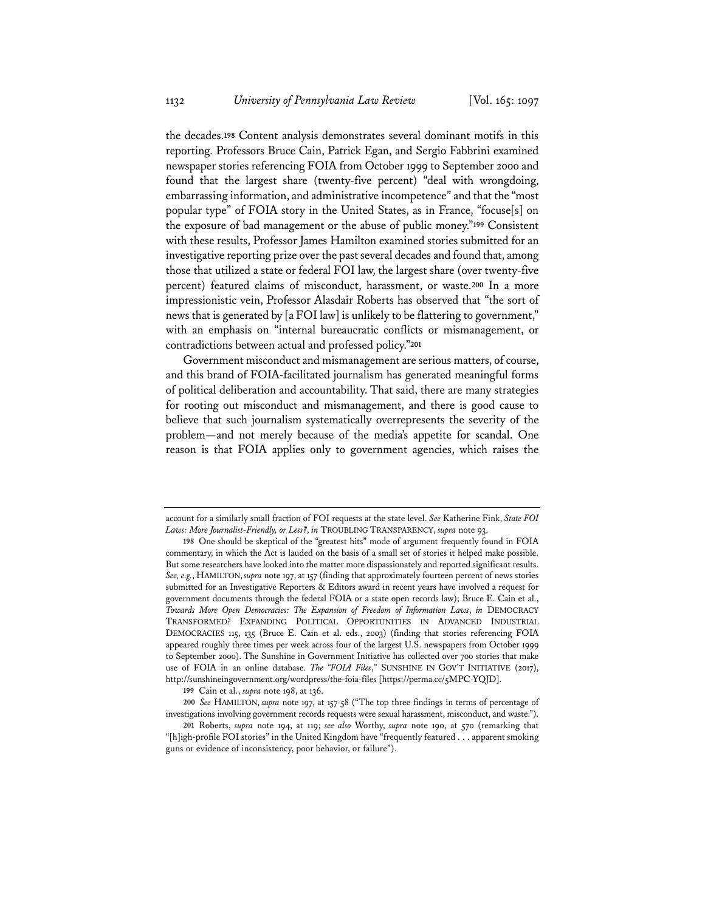the decades.[198] Content analysis demonstrates several dominant motifs in this reporting. Professors Bruce Cain, Patrick Egan, and Sergio Fabbrini examined newspaper stories referencing FOIA from October 1999 to September 2000 and found that the largest share (twenty-five percent) "deal with wrongdoing, embarrassing information, and administrative incompetence" and that the "most popular type" of FOIA story in the United States, as in France, "focuse[s] on the exposure of bad management or the abuse of public money."[199] Consistent with these results, Professor James Hamilton examined stories submitted for an investigative reporting prize over the past several decades and found that, among those that utilized a state or federal FOI law, the largest share (over twenty-five percent) featured claims of misconduct, harassment, or waste.[200] In a more impressionistic vein, Professor Alasdair Roberts has observed that "the sort of news that is generated by [a FOI law] is unlikely to be flattering to government," with an emphasis on "internal bureaucratic conflicts or mismanagement, or contradictions between actual and professed policy."[201]

Government misconduct and mismanagement are serious matters, of course, and this brand of FOIA-facilitated journalism has generated meaningful forms of political deliberation and accountability. That said, there are many strategies for rooting out misconduct and mismanagement, and there is good cause to believe that such journalism systematically overrepresents the severity of the problem—and not merely because of the media's appetite for scandal. One reason is that FOIA applies only to government agencies, which raises the

---

account for a similarly small fraction of FOI requests at the state level. *See* Katherine Fink, *State FOI Laws: More Journalist-Friendly, or Less?*, *in* TROUBLING TRANSPARENCY, *supra* note 93.

198 One should be skeptical of the "greatest hits" mode of argument frequently found in FOIA commentary, in which the Act is lauded on the basis of a small set of stories it helped make possible. But some researchers have looked into the matter more dispassionately and reported significant results. *See, e.g.*, HAMILTON, *supra* note 197, at 157 (finding that approximately fourteen percent of news stories submitted for an Investigative Reporters & Editors award in recent years have involved a request for government documents through the federal FOIA or a state open records law); Bruce E. Cain et al., *Towards More Open Democracies: The Expansion of Freedom of Information Laws*, *in* DEMOCRACY TRANSFORMED? EXPANDING POLITICAL OPPORTUNITIES IN ADVANCED INDUSTRIAL DEMOCRACIES 115, 135 (Bruce E. Cain et al. eds., 2003) (finding that stories referencing FOIA appeared roughly three times per week across four of the largest U.S. newspapers from October 1999 to September 2000). The Sunshine in Government Initiative has collected over 700 stories that make use of FOIA in an online database. *The "FOIA Files*," SUNSHINE IN GOV'T INITIATIVE (2017), http://sunshineingovernment.org/wordpress/the-foia-files [https://perma.cc/5MPC-YQJD].

199 Cain et al., *supra* note 198, at 136.

200 *See* HAMILTON, *supra* note 197, at 157-58 ("The top three findings in terms of percentage of investigations involving government records requests were sexual harassment, misconduct, and waste.").

201 Roberts, *supra* note 194, at 119; *see also* Worthy, *supra* note 190, at 570 (remarking that "[h]igh-profile FOI stories" in the United Kingdom have "frequently featured . . . apparent smoking guns or evidence of inconsistency, poor behavior, or failure").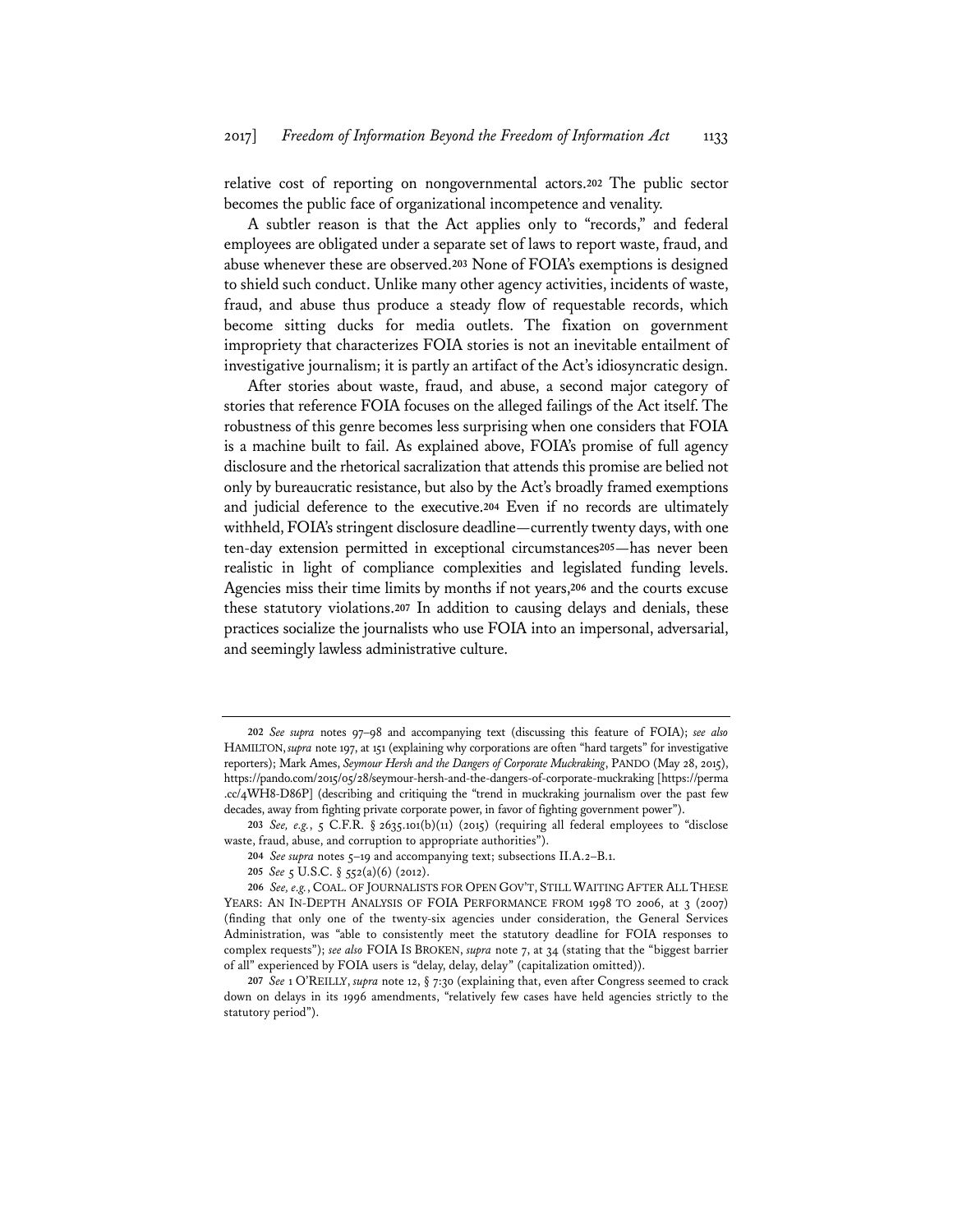relative cost of reporting on nongovernmental actors.[202] The public sector becomes the public face of organizational incompetence and venality.

A subtler reason is that the Act applies only to "records," and federal employees are obligated under a separate set of laws to report waste, fraud, and abuse whenever these are observed.[203] None of FOIA's exemptions is designed to shield such conduct. Unlike many other agency activities, incidents of waste, fraud, and abuse thus produce a steady flow of requestable records, which become sitting ducks for media outlets. The fixation on government impropriety that characterizes FOIA stories is not an inevitable entailment of investigative journalism; it is partly an artifact of the Act's idiosyncratic design.

After stories about waste, fraud, and abuse, a second major category of stories that reference FOIA focuses on the alleged failings of the Act itself. The robustness of this genre becomes less surprising when one considers that FOIA is a machine built to fail. As explained above, FOIA's promise of full agency disclosure and the rhetorical sacralization that attends this promise are belied not only by bureaucratic resistance, but also by the Act's broadly framed exemptions and judicial deference to the executive.[204] Even if no records are ultimately withheld, FOIA's stringent disclosure deadline—currently twenty days, with one ten-day extension permitted in exceptional circumstances[205]—has never been realistic in light of compliance complexities and legislated funding levels. Agencies miss their time limits by months if not years,[206] and the courts excuse these statutory violations.[207] In addition to causing delays and denials, these practices socialize the journalists who use FOIA into an impersonal, adversarial, and seemingly lawless administrative culture.

---

[202] *See supra* notes 97–98 and accompanying text (discussing this feature of FOIA); *see also* HAMILTON, *supra* note 197, at 151 (explaining why corporations are often "hard targets" for investigative reporters); Mark Ames, *Seymour Hersh and the Dangers of Corporate Muckraking*, PANDO (May 28, 2015), https://pando.com/2015/05/28/seymour-hersh-and-the-dangers-of-corporate-muckraking [https://perma.cc/4WH8-D86P] (describing and critiquing the "trend in muckraking journalism over the past few decades, away from fighting private corporate power, in favor of fighting government power").

[203] *See, e.g.*, 5 C.F.R. § 2635.101(b)(11) (2015) (requiring all federal employees to "disclose waste, fraud, abuse, and corruption to appropriate authorities").

[204] *See supra* notes 5–19 and accompanying text; subsections II.A.2–B.1.

[205] *See* 5 U.S.C. § 552(a)(6) (2012).

[206] *See, e.g.*, COAL. OF JOURNALISTS FOR OPEN GOV'T, STILL WAITING AFTER ALL THESE YEARS: AN IN-DEPTH ANALYSIS OF FOIA PERFORMANCE FROM 1998 TO 2006, at 3 (2007) (finding that only one of the twenty-six agencies under consideration, the General Services Administration, was "able to consistently meet the statutory deadline for FOIA responses to complex requests"); *see also* FOIA IS BROKEN, *supra* note 7, at 34 (stating that the "biggest barrier of all" experienced by FOIA users is "delay, delay, delay" (capitalization omitted)).

[207] *See* 1 O'REILLY, *supra* note 12, § 7:30 (explaining that, even after Congress seemed to crack down on delays in its 1996 amendments, "relatively few cases have held agencies strictly to the statutory period").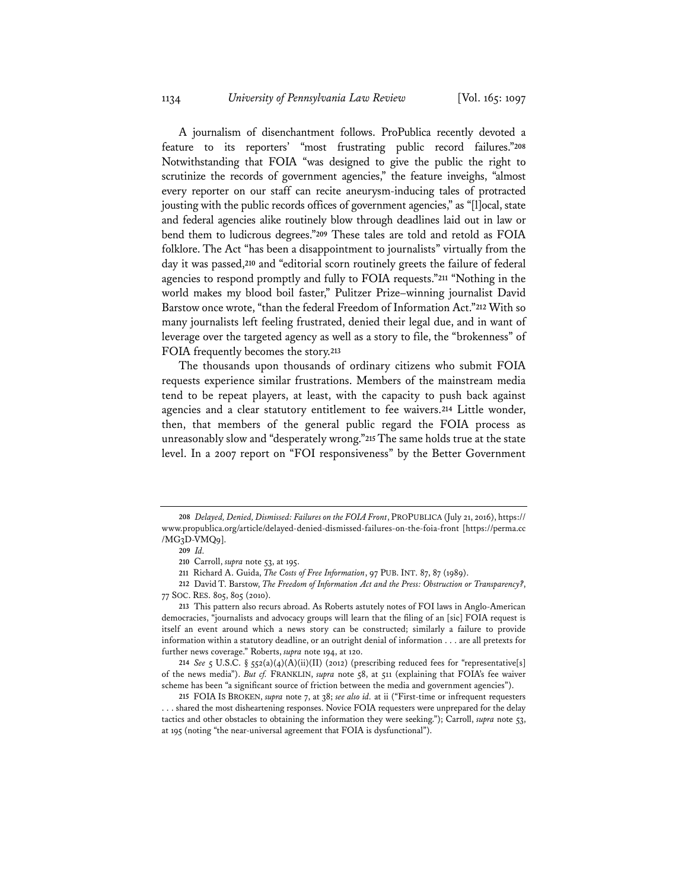A journalism of disenchantment follows. ProPublica recently devoted a feature to its reporters' "most frustrating public record failures."[208] Notwithstanding that FOIA "was designed to give the public the right to scrutinize the records of government agencies," the feature inveighs, "almost every reporter on our staff can recite aneurysm-inducing tales of protracted jousting with the public records offices of government agencies," as "[l]ocal, state and federal agencies alike routinely blow through deadlines laid out in law or bend them to ludicrous degrees."[209] These tales are told and retold as FOIA folklore. The Act "has been a disappointment to journalists" virtually from the day it was passed,[210] and "editorial scorn routinely greets the failure of federal agencies to respond promptly and fully to FOIA requests."[211] "Nothing in the world makes my blood boil faster," Pulitzer Prize–winning journalist David Barstow once wrote, "than the federal Freedom of Information Act."[212] With so many journalists left feeling frustrated, denied their legal due, and in want of leverage over the targeted agency as well as a story to file, the "brokenness" of FOIA frequently becomes the story.[213]

The thousands upon thousands of ordinary citizens who submit FOIA requests experience similar frustrations. Members of the mainstream media tend to be repeat players, at least, with the capacity to push back against agencies and a clear statutory entitlement to fee waivers.[214] Little wonder, then, that members of the general public regard the FOIA process as unreasonably slow and "desperately wrong."[215] The same holds true at the state level. In a 2007 report on "FOI responsiveness" by the Better Government

---

208 *Delayed, Denied, Dismissed: Failures on the FOIA Front*, PROPUBLICA (July 21, 2016), https://www.propublica.org/article/delayed-denied-dismissed-failures-on-the-foia-front [https://perma.cc/MG3D-VMQ9].

209 *Id.*

210 Carroll, *supra* note 53, at 195.

211 Richard A. Guida, *The Costs of Free Information*, 97 PUB. INT. 87, 87 (1989).

212 David T. Barstow, *The Freedom of Information Act and the Press: Obstruction or Transparency?*, 77 SOC. RES. 805, 805 (2010).

213 This pattern also recurs abroad. As Roberts astutely notes of FOI laws in Anglo-American democracies, "journalists and advocacy groups will learn that the filing of an [sic] FOIA request is itself an event around which a news story can be constructed; similarly a failure to provide information within a statutory deadline, or an outright denial of information . . . are all pretexts for further news coverage." Roberts, *supra* note 194, at 120.

214 *See* 5 U.S.C. § 552(a)(4)(A)(ii)(II) (2012) (prescribing reduced fees for "representative[s] of the news media"). *But cf.* FRANKLIN, *supra* note 58, at 511 (explaining that FOIA's fee waiver scheme has been "a significant source of friction between the media and government agencies").

215 FOIA IS BROKEN, *supra* note 7, at 38; *see also id.* at ii ("First-time or infrequent requesters . . . shared the most disheartening responses. Novice FOIA requesters were unprepared for the delay tactics and other obstacles to obtaining the information they were seeking."); Carroll, *supra* note 53, at 195 (noting "the near-universal agreement that FOIA is dysfunctional").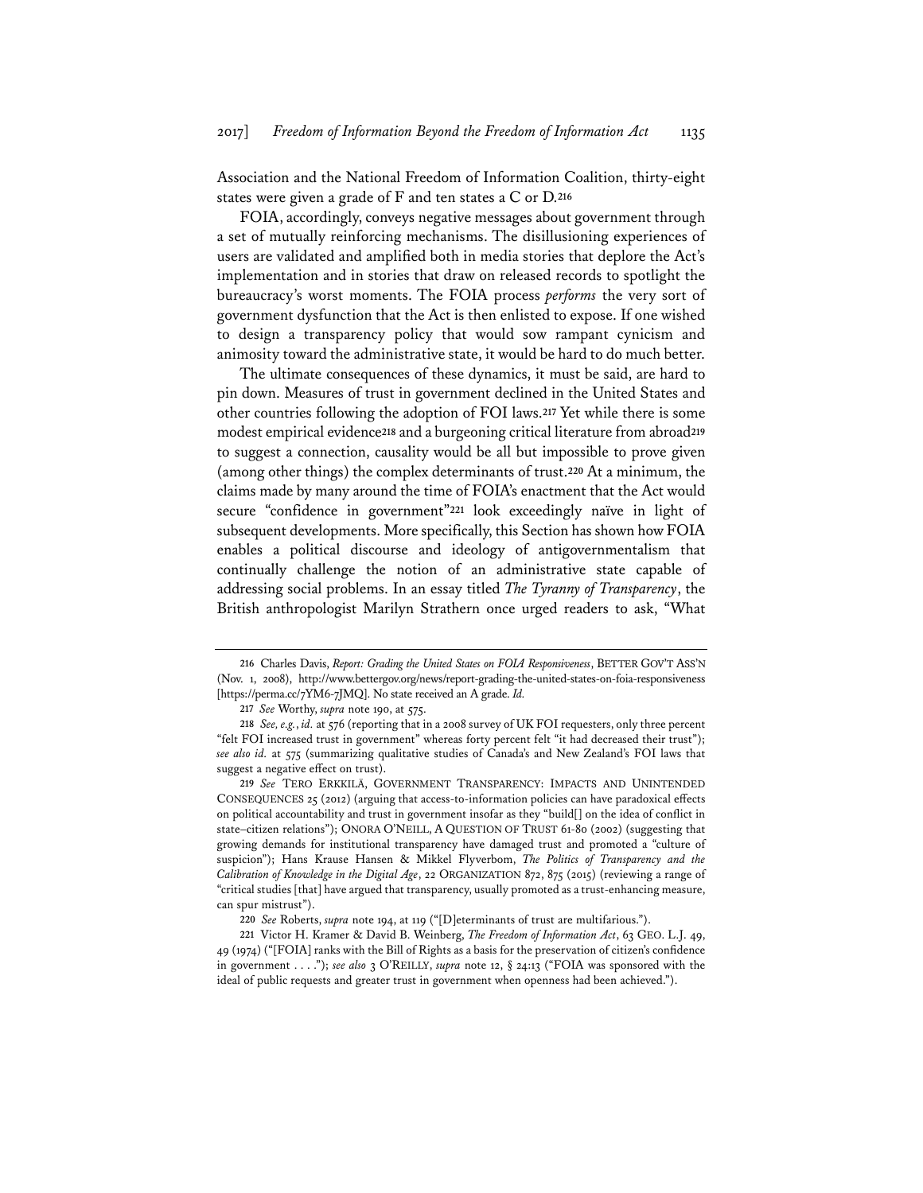Association and the National Freedom of Information Coalition, thirty-eight states were given a grade of F and ten states a C or D.[216]

FOIA, accordingly, conveys negative messages about government through a set of mutually reinforcing mechanisms. The disillusioning experiences of users are validated and amplified both in media stories that deplore the Act's implementation and in stories that draw on released records to spotlight the bureaucracy's worst moments. The FOIA process *performs* the very sort of government dysfunction that the Act is then enlisted to expose. If one wished to design a transparency policy that would sow rampant cynicism and animosity toward the administrative state, it would be hard to do much better.

The ultimate consequences of these dynamics, it must be said, are hard to pin down. Measures of trust in government declined in the United States and other countries following the adoption of FOI laws.[217] Yet while there is some modest empirical evidence[218] and a burgeoning critical literature from abroad[219] to suggest a connection, causality would be all but impossible to prove given (among other things) the complex determinants of trust.[220] At a minimum, the claims made by many around the time of FOIA's enactment that the Act would secure "confidence in government"[221] look exceedingly naïve in light of subsequent developments. More specifically, this Section has shown how FOIA enables a political discourse and ideology of antigovernmentalism that continually challenge the notion of an administrative state capable of addressing social problems. In an essay titled *The Tyranny of Transparency*, the British anthropologist Marilyn Strathern once urged readers to ask, "What

---

216 Charles Davis, *Report: Grading the United States on FOIA Responsiveness*, BETTER GOV'T ASS'N (Nov. 1, 2008), http://www.bettergov.org/news/report-grading-the-united-states-on-foia-responsiveness [https://perma.cc/7YM6-7JMQ]. No state received an A grade. *Id.*

217 *See* Worthy, *supra* note 190, at 575.

218 *See, e.g.*, *id.* at 576 (reporting that in a 2008 survey of UK FOI requesters, only three percent "felt FOI increased trust in government" whereas forty percent felt "it had decreased their trust"); *see also id.* at 575 (summarizing qualitative studies of Canada's and New Zealand's FOI laws that suggest a negative effect on trust).

219 *See* TERO ERKKILÄ, GOVERNMENT TRANSPARENCY: IMPACTS AND UNINTENDED CONSEQUENCES 25 (2012) (arguing that access-to-information policies can have paradoxical effects on political accountability and trust in government insofar as they "build[] on the idea of conflict in state–citizen relations"); ONORA O'NEILL, A QUESTION OF TRUST 61-80 (2002) (suggesting that growing demands for institutional transparency have damaged trust and promoted a "culture of suspicion"); Hans Krause Hansen & Mikkel Flyverbom, *The Politics of Transparency and the Calibration of Knowledge in the Digital Age*, 22 ORGANIZATION 872, 875 (2015) (reviewing a range of "critical studies [that] have argued that transparency, usually promoted as a trust-enhancing measure, can spur mistrust").

220 *See* Roberts, *supra* note 194, at 119 ("[D]eterminants of trust are multifarious.").

221 Victor H. Kramer & David B. Weinberg, *The Freedom of Information Act*, 63 GEO. L.J. 49, 49 (1974) ("[FOIA] ranks with the Bill of Rights as a basis for the preservation of citizen's confidence in government . . . ."); *see also* 3 O'REILLY, *supra* note 12, § 24:13 ("FOIA was sponsored with the ideal of public requests and greater trust in government when openness had been achieved.").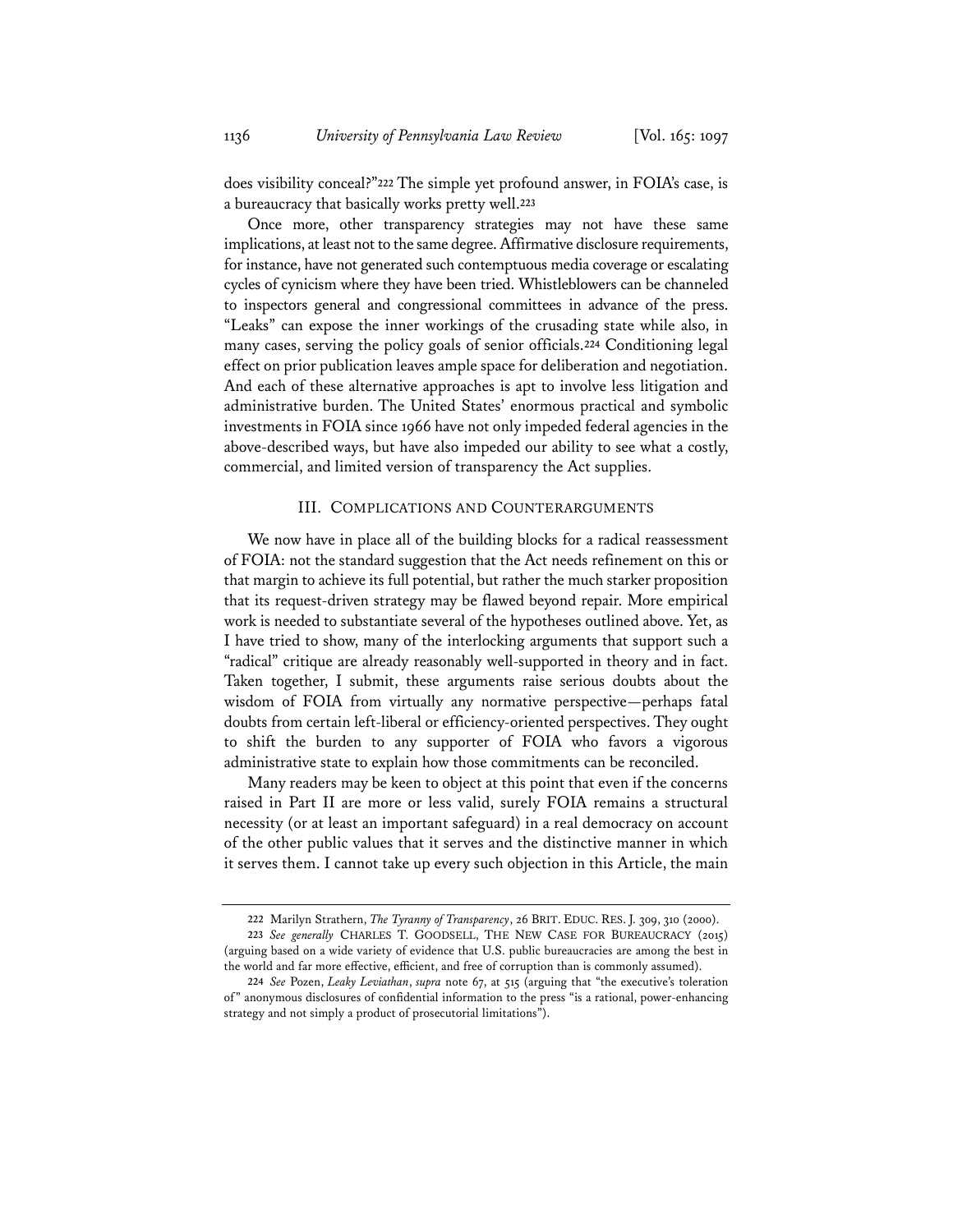does visibility conceal?"[222] The simple yet profound answer, in FOIA's case, is a bureaucracy that basically works pretty well.[223]

Once more, other transparency strategies may not have these same implications, at least not to the same degree. Affirmative disclosure requirements, for instance, have not generated such contemptuous media coverage or escalating cycles of cynicism where they have been tried. Whistleblowers can be channeled to inspectors general and congressional committees in advance of the press. "Leaks" can expose the inner workings of the crusading state while also, in many cases, serving the policy goals of senior officials.[224] Conditioning legal effect on prior publication leaves ample space for deliberation and negotiation. And each of these alternative approaches is apt to involve less litigation and administrative burden. The United States' enormous practical and symbolic investments in FOIA since 1966 have not only impeded federal agencies in the above-described ways, but have also impeded our ability to see what a costly, commercial, and limited version of transparency the Act supplies.

## III. COMPLICATIONS AND COUNTERARGUMENTS

We now have in place all of the building blocks for a radical reassessment of FOIA: not the standard suggestion that the Act needs refinement on this or that margin to achieve its full potential, but rather the much starker proposition that its request-driven strategy may be flawed beyond repair. More empirical work is needed to substantiate several of the hypotheses outlined above. Yet, as I have tried to show, many of the interlocking arguments that support such a "radical" critique are already reasonably well-supported in theory and in fact. Taken together, I submit, these arguments raise serious doubts about the wisdom of FOIA from virtually any normative perspective—perhaps fatal doubts from certain left-liberal or efficiency-oriented perspectives. They ought to shift the burden to any supporter of FOIA who favors a vigorous administrative state to explain how those commitments can be reconciled.

Many readers may be keen to object at this point that even if the concerns raised in Part II are more or less valid, surely FOIA remains a structural necessity (or at least an important safeguard) in a real democracy on account of the other public values that it serves and the distinctive manner in which it serves them. I cannot take up every such objection in this Article, the main

---

222 Marilyn Strathern, *The Tyranny of Transparency*, 26 BRIT. EDUC. RES. J. 309, 310 (2000).

223 *See generally* CHARLES T. GOODSELL, THE NEW CASE FOR BUREAUCRACY (2015) (arguing based on a wide variety of evidence that U.S. public bureaucracies are among the best in the world and far more effective, efficient, and free of corruption than is commonly assumed).

224 *See* Pozen, *Leaky Leviathan*, *supra* note 67, at 515 (arguing that "the executive's toleration of" anonymous disclosures of confidential information to the press "is a rational, power-enhancing strategy and not simply a product of prosecutorial limitations").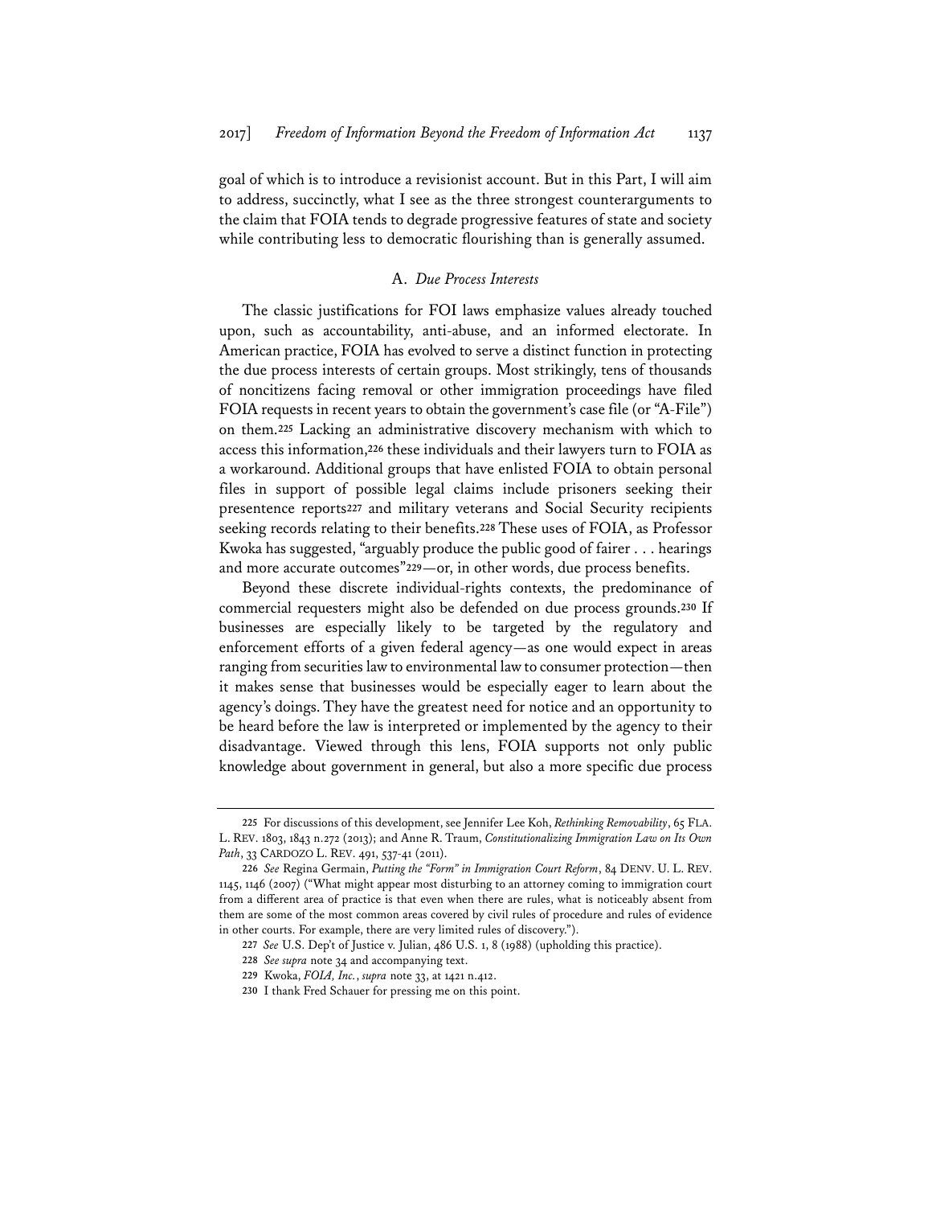goal of which is to introduce a revisionist account. But in this Part, I will aim to address, succinctly, what I see as the three strongest counterarguments to the claim that FOIA tends to degrade progressive features of state and society while contributing less to democratic flourishing than is generally assumed.

### A. *Due Process Interests*

The classic justifications for FOI laws emphasize values already touched upon, such as accountability, anti-abuse, and an informed electorate. In American practice, FOIA has evolved to serve a distinct function in protecting the due process interests of certain groups. Most strikingly, tens of thousands of noncitizens facing removal or other immigration proceedings have filed FOIA requests in recent years to obtain the government's case file (or "A-File") on them.[225] Lacking an administrative discovery mechanism with which to access this information,[226] these individuals and their lawyers turn to FOIA as a workaround. Additional groups that have enlisted FOIA to obtain personal files in support of possible legal claims include prisoners seeking their presentence reports[227] and military veterans and Social Security recipients seeking records relating to their benefits.[228] These uses of FOIA, as Professor Kwoka has suggested, "arguably produce the public good of fairer . . . hearings and more accurate outcomes"[229]—or, in other words, due process benefits.

Beyond these discrete individual-rights contexts, the predominance of commercial requesters might also be defended on due process grounds.[230] If businesses are especially likely to be targeted by the regulatory and enforcement efforts of a given federal agency—as one would expect in areas ranging from securities law to environmental law to consumer protection—then it makes sense that businesses would be especially eager to learn about the agency's doings. They have the greatest need for notice and an opportunity to be heard before the law is interpreted or implemented by the agency to their disadvantage. Viewed through this lens, FOIA supports not only public knowledge about government in general, but also a more specific due process

---

225 For discussions of this development, see Jennifer Lee Koh, *Rethinking Removability*, 65 FLA. L. REV. 1803, 1843 n.272 (2013); and Anne R. Traum, *Constitutionalizing Immigration Law on Its Own Path*, 33 CARDOZO L. REV. 491, 537-41 (2011).

226 *See* Regina Germain, *Putting the "Form" in Immigration Court Reform*, 84 DENV. U. L. REV. 1145, 1146 (2007) ("What might appear most disturbing to an attorney coming to immigration court from a different area of practice is that even when there are rules, what is noticeably absent from them are some of the most common areas covered by civil rules of procedure and rules of evidence in other courts. For example, there are very limited rules of discovery.").

227 *See* U.S. Dep't of Justice v. Julian, 486 U.S. 1, 8 (1988) (upholding this practice).

228 *See supra* note 34 and accompanying text.

229 Kwoka, *FOIA, Inc.*, *supra* note 33, at 1421 n.412.

230 I thank Fred Schauer for pressing me on this point.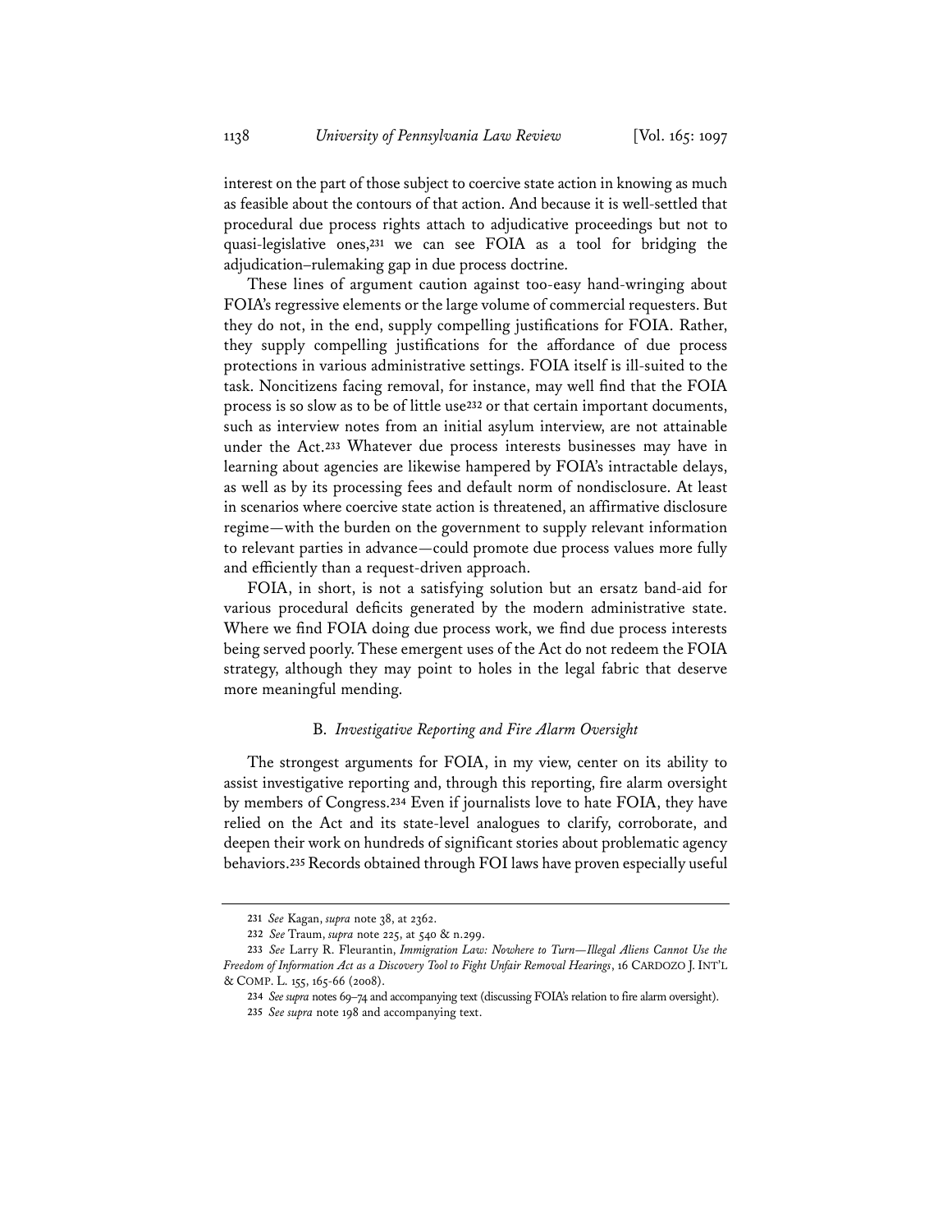interest on the part of those subject to coercive state action in knowing as much as feasible about the contours of that action. And because it is well-settled that procedural due process rights attach to adjudicative proceedings but not to quasi-legislative ones,[231] we can see FOIA as a tool for bridging the adjudication–rulemaking gap in due process doctrine.

These lines of argument caution against too-easy hand-wringing about FOIA's regressive elements or the large volume of commercial requesters. But they do not, in the end, supply compelling justifications for FOIA. Rather, they supply compelling justifications for the affordance of due process protections in various administrative settings. FOIA itself is ill-suited to the task. Noncitizens facing removal, for instance, may well find that the FOIA process is so slow as to be of little use[232] or that certain important documents, such as interview notes from an initial asylum interview, are not attainable under the Act.[233] Whatever due process interests businesses may have in learning about agencies are likewise hampered by FOIA's intractable delays, as well as by its processing fees and default norm of nondisclosure. At least in scenarios where coercive state action is threatened, an affirmative disclosure regime—with the burden on the government to supply relevant information to relevant parties in advance—could promote due process values more fully and efficiently than a request-driven approach.

FOIA, in short, is not a satisfying solution but an ersatz band-aid for various procedural deficits generated by the modern administrative state. Where we find FOIA doing due process work, we find due process interests being served poorly. These emergent uses of the Act do not redeem the FOIA strategy, although they may point to holes in the legal fabric that deserve more meaningful mending.

### B. *Investigative Reporting and Fire Alarm Oversight*

The strongest arguments for FOIA, in my view, center on its ability to assist investigative reporting and, through this reporting, fire alarm oversight by members of Congress.[234] Even if journalists love to hate FOIA, they have relied on the Act and its state-level analogues to clarify, corroborate, and deepen their work on hundreds of significant stories about problematic agency behaviors.[235] Records obtained through FOI laws have proven especially useful

---

231 *See* Kagan, *supra* note 38, at 2362.

232 *See* Traum, *supra* note 225, at 540 & n.299.

233 *See* Larry R. Fleurantin, *Immigration Law: Nowhere to Turn—Illegal Aliens Cannot Use the Freedom of Information Act as a Discovery Tool to Fight Unfair Removal Hearings*, 16 CARDOZO J. INT'L & COMP. L. 155, 165-66 (2008).

234 *See supra* notes 69–74 and accompanying text (discussing FOIA's relation to fire alarm oversight).

235 *See supra* note 198 and accompanying text.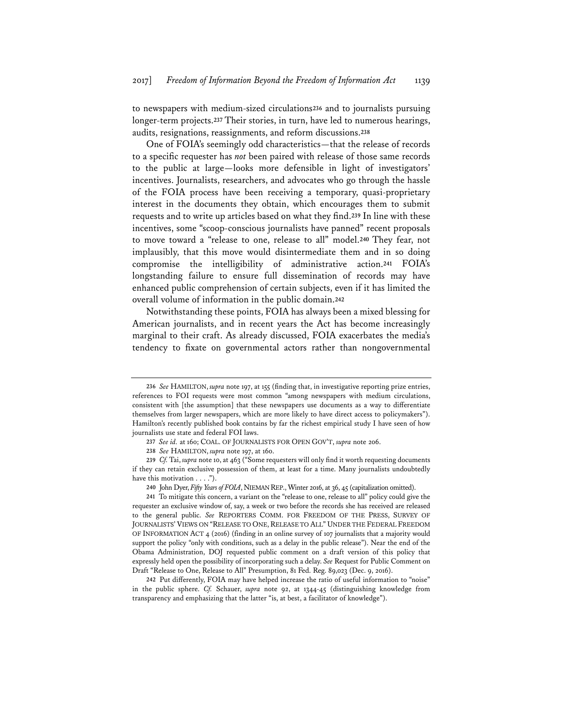to newspapers with medium-sized circulations[236] and to journalists pursuing longer-term projects.[237] Their stories, in turn, have led to numerous hearings, audits, resignations, reassignments, and reform discussions.[238]

One of FOIA's seemingly odd characteristics—that the release of records to a specific requester has *not* been paired with release of those same records to the public at large—looks more defensible in light of investigators' incentives. Journalists, researchers, and advocates who go through the hassle of the FOIA process have been receiving a temporary, quasi-proprietary interest in the documents they obtain, which encourages them to submit requests and to write up articles based on what they find.[239] In line with these incentives, some "scoop-conscious journalists have panned" recent proposals to move toward a "release to one, release to all" model.[240] They fear, not implausibly, that this move would disintermediate them and in so doing compromise the intelligibility of administrative action.[241] FOIA's longstanding failure to ensure full dissemination of records may have enhanced public comprehension of certain subjects, even if it has limited the overall volume of information in the public domain.[242]

Notwithstanding these points, FOIA has always been a mixed blessing for American journalists, and in recent years the Act has become increasingly marginal to their craft. As already discussed, FOIA exacerbates the media's tendency to fixate on governmental actors rather than nongovernmental

---

236 *See* HAMILTON, *supra* note 197, at 155 (finding that, in investigative reporting prize entries, references to FOI requests were most common "among newspapers with medium circulations, consistent with [the assumption] that these newspapers use documents as a way to differentiate themselves from larger newspapers, which are more likely to have direct access to policymakers"). Hamilton's recently published book contains by far the richest empirical study I have seen of how journalists use state and federal FOI laws.

237 *See id.* at 160; COAL. OF JOURNALISTS FOR OPEN GOV'T, *supra* note 206.

238 *See* HAMILTON, *supra* note 197, at 160.

239 *Cf.* Tai, *supra* note 10, at 463 ("Some requesters will only find it worth requesting documents if they can retain exclusive possession of them, at least for a time. Many journalists undoubtedly have this motivation . . . .").

240 John Dyer, *Fifty Years of FOIA*, NIEMAN REP., Winter 2016, at 36, 45 (capitalization omitted).

241 To mitigate this concern, a variant on the "release to one, release to all" policy could give the requester an exclusive window of, say, a week or two before the records she has received are released to the general public. *See* REPORTERS COMM. FOR FREEDOM OF THE PRESS, SURVEY OF JOURNALISTS' VIEWS ON "RELEASE TO ONE, RELEASE TO ALL" UNDER THE FEDERAL FREEDOM OF INFORMATION ACT 4 (2016) (finding in an online survey of 107 journalists that a majority would support the policy "only with conditions, such as a delay in the public release"). Near the end of the Obama Administration, DOJ requested public comment on a draft version of this policy that expressly held open the possibility of incorporating such a delay. *See* Request for Public Comment on Draft "Release to One, Release to All" Presumption, 81 Fed. Reg. 89,023 (Dec. 9, 2016).

242 Put differently, FOIA may have helped increase the ratio of useful information to "noise" in the public sphere. *Cf.* Schauer, *supra* note 92, at 1344-45 (distinguishing knowledge from transparency and emphasizing that the latter "is, at best, a facilitator of knowledge").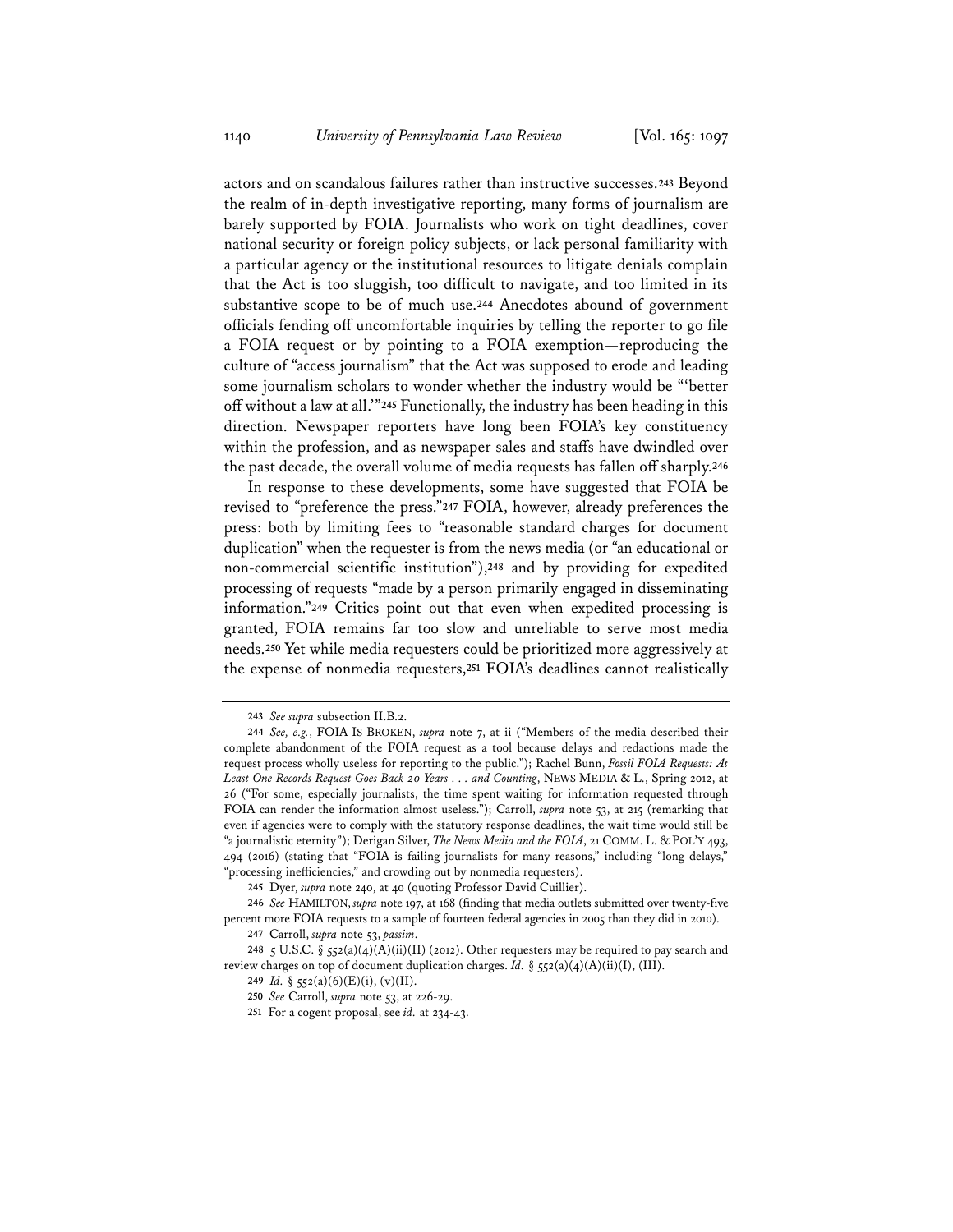actors and on scandalous failures rather than instructive successes.[243] Beyond the realm of in-depth investigative reporting, many forms of journalism are barely supported by FOIA. Journalists who work on tight deadlines, cover national security or foreign policy subjects, or lack personal familiarity with a particular agency or the institutional resources to litigate denials complain that the Act is too sluggish, too difficult to navigate, and too limited in its substantive scope to be of much use.[244] Anecdotes abound of government officials fending off uncomfortable inquiries by telling the reporter to go file a FOIA request or by pointing to a FOIA exemption—reproducing the culture of "access journalism" that the Act was supposed to erode and leading some journalism scholars to wonder whether the industry would be "'better off without a law at all.'"[245] Functionally, the industry has been heading in this direction. Newspaper reporters have long been FOIA's key constituency within the profession, and as newspaper sales and staffs have dwindled over the past decade, the overall volume of media requests has fallen off sharply.[246]

In response to these developments, some have suggested that FOIA be revised to "preference the press."[247] FOIA, however, already preferences the press: both by limiting fees to "reasonable standard charges for document duplication" when the requester is from the news media (or "an educational or non-commercial scientific institution"),[248] and by providing for expedited processing of requests "made by a person primarily engaged in disseminating information."[249] Critics point out that even when expedited processing is granted, FOIA remains far too slow and unreliable to serve most media needs.[250] Yet while media requesters could be prioritized more aggressively at the expense of nonmedia requesters,[251] FOIA's deadlines cannot realistically

---

243 *See supra* subsection II.B.2.

244 *See, e.g.*, FOIA IS BROKEN, *supra* note 7, at ii ("Members of the media described their complete abandonment of the FOIA request as a tool because delays and redactions made the request process wholly useless for reporting to the public."); Rachel Bunn, *Fossil FOIA Requests: At Least One Records Request Goes Back 20 Years . . . and Counting*, NEWS MEDIA & L., Spring 2012, at 26 ("For some, especially journalists, the time spent waiting for information requested through FOIA can render the information almost useless."); Carroll, *supra* note 53, at 215 (remarking that even if agencies were to comply with the statutory response deadlines, the wait time would still be "a journalistic eternity"); Derigan Silver, *The News Media and the FOIA*, 21 COMM. L. & POL'Y 493, 494 (2016) (stating that "FOIA is failing journalists for many reasons," including "long delays," "processing inefficiencies," and crowding out by nonmedia requesters).

245 Dyer, *supra* note 240, at 40 (quoting Professor David Cuillier).

246 *See* HAMILTON, *supra* note 197, at 168 (finding that media outlets submitted over twenty-five percent more FOIA requests to a sample of fourteen federal agencies in 2005 than they did in 2010).

247 Carroll, *supra* note 53, *passim*.

248 5 U.S.C. § 552(a)(4)(A)(ii)(II) (2012). Other requesters may be required to pay search and review charges on top of document duplication charges. *Id.* § 552(a)(4)(A)(ii)(I), (III).

249 *Id.* § 552(a)(6)(E)(i), (v)(II).

250 *See* Carroll, *supra* note 53, at 226-29.

251 For a cogent proposal, see *id.* at 234-43.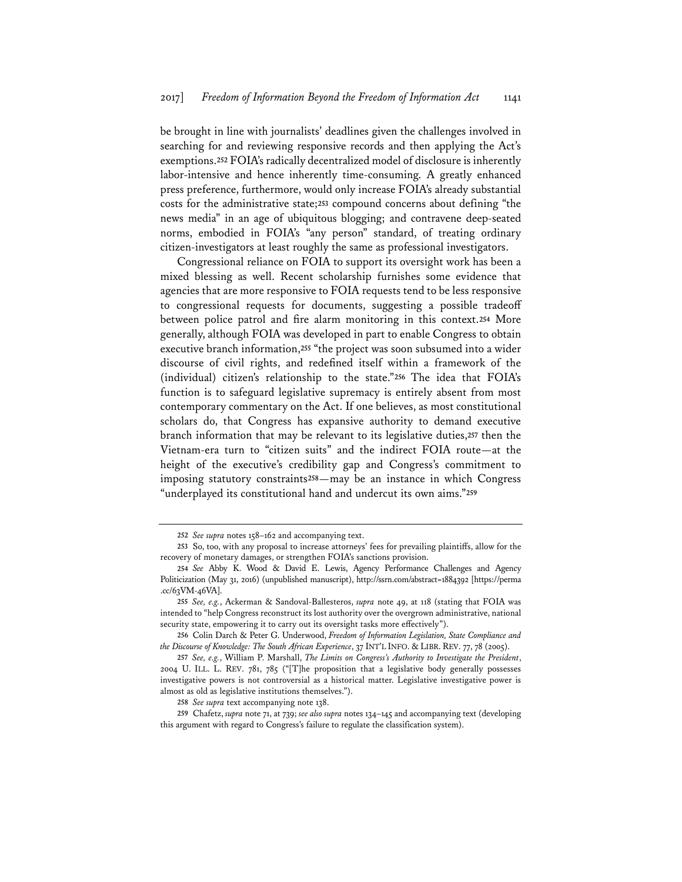be brought in line with journalists' deadlines given the challenges involved in searching for and reviewing responsive records and then applying the Act's exemptions.[252] FOIA's radically decentralized model of disclosure is inherently labor-intensive and hence inherently time-consuming. A greatly enhanced press preference, furthermore, would only increase FOIA's already substantial costs for the administrative state;[253] compound concerns about defining "the news media" in an age of ubiquitous blogging; and contravene deep-seated norms, embodied in FOIA's "any person" standard, of treating ordinary citizen-investigators at least roughly the same as professional investigators.

Congressional reliance on FOIA to support its oversight work has been a mixed blessing as well. Recent scholarship furnishes some evidence that agencies that are more responsive to FOIA requests tend to be less responsive to congressional requests for documents, suggesting a possible tradeoff between police patrol and fire alarm monitoring in this context.[254] More generally, although FOIA was developed in part to enable Congress to obtain executive branch information,[255] "the project was soon subsumed into a wider discourse of civil rights, and redefined itself within a framework of the (individual) citizen's relationship to the state."[256] The idea that FOIA's function is to safeguard legislative supremacy is entirely absent from most contemporary commentary on the Act. If one believes, as most constitutional scholars do, that Congress has expansive authority to demand executive branch information that may be relevant to its legislative duties,[257] then the Vietnam-era turn to "citizen suits" and the indirect FOIA route—at the height of the executive's credibility gap and Congress's commitment to imposing statutory constraints[258]—may be an instance in which Congress "underplayed its constitutional hand and undercut its own aims."[259]

---

252 *See supra* notes 158–162 and accompanying text.

253 So, too, with any proposal to increase attorneys' fees for prevailing plaintiffs, allow for the recovery of monetary damages, or strengthen FOIA's sanctions provision.

254 *See* Abby K. Wood & David E. Lewis, Agency Performance Challenges and Agency Politicization (May 31, 2016) (unpublished manuscript), http://ssrn.com/abstract=1884392 [https://perma.cc/63VM-46VA].

255 *See, e.g.*, Ackerman & Sandoval-Ballesteros, *supra* note 49, at 118 (stating that FOIA was intended to "help Congress reconstruct its lost authority over the overgrown administrative, national security state, empowering it to carry out its oversight tasks more effectively").

256 Colin Darch & Peter G. Underwood, *Freedom of Information Legislation, State Compliance and the Discourse of Knowledge: The South African Experience*, 37 INT'L INFO. & LIBR. REV. 77, 78 (2005).

257 *See, e.g.*, William P. Marshall, *The Limits on Congress's Authority to Investigate the President*, 2004 U. ILL. L. REV. 781, 785 ("[T]he proposition that a legislative body generally possesses investigative powers is not controversial as a historical matter. Legislative investigative power is almost as old as legislative institutions themselves.").

258 *See supra* text accompanying note 138.

259 Chafetz, *supra* note 71, at 739; *see also supra* notes 134–145 and accompanying text (developing this argument with regard to Congress's failure to regulate the classification system).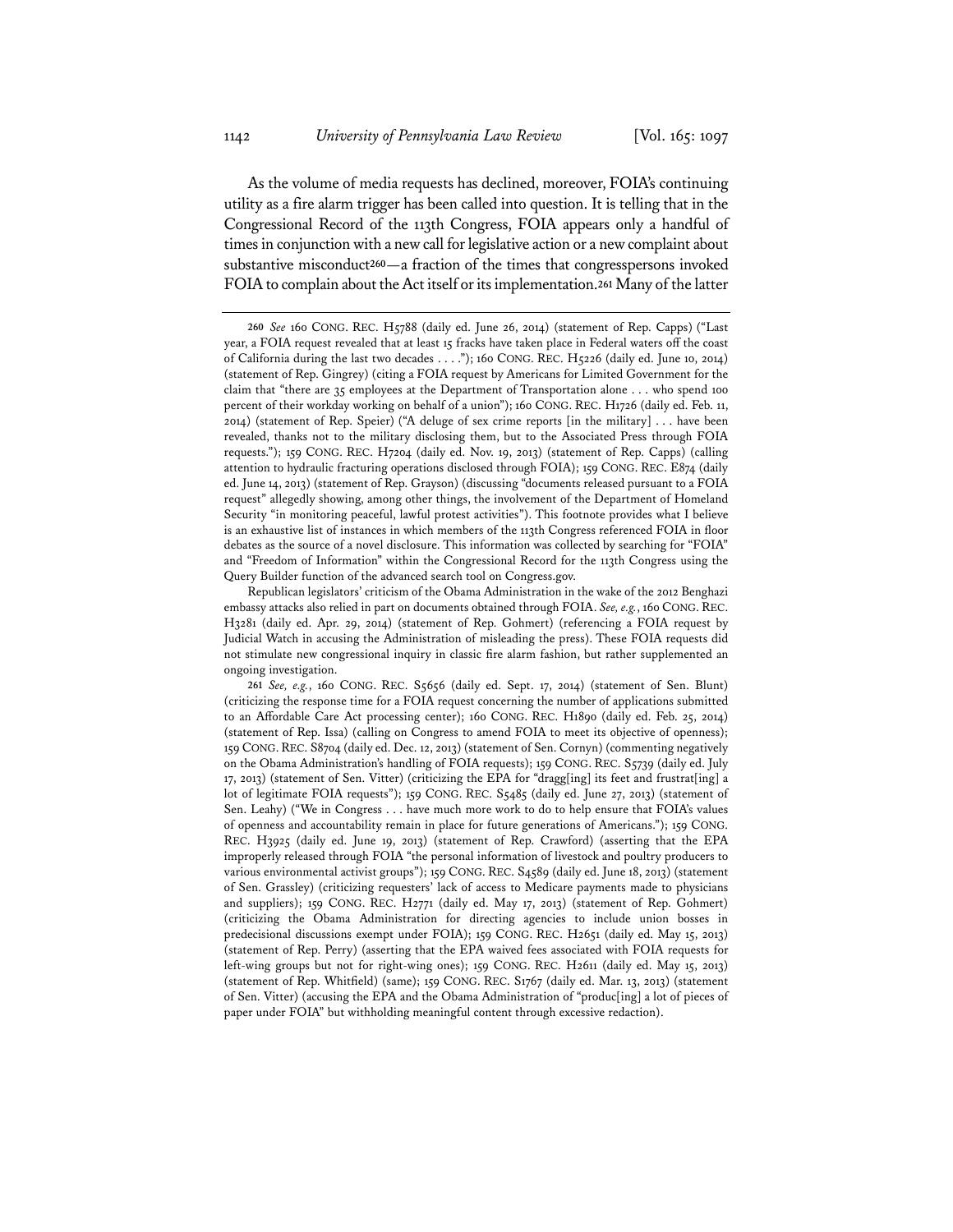As the volume of media requests has declined, moreover, FOIA's continuing utility as a fire alarm trigger has been called into question. It is telling that in the Congressional Record of the 113th Congress, FOIA appears only a handful of times in conjunction with a new call for legislative action or a new complaint about substantive misconduct[260]—a fraction of the times that congresspersons invoked FOIA to complain about the Act itself or its implementation.[261] Many of the latter

---

[260] *See* 160 CONG. REC. H5788 (daily ed. June 26, 2014) (statement of Rep. Capps) ("Last year, a FOIA request revealed that at least 15 fracks have taken place in Federal waters off the coast of California during the last two decades . . . ."); 160 CONG. REC. H5226 (daily ed. June 10, 2014) (statement of Rep. Gingrey) (citing a FOIA request by Americans for Limited Government for the claim that "there are 35 employees at the Department of Transportation alone . . . who spend 100 percent of their workday working on behalf of a union"); 160 CONG. REC. H1726 (daily ed. Feb. 11, 2014) (statement of Rep. Speier) ("A deluge of sex crime reports [in the military] . . . have been revealed, thanks not to the military disclosing them, but to the Associated Press through FOIA requests."); 159 CONG. REC. H7204 (daily ed. Nov. 19, 2013) (statement of Rep. Capps) (calling attention to hydraulic fracturing operations disclosed through FOIA); 159 CONG. REC. E874 (daily ed. June 14, 2013) (statement of Rep. Grayson) (discussing "documents released pursuant to a FOIA request" allegedly showing, among other things, the involvement of the Department of Homeland Security "in monitoring peaceful, lawful protest activities"). This footnote provides what I believe is an exhaustive list of instances in which members of the 113th Congress referenced FOIA in floor debates as the source of a novel disclosure. This information was collected by searching for "FOIA" and "Freedom of Information" within the Congressional Record for the 113th Congress using the Query Builder function of the advanced search tool on Congress.gov.

Republican legislators' criticism of the Obama Administration in the wake of the 2012 Benghazi embassy attacks also relied in part on documents obtained through FOIA. *See, e.g.*, 160 CONG. REC. H3281 (daily ed. Apr. 29, 2014) (statement of Rep. Gohmert) (referencing a FOIA request by Judicial Watch in accusing the Administration of misleading the press). These FOIA requests did not stimulate new congressional inquiry in classic fire alarm fashion, but rather supplemented an ongoing investigation.

[261] *See, e.g.*, 160 CONG. REC. S5656 (daily ed. Sept. 17, 2014) (statement of Sen. Blunt) (criticizing the response time for a FOIA request concerning the number of applications submitted to an Affordable Care Act processing center); 160 CONG. REC. H1890 (daily ed. Feb. 25, 2014) (statement of Rep. Issa) (calling on Congress to amend FOIA to meet its objective of openness); 159 CONG. REC. S8704 (daily ed. Dec. 12, 2013) (statement of Sen. Cornyn) (commenting negatively on the Obama Administration's handling of FOIA requests); 159 CONG. REC. S5739 (daily ed. July 17, 2013) (statement of Sen. Vitter) (criticizing the EPA for "dragg[ing] its feet and frustrat[ing] a lot of legitimate FOIA requests"); 159 CONG. REC. S5485 (daily ed. June 27, 2013) (statement of Sen. Leahy) ("We in Congress . . . have much more work to do to help ensure that FOIA's values of openness and accountability remain in place for future generations of Americans."); 159 CONG. REC. H3925 (daily ed. June 19, 2013) (statement of Rep. Crawford) (asserting that the EPA improperly released through FOIA "the personal information of livestock and poultry producers to various environmental activist groups"); 159 CONG. REC. S4589 (daily ed. June 18, 2013) (statement of Sen. Grassley) (criticizing requesters' lack of access to Medicare payments made to physicians and suppliers); 159 CONG. REC. H2771 (daily ed. May 17, 2013) (statement of Rep. Gohmert) (criticizing the Obama Administration for directing agencies to include union bosses in predecisional discussions exempt under FOIA); 159 CONG. REC. H2651 (daily ed. May 15, 2013) (statement of Rep. Perry) (asserting that the EPA waived fees associated with FOIA requests for left-wing groups but not for right-wing ones); 159 CONG. REC. H2611 (daily ed. May 15, 2013) (statement of Rep. Whitfield) (same); 159 CONG. REC. S1767 (daily ed. Mar. 13, 2013) (statement of Sen. Vitter) (accusing the EPA and the Obama Administration of "produc[ing] a lot of pieces of paper under FOIA" but withholding meaningful content through excessive redaction).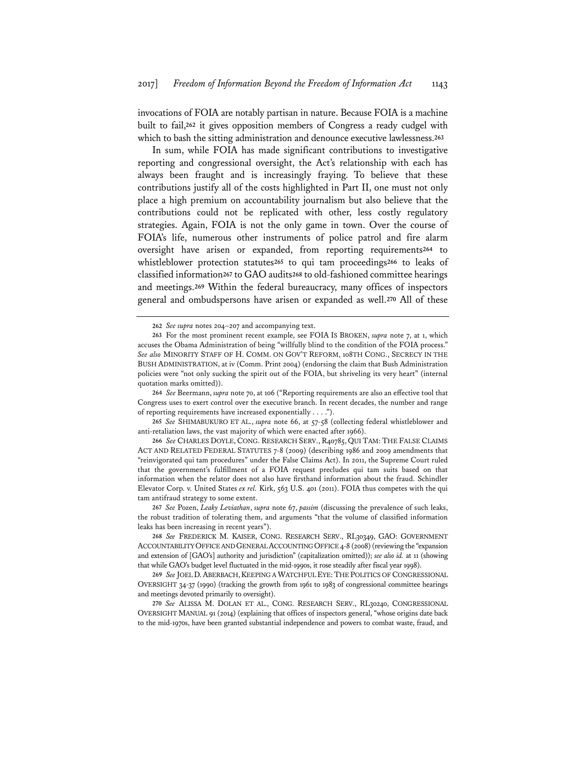invocations of FOIA are notably partisan in nature. Because FOIA is a machine built to fail,[262] it gives opposition members of Congress a ready cudgel with which to bash the sitting administration and denounce executive lawlessness.[263]

In sum, while FOIA has made significant contributions to investigative reporting and congressional oversight, the Act's relationship with each has always been fraught and is increasingly fraying. To believe that these contributions justify all of the costs highlighted in Part II, one must not only place a high premium on accountability journalism but also believe that the contributions could not be replicated with other, less costly regulatory strategies. Again, FOIA is not the only game in town. Over the course of FOIA's life, numerous other instruments of police patrol and fire alarm oversight have arisen or expanded, from reporting requirements[264] to whistleblower protection statutes[265] to qui tam proceedings[266] to leaks of classified information[267] to GAO audits[268] to old-fashioned committee hearings and meetings.[269] Within the federal bureaucracy, many offices of inspectors general and ombudspersons have arisen or expanded as well.[270] All of these

---

262 *See supra* notes 204–207 and accompanying text.

263 For the most prominent recent example, see FOIA IS BROKEN, *supra* note 7, at 1, which accuses the Obama Administration of being "willfully blind to the condition of the FOIA process." *See also* MINORITY STAFF OF H. COMM. ON GOV'T REFORM, 108TH CONG., SECRECY IN THE BUSH ADMINISTRATION, at iv (Comm. Print 2004) (endorsing the claim that Bush Administration policies were "not only sucking the spirit out of the FOIA, but shriveling its very heart" (internal quotation marks omitted)).

264 *See* Beermann, *supra* note 70, at 106 ("Reporting requirements are also an effective tool that Congress uses to exert control over the executive branch. In recent decades, the number and range of reporting requirements have increased exponentially . . . .").

265 *See* SHIMABUKURO ET AL., *supra* note 66, at 57-58 (collecting federal whistleblower and anti-retaliation laws, the vast majority of which were enacted after 1966).

266 *See* CHARLES DOYLE, CONG. RESEARCH SERV., R40785, QUI TAM: THE FALSE CLAIMS ACT AND RELATED FEDERAL STATUTES 7-8 (2009) (describing 1986 and 2009 amendments that "reinvigorated qui tam procedures" under the False Claims Act). In 2011, the Supreme Court ruled that the government's fulfillment of a FOIA request precludes qui tam suits based on that information when the relator does not also have firsthand information about the fraud. Schindler Elevator Corp. v. United States *ex rel.* Kirk, 563 U.S. 401 (2011). FOIA thus competes with the qui tam antifraud strategy to some extent.

267 *See* Pozen, *Leaky Leviathan*, *supra* note 67, *passim* (discussing the prevalence of such leaks, the robust tradition of tolerating them, and arguments "that the volume of classified information leaks has been increasing in recent years").

268 *See* FREDERICK M. KAISER, CONG. RESEARCH SERV., RL30349, GAO: GOVERNMENT ACCOUNTABILITY OFFICE AND GENERAL ACCOUNTING OFFICE 4-8 (2008) (reviewing the "expansion and extension of [GAO's] authority and jurisdiction" (capitalization omitted)); *see also id.* at 11 (showing that while GAO's budget level fluctuated in the mid-1990s, it rose steadily after fiscal year 1998).

269 *See* JOEL D. ABERBACH, KEEPING A WATCHFUL EYE: THE POLITICS OF CONGRESSIONAL OVERSIGHT 34-37 (1990) (tracking the growth from 1961 to 1983 of congressional committee hearings and meetings devoted primarily to oversight).

270 *See* ALISSA M. DOLAN ET AL., CONG. RESEARCH SERV., RL30240, CONGRESSIONAL OVERSIGHT MANUAL 91 (2014) (explaining that offices of inspectors general, "whose origins date back to the mid-1970s, have been granted substantial independence and powers to combat waste, fraud, and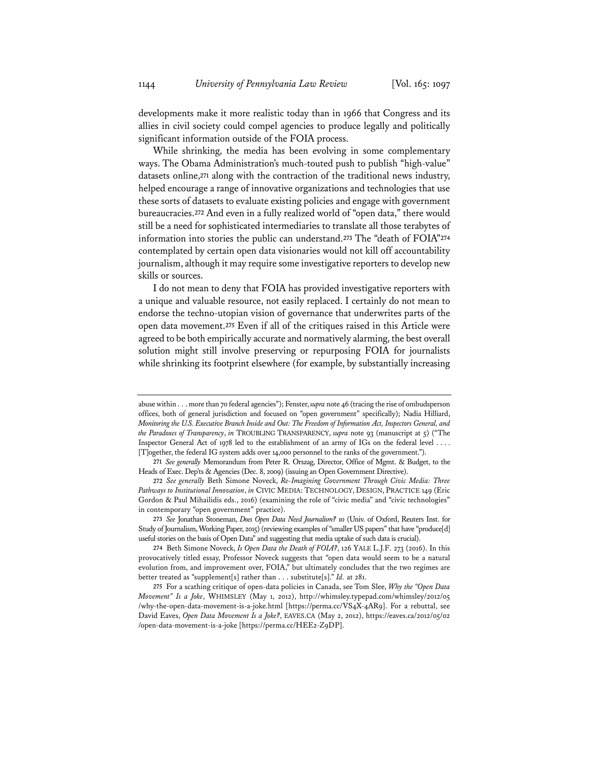developments make it more realistic today than in 1966 that Congress and its allies in civil society could compel agencies to produce legally and politically significant information outside of the FOIA process.

While shrinking, the media has been evolving in some complementary ways. The Obama Administration's much-touted push to publish "high-value" datasets online,[271] along with the contraction of the traditional news industry, helped encourage a range of innovative organizations and technologies that use these sorts of datasets to evaluate existing policies and engage with government bureaucracies.[272] And even in a fully realized world of "open data," there would still be a need for sophisticated intermediaries to translate all those terabytes of information into stories the public can understand.[273] The "death of FOIA"[274] contemplated by certain open data visionaries would not kill off accountability journalism, although it may require some investigative reporters to develop new skills or sources.

I do not mean to deny that FOIA has provided investigative reporters with a unique and valuable resource, not easily replaced. I certainly do not mean to endorse the techno-utopian vision of governance that underwrites parts of the open data movement.[275] Even if all of the critiques raised in this Article were agreed to be both empirically accurate and normatively alarming, the best overall solution might still involve preserving or repurposing FOIA for journalists while shrinking its footprint elsewhere (for example, by substantially increasing

---

abuse within . . . more than 70 federal agencies"); Fenster, *supra* note 46 (tracing the rise of ombudsperson offices, both of general jurisdiction and focused on "open government" specifically); Nadia Hilliard, *Monitoring the U.S. Executive Branch Inside and Out: The Freedom of Information Act, Inspectors General, and the Paradoxes of Transparency*, *in* TROUBLING TRANSPARENCY, *supra* note 93 (manuscript at 5) ("The Inspector General Act of 1978 led to the establishment of an army of IGs on the federal level . . . . [T]ogether, the federal IG system adds over 14,000 personnel to the ranks of the government.").

271 *See generally* Memorandum from Peter R. Orszag, Director, Office of Mgmt. & Budget, to the Heads of Exec. Dep'ts & Agencies (Dec. 8, 2009) (issuing an Open Government Directive).

272 *See generally* Beth Simone Noveck, *Re-Imagining Government Through Civic Media: Three Pathways to Institutional Innovation*, *in* CIVIC MEDIA: TECHNOLOGY, DESIGN, PRACTICE 149 (Eric Gordon & Paul Mihailidis eds., 2016) (examining the role of "civic media" and "civic technologies" in contemporary "open government" practice).

273 *See* Jonathan Stoneman, *Does Open Data Need Journalism?* 10 (Univ. of Oxford, Reuters Inst. for Study of Journalism, Working Paper, 2015) (reviewing examples of "smaller US papers" that have "produce[d] useful stories on the basis of Open Data" and suggesting that media uptake of such data is crucial).

274 Beth Simone Noveck, *Is Open Data the Death of FOIA?*, 126 YALE L.J.F. 273 (2016). In this provocatively titled essay, Professor Noveck suggests that "open data would seem to be a natural evolution from, and improvement over, FOIA," but ultimately concludes that the two regimes are better treated as "supplement[s] rather than . . . substitute[s]." *Id.* at 281.

275 For a scathing critique of open-data policies in Canada, see Tom Slee, *Why the "Open Data Movement" Is a Joke*, WHIMSLEY (May 1, 2012), http://whimsley.typepad.com/whimsley/2012/05/why-the-open-data-movement-is-a-joke.html [https://perma.cc/VS4X-4AR9]. For a rebuttal, see David Eaves, *Open Data Movement Is a Joke?*, EAVES.CA (May 2, 2012), https://eaves.ca/2012/05/02/open-data-movement-is-a-joke [https://perma.cc/HEE2-Z9DP].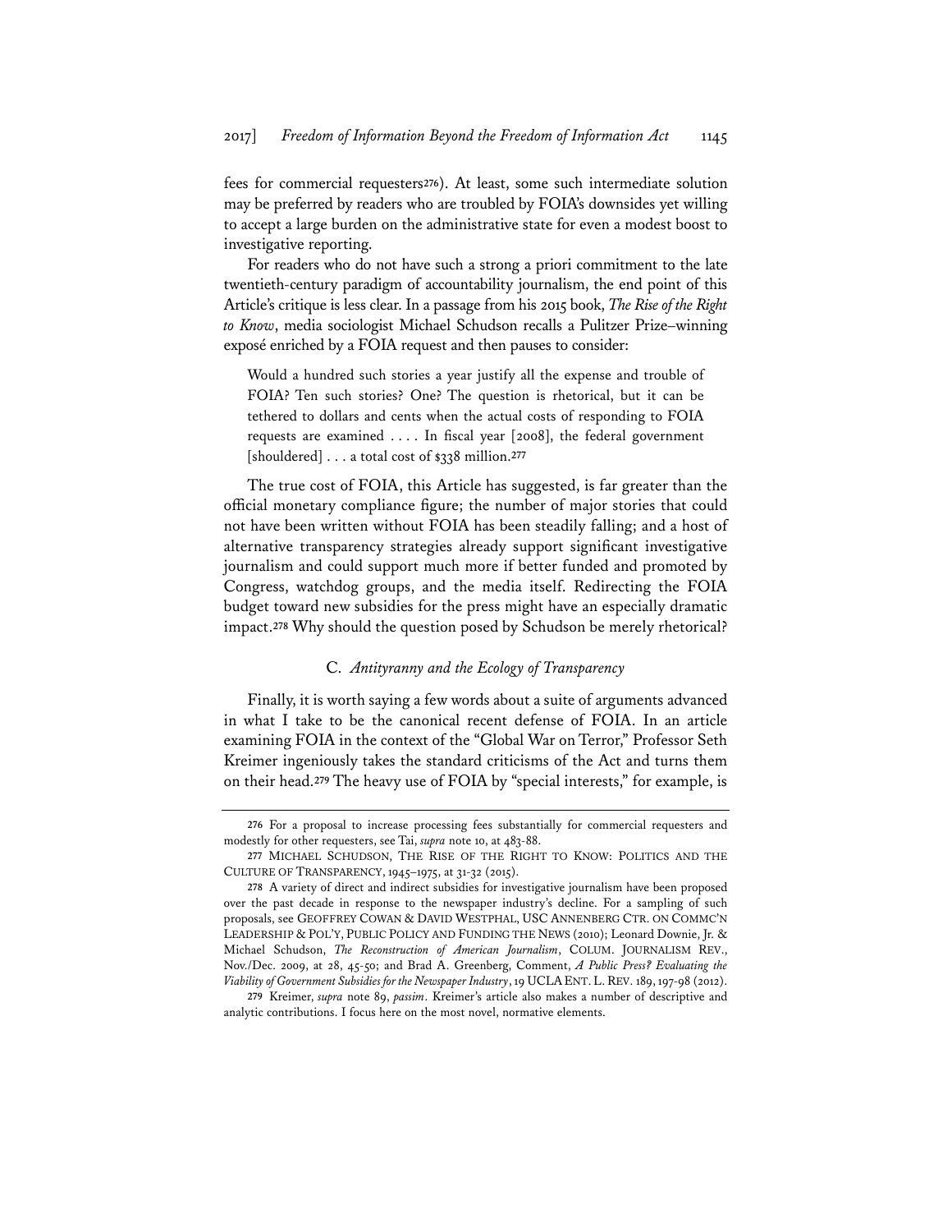fees for commercial requesters[276]). At least, some such intermediate solution may be preferred by readers who are troubled by FOIA's downsides yet willing to accept a large burden on the administrative state for even a modest boost to investigative reporting.

For readers who do not have such a strong a priori commitment to the late twentieth-century paradigm of accountability journalism, the end point of this Article's critique is less clear. In a passage from his 2015 book, *The Rise of the Right to Know*, media sociologist Michael Schudson recalls a Pulitzer Prize–winning exposé enriched by a FOIA request and then pauses to consider:

> Would a hundred such stories a year justify all the expense and trouble of FOIA? Ten such stories? One? The question is rhetorical, but it can be tethered to dollars and cents when the actual costs of responding to FOIA requests are examined . . . . In fiscal year [2008], the federal government [shouldered] . . . a total cost of $338 million.[277]

The true cost of FOIA, this Article has suggested, is far greater than the official monetary compliance figure; the number of major stories that could not have been written without FOIA has been steadily falling; and a host of alternative transparency strategies already support significant investigative journalism and could support much more if better funded and promoted by Congress, watchdog groups, and the media itself. Redirecting the FOIA budget toward new subsidies for the press might have an especially dramatic impact.[278] Why should the question posed by Schudson be merely rhetorical?

### C. *Antityranny and the Ecology of Transparency*

Finally, it is worth saying a few words about a suite of arguments advanced in what I take to be the canonical recent defense of FOIA. In an article examining FOIA in the context of the "Global War on Terror," Professor Seth Kreimer ingeniously takes the standard criticisms of the Act and turns them on their head.[279] The heavy use of FOIA by "special interests," for example, is

---

276 For a proposal to increase processing fees substantially for commercial requesters and modestly for other requesters, see Tai, *supra* note 10, at 483-88.

277 MICHAEL SCHUDSON, THE RISE OF THE RIGHT TO KNOW: POLITICS AND THE CULTURE OF TRANSPARENCY, 1945–1975, at 31-32 (2015).

278 A variety of direct and indirect subsidies for investigative journalism have been proposed over the past decade in response to the newspaper industry's decline. For a sampling of such proposals, see GEOFFREY COWAN & DAVID WESTPHAL, USC ANNENBERG CTR. ON COMMC'N LEADERSHIP & POL'Y, PUBLIC POLICY AND FUNDING THE NEWS (2010); Leonard Downie, Jr. & Michael Schudson, *The Reconstruction of American Journalism*, COLUM. JOURNALISM REV., Nov./Dec. 2009, at 28, 45-50; and Brad A. Greenberg, Comment, *A Public Press? Evaluating the Viability of Government Subsidies for the Newspaper Industry*, 19 UCLA ENT. L. REV. 189, 197-98 (2012).

279 Kreimer, *supra* note 89, *passim*. Kreimer's article also makes a number of descriptive and analytic contributions. I focus here on the most novel, normative elements.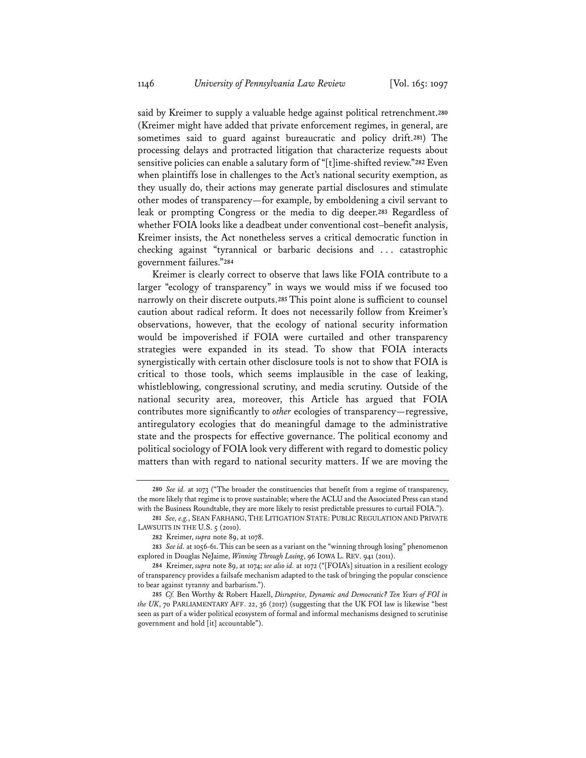said by Kreimer to supply a valuable hedge against political retrenchment.[280] (Kreimer might have added that private enforcement regimes, in general, are sometimes said to guard against bureaucratic and policy drift.[281]) The processing delays and protracted litigation that characterize requests about sensitive policies can enable a salutary form of "[t]ime-shifted review."[282] Even when plaintiffs lose in challenges to the Act's national security exemption, as they usually do, their actions may generate partial disclosures and stimulate other modes of transparency—for example, by emboldening a civil servant to leak or prompting Congress or the media to dig deeper.[283] Regardless of whether FOIA looks like a deadbeat under conventional cost–benefit analysis, Kreimer insists, the Act nonetheless serves a critical democratic function in checking against "tyrannical or barbaric decisions and . . . catastrophic government failures."[284]

Kreimer is clearly correct to observe that laws like FOIA contribute to a larger "ecology of transparency" in ways we would miss if we focused too narrowly on their discrete outputs.[285] This point alone is sufficient to counsel caution about radical reform. It does not necessarily follow from Kreimer's observations, however, that the ecology of national security information would be impoverished if FOIA were curtailed and other transparency strategies were expanded in its stead. To show that FOIA interacts synergistically with certain other disclosure tools is not to show that FOIA is critical to those tools, which seems implausible in the case of leaking, whistleblowing, congressional scrutiny, and media scrutiny. Outside of the national security area, moreover, this Article has argued that FOIA contributes more significantly to *other* ecologies of transparency—regressive, antiregulatory ecologies that do meaningful damage to the administrative state and the prospects for effective governance. The political economy and political sociology of FOIA look very different with regard to domestic policy matters than with regard to national security matters. If we are moving the

---

280 *See id.* at 1073 ("The broader the constituencies that benefit from a regime of transparency, the more likely that regime is to prove sustainable; where the ACLU and the Associated Press can stand with the Business Roundtable, they are more likely to resist predictable pressures to curtail FOIA.").

281 *See, e.g.*, SEAN FARHANG, THE LITIGATION STATE: PUBLIC REGULATION AND PRIVATE LAWSUITS IN THE U.S. 5 (2010).

282 Kreimer, *supra* note 89, at 1078.

283 *See id.* at 1056-61. This can be seen as a variant on the "winning through losing" phenomenon explored in Douglas NeJaime, *Winning Through Losing*, 96 IOWA L. REV. 941 (2011).

284 Kreimer, *supra* note 89, at 1074; *see also id.* at 1072 ("[FOIA's] situation in a resilient ecology of transparency provides a failsafe mechanism adapted to the task of bringing the popular conscience to bear against tyranny and barbarism.").

285 *Cf.* Ben Worthy & Robert Hazell, *Disruptive, Dynamic and Democratic? Ten Years of FOI in the UK*, 70 PARLIAMENTARY AFF. 22, 36 (2017) (suggesting that the UK FOI law is likewise "best seen as part of a wider political ecosystem of formal and informal mechanisms designed to scrutinise government and hold [it] accountable").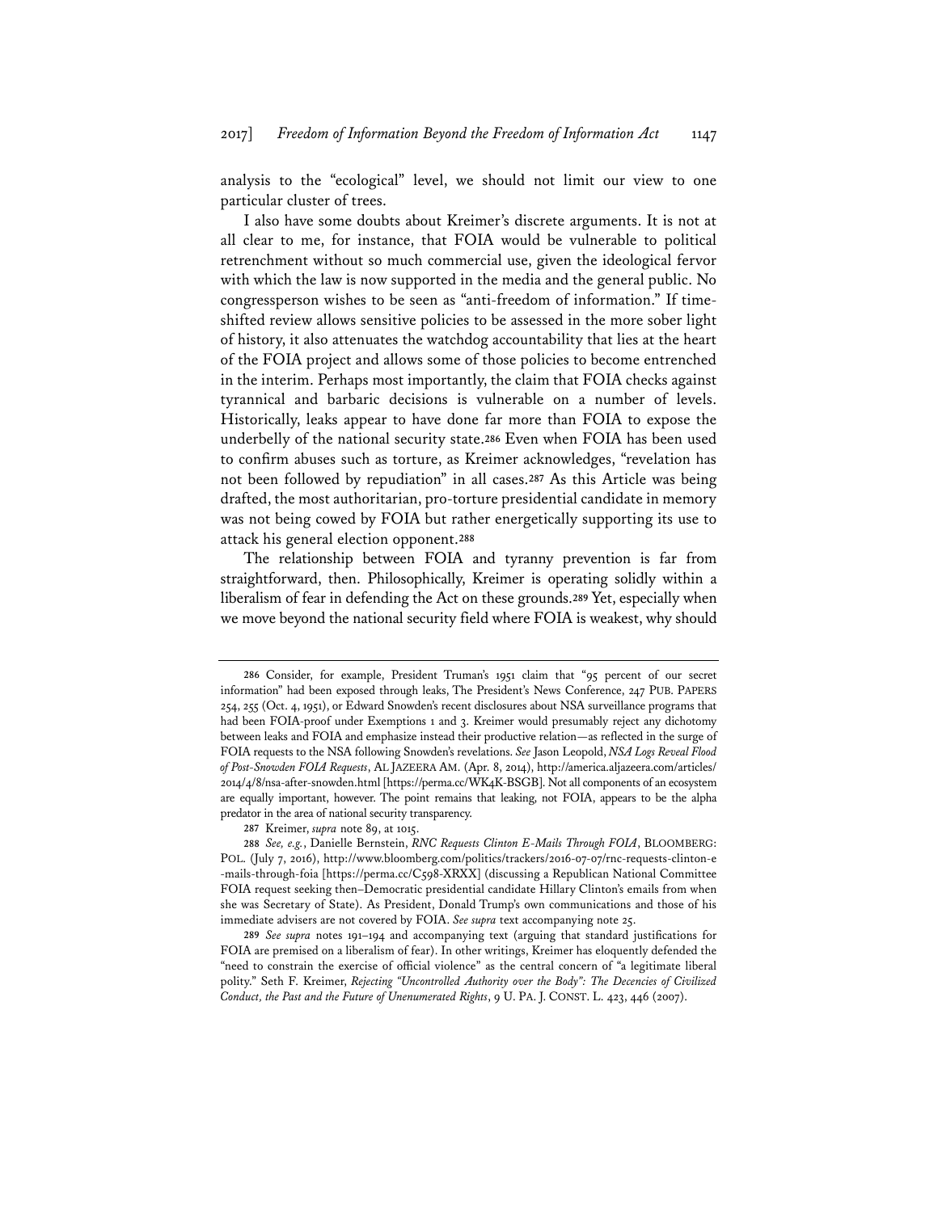analysis to the "ecological" level, we should not limit our view to one particular cluster of trees.

I also have some doubts about Kreimer's discrete arguments. It is not at all clear to me, for instance, that FOIA would be vulnerable to political retrenchment without so much commercial use, given the ideological fervor with which the law is now supported in the media and the general public. No congressperson wishes to be seen as "anti-freedom of information." If time-shifted review allows sensitive policies to be assessed in the more sober light of history, it also attenuates the watchdog accountability that lies at the heart of the FOIA project and allows some of those policies to become entrenched in the interim. Perhaps most importantly, the claim that FOIA checks against tyrannical and barbaric decisions is vulnerable on a number of levels. Historically, leaks appear to have done far more than FOIA to expose the underbelly of the national security state.[286] Even when FOIA has been used to confirm abuses such as torture, as Kreimer acknowledges, "revelation has not been followed by repudiation" in all cases.[287] As this Article was being drafted, the most authoritarian, pro-torture presidential candidate in memory was not being cowed by FOIA but rather energetically supporting its use to attack his general election opponent.[288]

The relationship between FOIA and tyranny prevention is far from straightforward, then. Philosophically, Kreimer is operating solidly within a liberalism of fear in defending the Act on these grounds.[289] Yet, especially when we move beyond the national security field where FOIA is weakest, why should

---

286 Consider, for example, President Truman's 1951 claim that "95 percent of our secret information" had been exposed through leaks, The President's News Conference, 247 PUB. PAPERS 254, 255 (Oct. 4, 1951), or Edward Snowden's recent disclosures about NSA surveillance programs that had been FOIA-proof under Exemptions 1 and 3. Kreimer would presumably reject any dichotomy between leaks and FOIA and emphasize instead their productive relation—as reflected in the surge of FOIA requests to the NSA following Snowden's revelations. *See* Jason Leopold, *NSA Logs Reveal Flood of Post-Snowden FOIA Requests*, AL JAZEERA AM. (Apr. 8, 2014), http://america.aljazeera.com/articles/2014/4/8/nsa-after-snowden.html [https://perma.cc/WK4K-BSGB]. Not all components of an ecosystem are equally important, however. The point remains that leaking, not FOIA, appears to be the alpha predator in the area of national security transparency.

287 Kreimer, *supra* note 89, at 1015.

288 *See, e.g.*, Danielle Bernstein, *RNC Requests Clinton E-Mails Through FOIA*, BLOOMBERG: POL. (July 7, 2016), http://www.bloomberg.com/politics/trackers/2016-07-07/rnc-requests-clinton-e-mails-through-foia [https://perma.cc/C598-XRXX] (discussing a Republican National Committee FOIA request seeking then–Democratic presidential candidate Hillary Clinton's emails from when she was Secretary of State). As President, Donald Trump's own communications and those of his immediate advisers are not covered by FOIA. *See supra* text accompanying note 25.

289 *See supra* notes 191–194 and accompanying text (arguing that standard justifications for FOIA are premised on a liberalism of fear). In other writings, Kreimer has eloquently defended the "need to constrain the exercise of official violence" as the central concern of "a legitimate liberal polity." Seth F. Kreimer, *Rejecting "Uncontrolled Authority over the Body": The Decencies of Civilized Conduct, the Past and the Future of Unenumerated Rights*, 9 U. PA. J. CONST. L. 423, 446 (2007).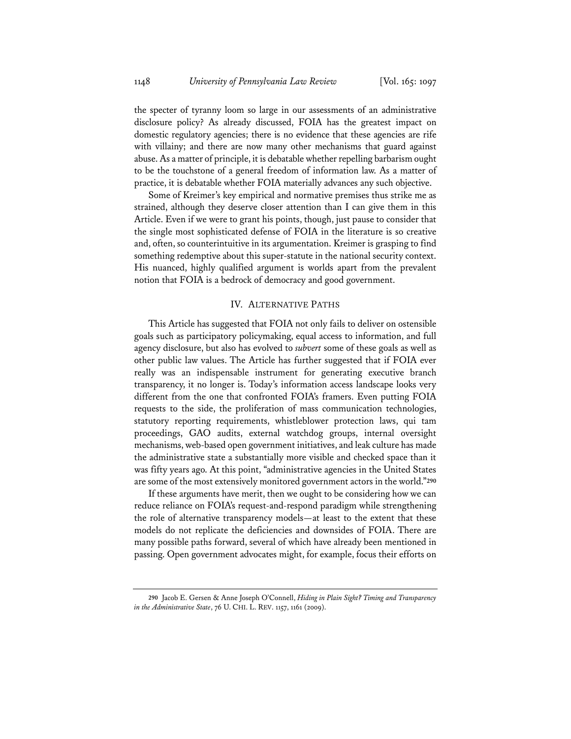the specter of tyranny loom so large in our assessments of an administrative disclosure policy? As already discussed, FOIA has the greatest impact on domestic regulatory agencies; there is no evidence that these agencies are rife with villainy; and there are now many other mechanisms that guard against abuse. As a matter of principle, it is debatable whether repelling barbarism ought to be the touchstone of a general freedom of information law. As a matter of practice, it is debatable whether FOIA materially advances any such objective.

Some of Kreimer's key empirical and normative premises thus strike me as strained, although they deserve closer attention than I can give them in this Article. Even if we were to grant his points, though, just pause to consider that the single most sophisticated defense of FOIA in the literature is so creative and, often, so counterintuitive in its argumentation. Kreimer is grasping to find something redemptive about this super-statute in the national security context. His nuanced, highly qualified argument is worlds apart from the prevalent notion that FOIA is a bedrock of democracy and good government.

## IV. ALTERNATIVE PATHS

This Article has suggested that FOIA not only fails to deliver on ostensible goals such as participatory policymaking, equal access to information, and full agency disclosure, but also has evolved to *subvert* some of these goals as well as other public law values. The Article has further suggested that if FOIA ever really was an indispensable instrument for generating executive branch transparency, it no longer is. Today's information access landscape looks very different from the one that confronted FOIA's framers. Even putting FOIA requests to the side, the proliferation of mass communication technologies, statutory reporting requirements, whistleblower protection laws, qui tam proceedings, GAO audits, external watchdog groups, internal oversight mechanisms, web-based open government initiatives, and leak culture has made the administrative state a substantially more visible and checked space than it was fifty years ago. At this point, "administrative agencies in the United States are some of the most extensively monitored government actors in the world."[290]

If these arguments have merit, then we ought to be considering how we can reduce reliance on FOIA's request-and-respond paradigm while strengthening the role of alternative transparency models—at least to the extent that these models do not replicate the deficiencies and downsides of FOIA. There are many possible paths forward, several of which have already been mentioned in passing. Open government advocates might, for example, focus their efforts on

---

290 Jacob E. Gersen & Anne Joseph O'Connell, *Hiding in Plain Sight? Timing and Transparency in the Administrative State*, 76 U. CHI. L. REV. 1157, 1161 (2009).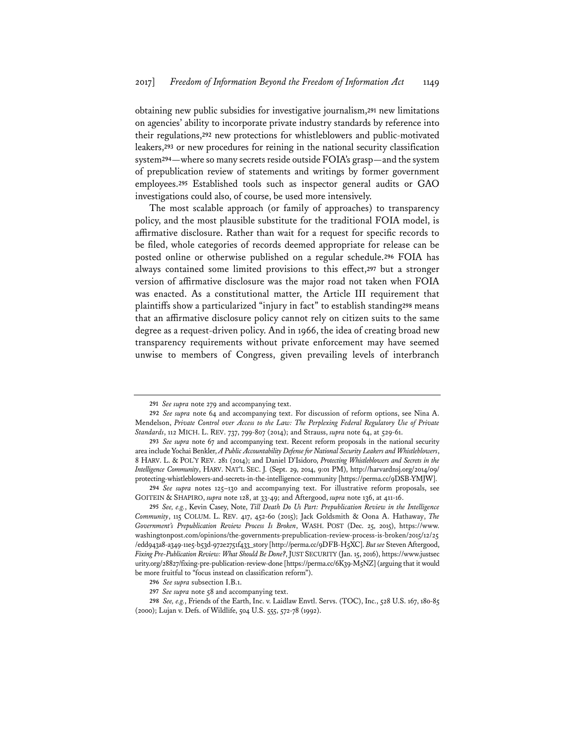obtaining new public subsidies for investigative journalism,[291] new limitations on agencies' ability to incorporate private industry standards by reference into their regulations,[292] new protections for whistleblowers and public-motivated leakers,[293] or new procedures for reining in the national security classification system[294]—where so many secrets reside outside FOIA's grasp—and the system of prepublication review of statements and writings by former government employees.[295] Established tools such as inspector general audits or GAO investigations could also, of course, be used more intensively.

The most scalable approach (or family of approaches) to transparency policy, and the most plausible substitute for the traditional FOIA model, is affirmative disclosure. Rather than wait for a request for specific records to be filed, whole categories of records deemed appropriate for release can be posted online or otherwise published on a regular schedule.[296] FOIA has always contained some limited provisions to this effect,[297] but a stronger version of affirmative disclosure was the major road not taken when FOIA was enacted. As a constitutional matter, the Article III requirement that plaintiffs show a particularized "injury in fact" to establish standing[298] means that an affirmative disclosure policy cannot rely on citizen suits to the same degree as a request-driven policy. And in 1966, the idea of creating broad new transparency requirements without private enforcement may have seemed unwise to members of Congress, given prevailing levels of interbranch

---

[291] *See supra* note 279 and accompanying text.

[292] *See supra* note 64 and accompanying text. For discussion of reform options, see Nina A. Mendelson, *Private Control over Access to the Law: The Perplexing Federal Regulatory Use of Private Standards*, 112 MICH. L. REV. 737, 799-807 (2014); and Strauss, *supra* note 64, at 529-61.

[293] *See supra* note 67 and accompanying text. Recent reform proposals in the national security area include Yochai Benkler, *A Public Accountability Defense for National Security Leakers and Whistleblowers*, 8 HARV. L. & POL'Y REV. 281 (2014); and Daniel D'Isidoro, *Protecting Whistleblowers and Secrets in the Intelligence Community*, HARV. NAT'L SEC. J. (Sept. 29, 2014, 9:01 PM), http://harvardnsj.org/2014/09/protecting-whistleblowers-and-secrets-in-the-intelligence-community [https://perma.cc/9DSB-YMJW].

[294] *See supra* notes 125–130 and accompanying text. For illustrative reform proposals, see GOITEIN & SHAPIRO, *supra* note 128, at 33-49; and Aftergood, *supra* note 136, at 411-16.

[295] *See, e.g.*, Kevin Casey, Note, *Till Death Do Us Part: Prepublication Review in the Intelligence Community*, 115 COLUM. L. REV. 417, 452-60 (2015); Jack Goldsmith & Oona A. Hathaway, *The Government's Prepublication Review Process Is Broken*, WASH. POST (Dec. 25, 2015), https://www.washingtonpost.com/opinions/the-governments-prepublication-review-process-is-broken/2015/12/25/edd943a8-a349-11e5-b53d-972e2751f433_story [http://perma.cc/9DFB-H5XC]. *But see* Steven Aftergood, *Fixing Pre-Publication Review: What Should Be Done?*, JUST SECURITY (Jan. 15, 2016), https://www.justsecurity.org/28827/fixing-pre-publication-review-done [https://perma.cc/6K39-M5NZ] (arguing that it would be more fruitful to "focus instead on classification reform").

[296] *See supra* subsection I.B.1.

[297] *See supra* note 58 and accompanying text.

[298] *See, e.g.*, Friends of the Earth, Inc. v. Laidlaw Envtl. Servs. (TOC), Inc., 528 U.S. 167, 180-85 (2000); Lujan v. Defs. of Wildlife, 504 U.S. 555, 572-78 (1992).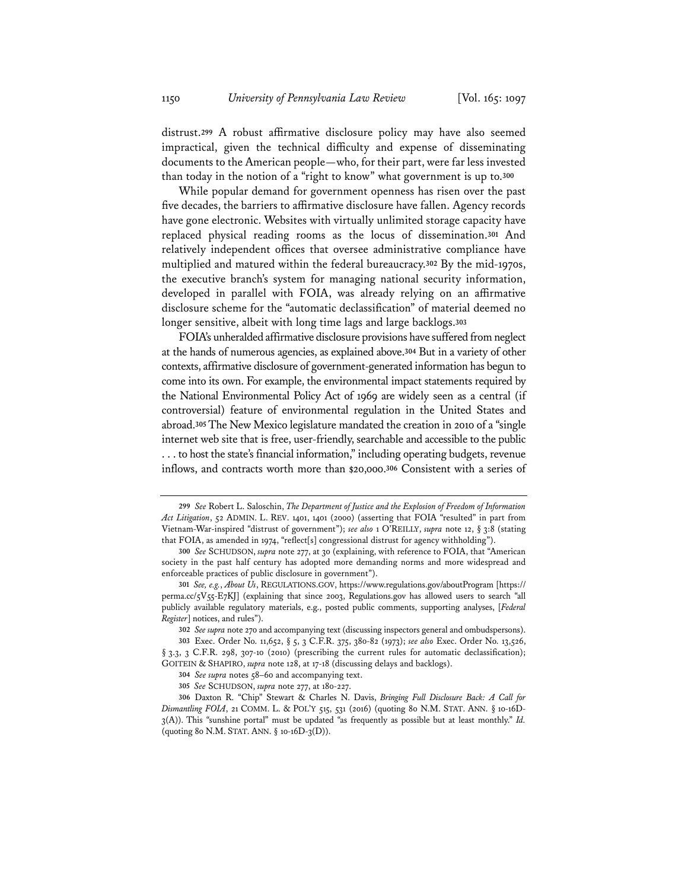distrust.[299] A robust affirmative disclosure policy may have also seemed impractical, given the technical difficulty and expense of disseminating documents to the American people—who, for their part, were far less invested than today in the notion of a "right to know" what government is up to.[300]

While popular demand for government openness has risen over the past five decades, the barriers to affirmative disclosure have fallen. Agency records have gone electronic. Websites with virtually unlimited storage capacity have replaced physical reading rooms as the locus of dissemination.[301] And relatively independent offices that oversee administrative compliance have multiplied and matured within the federal bureaucracy.[302] By the mid-1970s, the executive branch's system for managing national security information, developed in parallel with FOIA, was already relying on an affirmative disclosure scheme for the "automatic declassification" of material deemed no longer sensitive, albeit with long time lags and large backlogs.[303]

FOIA's unheralded affirmative disclosure provisions have suffered from neglect at the hands of numerous agencies, as explained above.[304] But in a variety of other contexts, affirmative disclosure of government-generated information has begun to come into its own. For example, the environmental impact statements required by the National Environmental Policy Act of 1969 are widely seen as a central (if controversial) feature of environmental regulation in the United States and abroad.[305] The New Mexico legislature mandated the creation in 2010 of a "single internet web site that is free, user-friendly, searchable and accessible to the public . . . to host the state's financial information," including operating budgets, revenue inflows, and contracts worth more than $20,000.[306] Consistent with a series of

---

299 *See* Robert L. Saloschin, *The Department of Justice and the Explosion of Freedom of Information Act Litigation*, 52 ADMIN. L. REV. 1401, 1401 (2000) (asserting that FOIA "resulted" in part from Vietnam-War-inspired "distrust of government"); *see also* 1 O'REILLY, *supra* note 12, § 3:8 (stating that FOIA, as amended in 1974, "reflect[s] congressional distrust for agency withholding").

300 *See* SCHUDSON, *supra* note 277, at 30 (explaining, with reference to FOIA, that "American society in the past half century has adopted more demanding norms and more widespread and enforceable practices of public disclosure in government").

301 *See, e.g.*, *About Us*, REGULATIONS.GOV, https://www.regulations.gov/aboutProgram [https://perma.cc/5V55-E7KJ] (explaining that since 2003, Regulations.gov has allowed users to search "all publicly available regulatory materials, e.g., posted public comments, supporting analyses, [*Federal Register*] notices, and rules").

302 *See supra* note 270 and accompanying text (discussing inspectors general and ombudspersons).

303 Exec. Order No. 11,652, § 5, 3 C.F.R. 375, 380-82 (1973); *see also* Exec. Order No. 13,526, § 3.3, 3 C.F.R. 298, 307-10 (2010) (prescribing the current rules for automatic declassification); GOITEIN & SHAPIRO, *supra* note 128, at 17-18 (discussing delays and backlogs).

304 *See supra* notes 58–60 and accompanying text.

305 *See* SCHUDSON, *supra* note 277, at 180-227.

306 Daxton R. "Chip" Stewart & Charles N. Davis, *Bringing Full Disclosure Back: A Call for Dismantling FOIA*, 21 COMM. L. & POL'Y 515, 531 (2016) (quoting 80 N.M. STAT. ANN. § 10-16D-3(A)). This "sunshine portal" must be updated "as frequently as possible but at least monthly." *Id.* (quoting 80 N.M. STAT. ANN. § 10-16D-3(D)).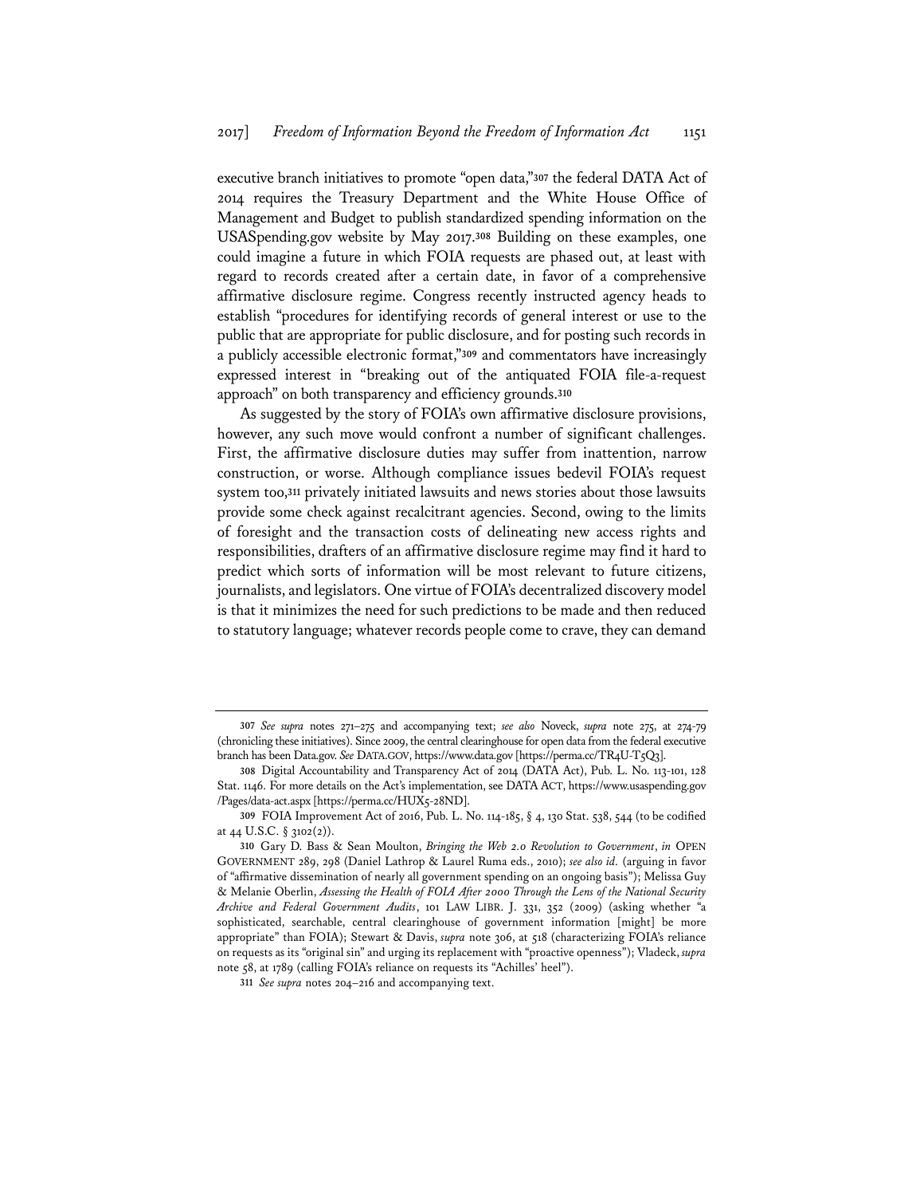executive branch initiatives to promote "open data,"[307] the federal DATA Act of 2014 requires the Treasury Department and the White House Office of Management and Budget to publish standardized spending information on the USASpending.gov website by May 2017.[308] Building on these examples, one could imagine a future in which FOIA requests are phased out, at least with regard to records created after a certain date, in favor of a comprehensive affirmative disclosure regime. Congress recently instructed agency heads to establish "procedures for identifying records of general interest or use to the public that are appropriate for public disclosure, and for posting such records in a publicly accessible electronic format,"[309] and commentators have increasingly expressed interest in "breaking out of the antiquated FOIA file-a-request approach" on both transparency and efficiency grounds.[310]

As suggested by the story of FOIA's own affirmative disclosure provisions, however, any such move would confront a number of significant challenges. First, the affirmative disclosure duties may suffer from inattention, narrow construction, or worse. Although compliance issues bedevil FOIA's request system too,[311] privately initiated lawsuits and news stories about those lawsuits provide some check against recalcitrant agencies. Second, owing to the limits of foresight and the transaction costs of delineating new access rights and responsibilities, drafters of an affirmative disclosure regime may find it hard to predict which sorts of information will be most relevant to future citizens, journalists, and legislators. One virtue of FOIA's decentralized discovery model is that it minimizes the need for such predictions to be made and then reduced to statutory language; whatever records people come to crave, they can demand

---

307 *See supra* notes 271–275 and accompanying text; *see also* Noveck, *supra* note 275, at 274-79 (chronicling these initiatives). Since 2009, the central clearinghouse for open data from the federal executive branch has been Data.gov. *See* DATA.GOV, https://www.data.gov [https://perma.cc/TR4U-T5Q3].

308 Digital Accountability and Transparency Act of 2014 (DATA Act), Pub. L. No. 113-101, 128 Stat. 1146. For more details on the Act's implementation, see DATA ACT, https://www.usaspending.gov/Pages/data-act.aspx [https://perma.cc/HUX5-28ND].

309 FOIA Improvement Act of 2016, Pub. L. No. 114-185, § 4, 130 Stat. 538, 544 (to be codified at 44 U.S.C. § 3102(2)).

310 Gary D. Bass & Sean Moulton, *Bringing the Web 2.0 Revolution to Government*, *in* OPEN GOVERNMENT 289, 298 (Daniel Lathrop & Laurel Ruma eds., 2010); *see also id.* (arguing in favor of "affirmative dissemination of nearly all government spending on an ongoing basis"); Melissa Guy & Melanie Oberlin, *Assessing the Health of FOIA After 2000 Through the Lens of the National Security Archive and Federal Government Audits*, 101 LAW LIBR. J. 331, 352 (2009) (asking whether "a sophisticated, searchable, central clearinghouse of government information [might] be more appropriate" than FOIA); Stewart & Davis, *supra* note 306, at 518 (characterizing FOIA's reliance on requests as its "original sin" and urging its replacement with "proactive openness"); Vladeck, *supra* note 58, at 1789 (calling FOIA's reliance on requests its "Achilles' heel").

311 *See supra* notes 204–216 and accompanying text.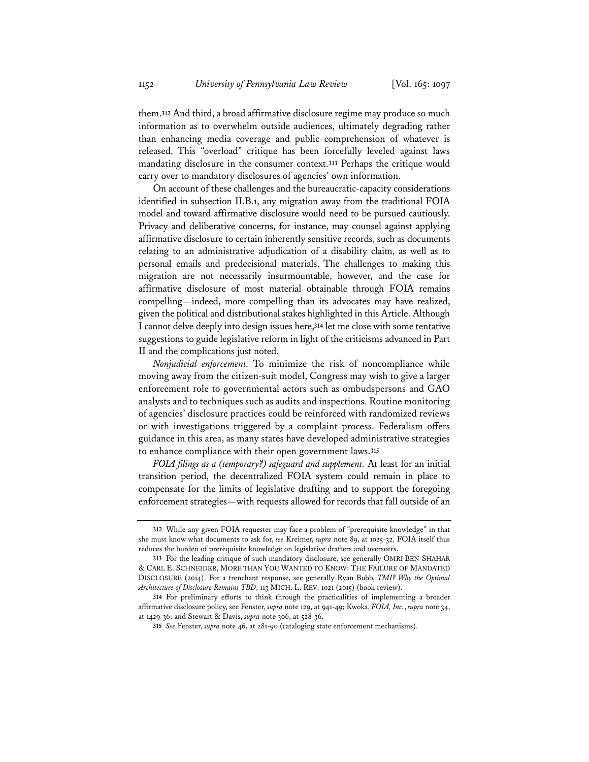them.[312] And third, a broad affirmative disclosure regime may produce so much information as to overwhelm outside audiences, ultimately degrading rather than enhancing media coverage and public comprehension of whatever is released. This "overload" critique has been forcefully leveled against laws mandating disclosure in the consumer context.[313] Perhaps the critique would carry over to mandatory disclosures of agencies' own information.

On account of these challenges and the bureaucratic-capacity considerations identified in subsection II.B.1, any migration away from the traditional FOIA model and toward affirmative disclosure would need to be pursued cautiously. Privacy and deliberative concerns, for instance, may counsel against applying affirmative disclosure to certain inherently sensitive records, such as documents relating to an administrative adjudication of a disability claim, as well as to personal emails and predecisional materials. The challenges to making this migration are not necessarily insurmountable, however, and the case for affirmative disclosure of most material obtainable through FOIA remains compelling—indeed, more compelling than its advocates may have realized, given the political and distributional stakes highlighted in this Article. Although I cannot delve deeply into design issues here,[314] let me close with some tentative suggestions to guide legislative reform in light of the criticisms advanced in Part II and the complications just noted.

*Nonjudicial enforcement.* To minimize the risk of noncompliance while moving away from the citizen-suit model, Congress may wish to give a larger enforcement role to governmental actors such as ombudspersons and GAO analysts and to techniques such as audits and inspections. Routine monitoring of agencies' disclosure practices could be reinforced with randomized reviews or with investigations triggered by a complaint process. Federalism offers guidance in this area, as many states have developed administrative strategies to enhance compliance with their open government laws.[315]

*FOIA filings as a (temporary?) safeguard and supplement.* At least for an initial transition period, the decentralized FOIA system could remain in place to compensate for the limits of legislative drafting and to support the foregoing enforcement strategies—with requests allowed for records that fall outside of an

---

312 While any given FOIA requester may face a problem of "prerequisite knowledge" in that she must know what documents to ask for, *see* Kreimer, *supra* note 89, at 1025-32, FOIA itself thus reduces the burden of prerequisite knowledge on legislative drafters and overseers.

313 For the leading critique of such mandatory disclosure, see generally OMRI BEN-SHAHAR & CARL E. SCHNEIDER, MORE THAN YOU WANTED TO KNOW: THE FAILURE OF MANDATED DISCLOSURE (2014). For a trenchant response, see generally Ryan Bubb, *TMI? Why the Optimal Architecture of Disclosure Remains TBD*, 113 MICH. L. REV. 1021 (2015) (book review).

314 For preliminary efforts to think through the practicalities of implementing a broader affirmative disclosure policy, see Fenster, *supra* note 129, at 941-49; Kwoka, *FOIA, Inc.*, *supra* note 34, at 1429-36; and Stewart & Davis, *supra* note 306, at 528-36.

315 *See* Fenster, *supra* note 46, at 281-90 (cataloging state enforcement mechanisms).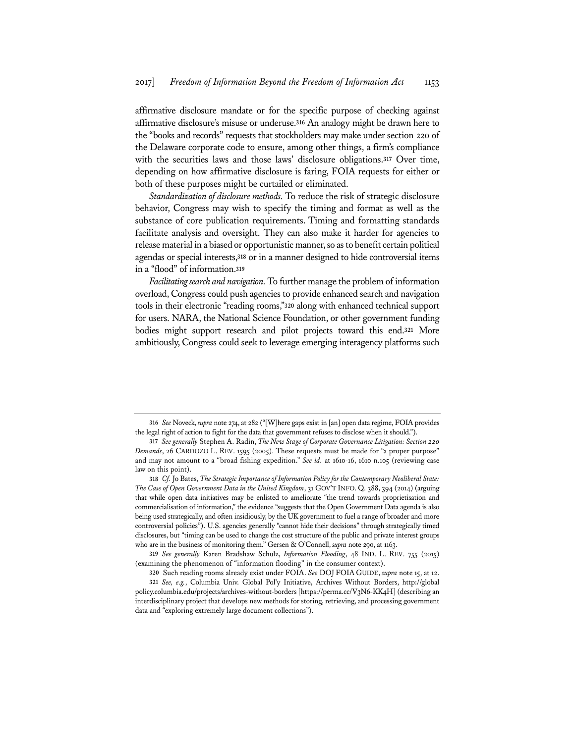affirmative disclosure mandate or for the specific purpose of checking against affirmative disclosure's misuse or underuse.[316] An analogy might be drawn here to the "books and records" requests that stockholders may make under section 220 of the Delaware corporate code to ensure, among other things, a firm's compliance with the securities laws and those laws' disclosure obligations.[317] Over time, depending on how affirmative disclosure is faring, FOIA requests for either or both of these purposes might be curtailed or eliminated.

*Standardization of disclosure methods.* To reduce the risk of strategic disclosure behavior, Congress may wish to specify the timing and format as well as the substance of core publication requirements. Timing and formatting standards facilitate analysis and oversight. They can also make it harder for agencies to release material in a biased or opportunistic manner, so as to benefit certain political agendas or special interests,[318] or in a manner designed to hide controversial items in a "flood" of information.[319]

*Facilitating search and navigation.* To further manage the problem of information overload, Congress could push agencies to provide enhanced search and navigation tools in their electronic "reading rooms,"[320] along with enhanced technical support for users. NARA, the National Science Foundation, or other government funding bodies might support research and pilot projects toward this end.[321] More ambitiously, Congress could seek to leverage emerging interagency platforms such

---

316 *See* Noveck, *supra* note 274, at 282 ("[W]here gaps exist in [an] open data regime, FOIA provides the legal right of action to fight for the data that government refuses to disclose when it should.").

317 *See generally* Stephen A. Radin, *The New Stage of Corporate Governance Litigation: Section 220 Demands*, 26 CARDOZO L. REV. 1595 (2005). These requests must be made for "a proper purpose" and may not amount to a "broad fishing expedition." *See id.* at 1610-16, 1610 n.105 (reviewing case law on this point).

318 *Cf.* Jo Bates, *The Strategic Importance of Information Policy for the Contemporary Neoliberal State: The Case of Open Government Data in the United Kingdom*, 31 GOV'T INFO. Q. 388, 394 (2014) (arguing that while open data initiatives may be enlisted to ameliorate "the trend towards proprietisation and commercialisation of information," the evidence "suggests that the Open Government Data agenda is also being used strategically, and often insidiously, by the UK government to fuel a range of broader and more controversial policies"). U.S. agencies generally "cannot hide their decisions" through strategically timed disclosures, but "timing can be used to change the cost structure of the public and private interest groups who are in the business of monitoring them." Gersen & O'Connell, *supra* note 290, at 1163.

319 *See generally* Karen Bradshaw Schulz, *Information Flooding*, 48 IND. L. REV. 755 (2015) (examining the phenomenon of "information flooding" in the consumer context).

320 Such reading rooms already exist under FOIA. *See* DOJ FOIA GUIDE, *supra* note 15, at 12.

321 *See, e.g.*, Columbia Univ. Global Pol'y Initiative, Archives Without Borders, http://globalpolicy.columbia.edu/projects/archives-without-borders [https://perma.cc/V3N6-KK4H] (describing an interdisciplinary project that develops new methods for storing, retrieving, and processing government data and "exploring extremely large document collections").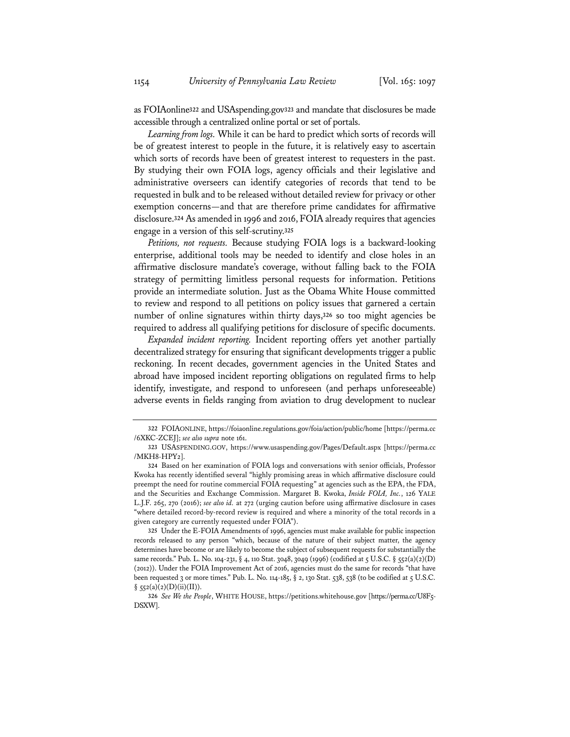as FOIAonline[322] and USAspending.gov[323] and mandate that disclosures be made accessible through a centralized online portal or set of portals.

*Learning from logs.* While it can be hard to predict which sorts of records will be of greatest interest to people in the future, it is relatively easy to ascertain which sorts of records have been of greatest interest to requesters in the past. By studying their own FOIA logs, agency officials and their legislative and administrative overseers can identify categories of records that tend to be requested in bulk and to be released without detailed review for privacy or other exemption concerns—and that are therefore prime candidates for affirmative disclosure.[324] As amended in 1996 and 2016, FOIA already requires that agencies engage in a version of this self-scrutiny.[325]

*Petitions, not requests.* Because studying FOIA logs is a backward-looking enterprise, additional tools may be needed to identify and close holes in an affirmative disclosure mandate's coverage, without falling back to the FOIA strategy of permitting limitless personal requests for information. Petitions provide an intermediate solution. Just as the Obama White House committed to review and respond to all petitions on policy issues that garnered a certain number of online signatures within thirty days,[326] so too might agencies be required to address all qualifying petitions for disclosure of specific documents.

*Expanded incident reporting.* Incident reporting offers yet another partially decentralized strategy for ensuring that significant developments trigger a public reckoning. In recent decades, government agencies in the United States and abroad have imposed incident reporting obligations on regulated firms to help identify, investigate, and respond to unforeseen (and perhaps unforeseeable) adverse events in fields ranging from aviation to drug development to nuclear

---

322 FOIAONLINE, https://foiaonline.regulations.gov/foia/action/public/home [https://perma.cc/6XKC-ZCEJ]; *see also supra* note 161.

323 USASPENDING.GOV, https://www.usaspending.gov/Pages/Default.aspx [https://perma.cc/MKH8-HPY2].

324 Based on her examination of FOIA logs and conversations with senior officials, Professor Kwoka has recently identified several "highly promising areas in which affirmative disclosure could preempt the need for routine commercial FOIA requesting" at agencies such as the EPA, the FDA, and the Securities and Exchange Commission. Margaret B. Kwoka, *Inside FOIA, Inc.*, 126 YALE L.J.F. 265, 270 (2016); *see also id.* at 272 (urging caution before using affirmative disclosure in cases "where detailed record-by-record review is required and where a minority of the total records in a given category are currently requested under FOIA").

325 Under the E-FOIA Amendments of 1996, agencies must make available for public inspection records released to any person "which, because of the nature of their subject matter, the agency determines have become or are likely to become the subject of subsequent requests for substantially the same records." Pub. L. No. 104-231, § 4, 110 Stat. 3048, 3049 (1996) (codified at 5 U.S.C. § 552(a)(2)(D) (2012)). Under the FOIA Improvement Act of 2016, agencies must do the same for records "that have been requested 3 or more times." Pub. L. No. 114-185, § 2, 130 Stat. 538, 538 (to be codified at 5 U.S.C. § 552(a)(2)(D)(ii)(II)).

326 *See We the People*, WHITE HOUSE, https://petitions.whitehouse.gov [https://perma.cc/U8F5-DSXW].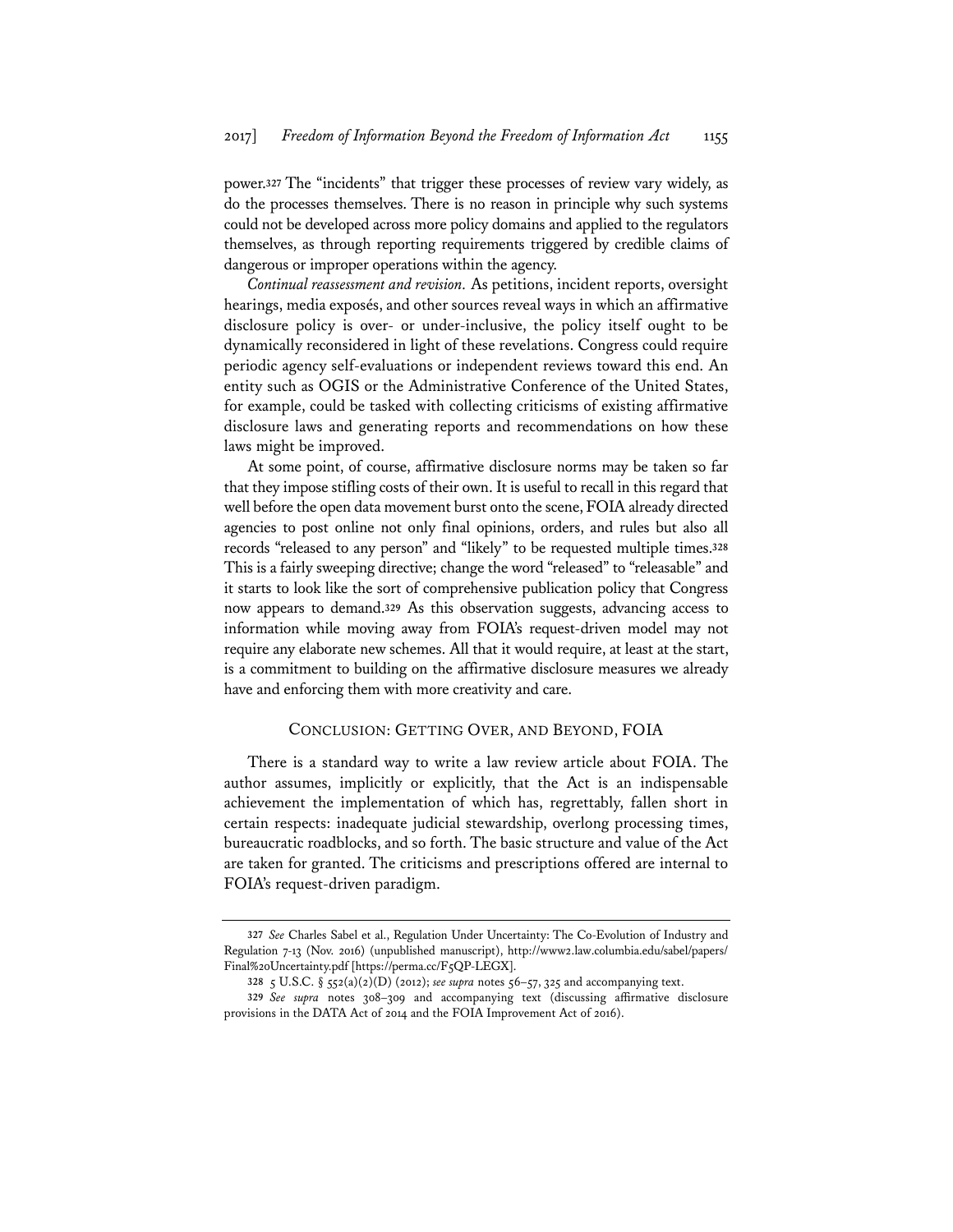power.[327] The "incidents" that trigger these processes of review vary widely, as do the processes themselves. There is no reason in principle why such systems could not be developed across more policy domains and applied to the regulators themselves, as through reporting requirements triggered by credible claims of dangerous or improper operations within the agency.

*Continual reassessment and revision.* As petitions, incident reports, oversight hearings, media exposés, and other sources reveal ways in which an affirmative disclosure policy is over- or under-inclusive, the policy itself ought to be dynamically reconsidered in light of these revelations. Congress could require periodic agency self-evaluations or independent reviews toward this end. An entity such as OGIS or the Administrative Conference of the United States, for example, could be tasked with collecting criticisms of existing affirmative disclosure laws and generating reports and recommendations on how these laws might be improved.

At some point, of course, affirmative disclosure norms may be taken so far that they impose stifling costs of their own. It is useful to recall in this regard that well before the open data movement burst onto the scene, FOIA already directed agencies to post online not only final opinions, orders, and rules but also all records "released to any person" and "likely" to be requested multiple times.[328] This is a fairly sweeping directive; change the word "released" to "releasable" and it starts to look like the sort of comprehensive publication policy that Congress now appears to demand.[329] As this observation suggests, advancing access to information while moving away from FOIA's request-driven model may not require any elaborate new schemes. All that it would require, at least at the start, is a commitment to building on the affirmative disclosure measures we already have and enforcing them with more creativity and care.

## CONCLUSION: GETTING OVER, AND BEYOND, FOIA

There is a standard way to write a law review article about FOIA. The author assumes, implicitly or explicitly, that the Act is an indispensable achievement the implementation of which has, regrettably, fallen short in certain respects: inadequate judicial stewardship, overlong processing times, bureaucratic roadblocks, and so forth. The basic structure and value of the Act are taken for granted. The criticisms and prescriptions offered are internal to FOIA's request-driven paradigm.

---

327 *See* Charles Sabel et al., Regulation Under Uncertainty: The Co-Evolution of Industry and Regulation 7-13 (Nov. 2016) (unpublished manuscript), http://www2.law.columbia.edu/sabel/papers/Final%20Uncertainty.pdf [https://perma.cc/F5QP-LEGX].

328 5 U.S.C. § 552(a)(2)(D) (2012); *see supra* notes 56–57, 325 and accompanying text.

329 *See supra* notes 308–309 and accompanying text (discussing affirmative disclosure provisions in the DATA Act of 2014 and the FOIA Improvement Act of 2016).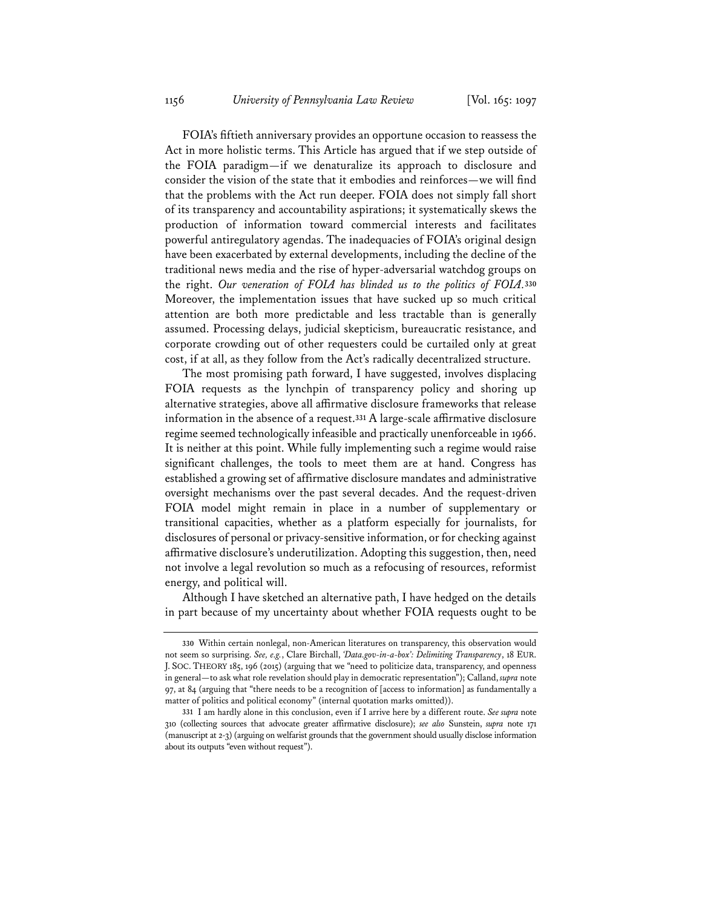FOIA's fiftieth anniversary provides an opportune occasion to reassess the Act in more holistic terms. This Article has argued that if we step outside of the FOIA paradigm—if we denaturalize its approach to disclosure and consider the vision of the state that it embodies and reinforces—we will find that the problems with the Act run deeper. FOIA does not simply fall short of its transparency and accountability aspirations; it systematically skews the production of information toward commercial interests and facilitates powerful antiregulatory agendas. The inadequacies of FOIA's original design have been exacerbated by external developments, including the decline of the traditional news media and the rise of hyper-adversarial watchdog groups on the right. *Our veneration of FOIA has blinded us to the politics of FOIA.*[330] Moreover, the implementation issues that have sucked up so much critical attention are both more predictable and less tractable than is generally assumed. Processing delays, judicial skepticism, bureaucratic resistance, and corporate crowding out of other requesters could be curtailed only at great cost, if at all, as they follow from the Act's radically decentralized structure.

The most promising path forward, I have suggested, involves displacing FOIA requests as the lynchpin of transparency policy and shoring up alternative strategies, above all affirmative disclosure frameworks that release information in the absence of a request.[331] A large-scale affirmative disclosure regime seemed technologically infeasible and practically unenforceable in 1966. It is neither at this point. While fully implementing such a regime would raise significant challenges, the tools to meet them are at hand. Congress has established a growing set of affirmative disclosure mandates and administrative oversight mechanisms over the past several decades. And the request-driven FOIA model might remain in place in a number of supplementary or transitional capacities, whether as a platform especially for journalists, for disclosures of personal or privacy-sensitive information, or for checking against affirmative disclosure's underutilization. Adopting this suggestion, then, need not involve a legal revolution so much as a refocusing of resources, reformist energy, and political will.

Although I have sketched an alternative path, I have hedged on the details in part because of my uncertainty about whether FOIA requests ought to be

---

330 Within certain nonlegal, non-American literatures on transparency, this observation would not seem so surprising. *See, e.g.*, Clare Birchall, *'Data.gov-in-a-box': Delimiting Transparency*, 18 EUR. J. SOC. THEORY 185, 196 (2015) (arguing that we "need to politicize data, transparency, and openness in general—to ask what role revelation should play in democratic representation"); Calland, *supra* note 97, at 84 (arguing that "there needs to be a recognition of [access to information] as fundamentally a matter of politics and political economy" (internal quotation marks omitted)).

331 I am hardly alone in this conclusion, even if I arrive here by a different route. *See supra* note 310 (collecting sources that advocate greater affirmative disclosure); *see also* Sunstein, *supra* note 171 (manuscript at 2-3) (arguing on welfarist grounds that the government should usually disclose information about its outputs "even without request").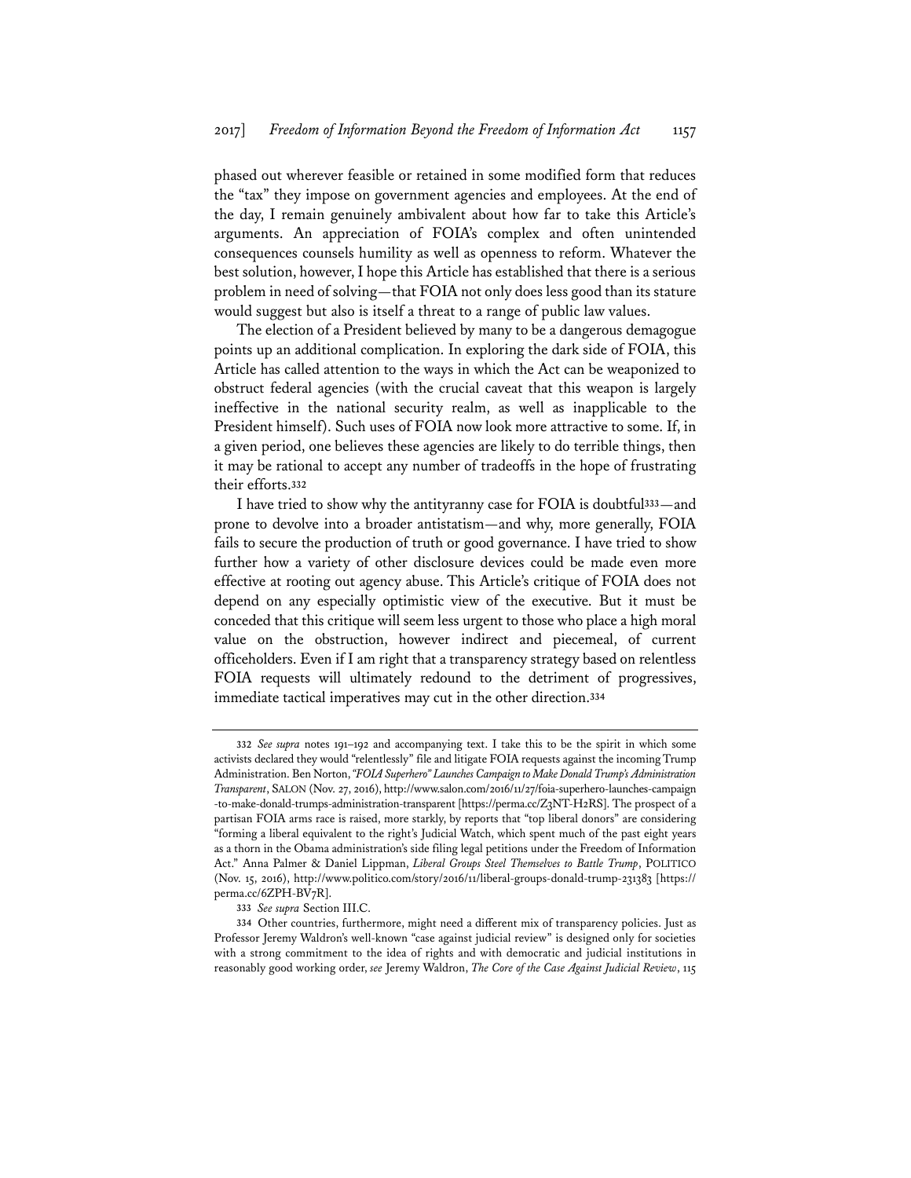phased out wherever feasible or retained in some modified form that reduces the "tax" they impose on government agencies and employees. At the end of the day, I remain genuinely ambivalent about how far to take this Article's arguments. An appreciation of FOIA's complex and often unintended consequences counsels humility as well as openness to reform. Whatever the best solution, however, I hope this Article has established that there is a serious problem in need of solving—that FOIA not only does less good than its stature would suggest but also is itself a threat to a range of public law values.

The election of a President believed by many to be a dangerous demagogue points up an additional complication. In exploring the dark side of FOIA, this Article has called attention to the ways in which the Act can be weaponized to obstruct federal agencies (with the crucial caveat that this weapon is largely ineffective in the national security realm, as well as inapplicable to the President himself). Such uses of FOIA now look more attractive to some. If, in a given period, one believes these agencies are likely to do terrible things, then it may be rational to accept any number of tradeoffs in the hope of frustrating their efforts.[332]

I have tried to show why the antityranny case for FOIA is doubtful[333]—and prone to devolve into a broader antistatism—and why, more generally, FOIA fails to secure the production of truth or good governance. I have tried to show further how a variety of other disclosure devices could be made even more effective at rooting out agency abuse. This Article's critique of FOIA does not depend on any especially optimistic view of the executive. But it must be conceded that this critique will seem less urgent to those who place a high moral value on the obstruction, however indirect and piecemeal, of current officeholders. Even if I am right that a transparency strategy based on relentless FOIA requests will ultimately redound to the detriment of progressives, immediate tactical imperatives may cut in the other direction.[334]

---

332 *See supra* notes 191–192 and accompanying text. I take this to be the spirit in which some activists declared they would "relentlessly" file and litigate FOIA requests against the incoming Trump Administration. Ben Norton, *"FOIA Superhero" Launches Campaign to Make Donald Trump's Administration Transparent*, SALON (Nov. 27, 2016), http://www.salon.com/2016/11/27/foia-superhero-launches-campaign-to-make-donald-trumps-administration-transparent [https://perma.cc/Z3NT-H2RS]. The prospect of a partisan FOIA arms race is raised, more starkly, by reports that "top liberal donors" are considering "forming a liberal equivalent to the right's Judicial Watch, which spent much of the past eight years as a thorn in the Obama administration's side filing legal petitions under the Freedom of Information Act." Anna Palmer & Daniel Lippman, *Liberal Groups Steel Themselves to Battle Trump*, POLITICO (Nov. 15, 2016), http://www.politico.com/story/2016/11/liberal-groups-donald-trump-231383 [https://perma.cc/6ZPH-BV7R].

333 *See supra* Section III.C.

334 Other countries, furthermore, might need a different mix of transparency policies. Just as Professor Jeremy Waldron's well-known "case against judicial review" is designed only for societies with a strong commitment to the idea of rights and with democratic and judicial institutions in reasonably good working order, *see* Jeremy Waldron, *The Core of the Case Against Judicial Review*, 115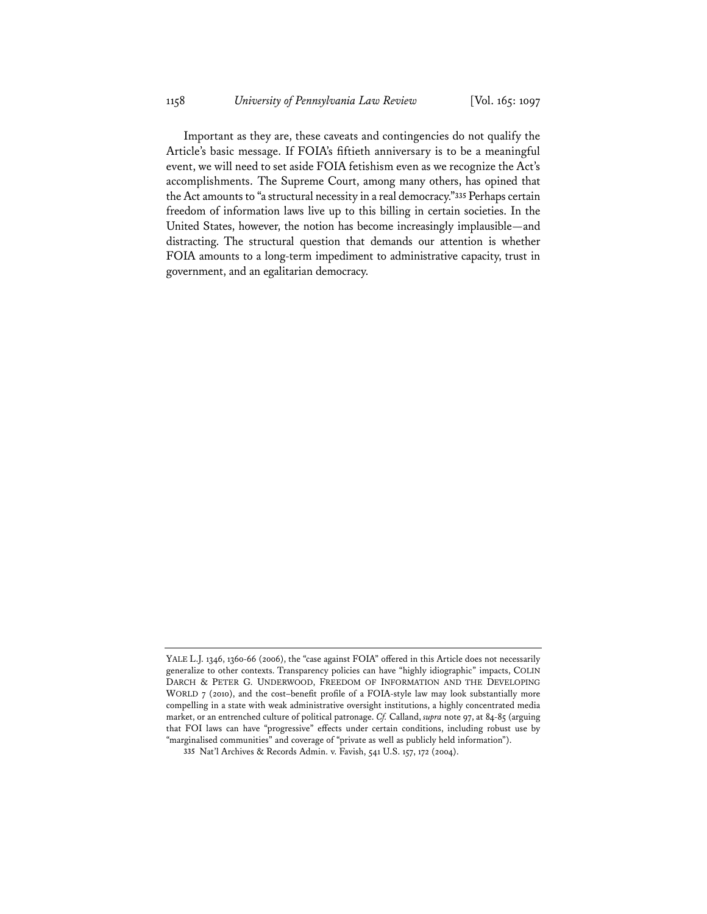Important as they are, these caveats and contingencies do not qualify the Article's basic message. If FOIA's fiftieth anniversary is to be a meaningful event, we will need to set aside FOIA fetishism even as we recognize the Act's accomplishments. The Supreme Court, among many others, has opined that the Act amounts to "a structural necessity in a real democracy."[335] Perhaps certain freedom of information laws live up to this billing in certain societies. In the United States, however, the notion has become increasingly implausible—and distracting. The structural question that demands our attention is whether FOIA amounts to a long-term impediment to administrative capacity, trust in government, and an egalitarian democracy.

---

YALE L.J. 1346, 1360-66 (2006), the "case against FOIA" offered in this Article does not necessarily generalize to other contexts. Transparency policies can have "highly idiographic" impacts, COLIN DARCH & PETER G. UNDERWOOD, FREEDOM OF INFORMATION AND THE DEVELOPING WORLD 7 (2010), and the cost–benefit profile of a FOIA-style law may look substantially more compelling in a state with weak administrative oversight institutions, a highly concentrated media market, or an entrenched culture of political patronage. *Cf.* Calland, *supra* note 97, at 84-85 (arguing that FOI laws can have "progressive" effects under certain conditions, including robust use by "marginalised communities" and coverage of "private as well as publicly held information").

335 Nat'l Archives & Records Admin. v. Favish, 541 U.S. 157, 172 (2004).